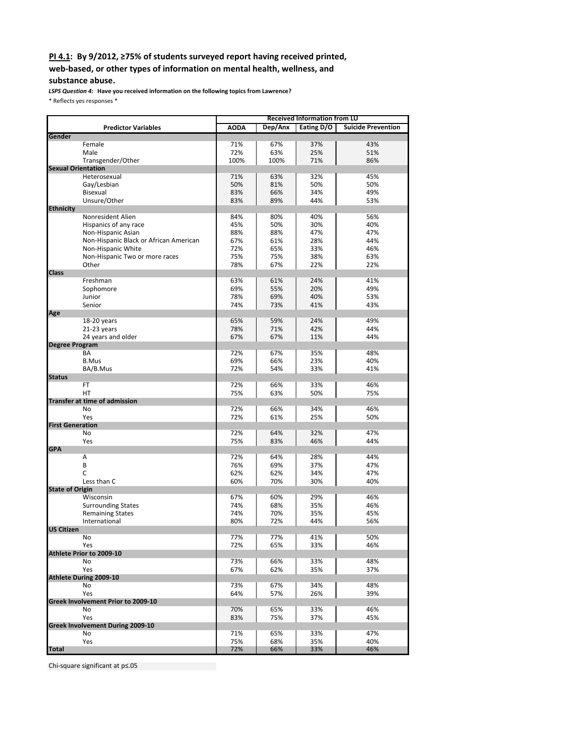**PI 4.1: By 9/2012, ≥75% of students surveyed report having received printed, web-based, or other types of information on mental health, wellness, and substance abuse.**

*LSPS Question 4:* **Have you received information on the following topics from Lawrence?**

\* Reflects yes responses \*

| | Received Information from LU | | | |
|---|---|---|---|---|
| **Predictor Variables** | **AODA** | **Dep/Anx** | **Eating D/O** | **Suicide Prevention** |
| **Gender** | | | | |
| Female | 71% | 67% | 37% | 43% |
| Male | 72% | 63% | 25% | 51% |
| Transgender/Other | 100% | 100% | 71% | 86% |
| **Sexual Orientation** | | | | |
| Heterosexual | 71% | 63% | 32% | 45% |
| Gay/Lesbian | 50% | 81% | 50% | 50% |
| Bisexual | 83% | 66% | 34% | 49% |
| Unsure/Other | 83% | 89% | 44% | 53% |
| **Ethnicity** | | | | |
| Nonresident Alien | 84% | 80% | 40% | 56% |
| Hispanics of any race | 45% | 50% | 30% | 40% |
| Non-Hispanic Asian | 88% | 88% | 47% | 47% |
| Non-Hispanic Black or African American | 67% | 61% | 28% | 44% |
| Non-Hispanic White | 72% | 65% | 33% | 46% |
| Non-Hispanic Two or more races | 75% | 75% | 38% | 63% |
| Other | 78% | 67% | 22% | 22% |
| **Class** | | | | |
| Freshman | 63% | 61% | 24% | 41% |
| Sophomore | 69% | 55% | 20% | 49% |
| Junior | 78% | 69% | 40% | 53% |
| Senior | 74% | 73% | 41% | 43% |
| **Age** | | | | |
| 18-20 years | 65% | 59% | 24% | 49% |
| 21-23 years | 78% | 71% | 42% | 44% |
| 24 years and older | 67% | 67% | 11% | 44% |
| **Degree Program** | | | | |
| BA | 72% | 67% | 35% | 48% |
| B.Mus | 69% | 66% | 23% | 40% |
| BA/B.Mus | 72% | 54% | 33% | 41% |
| **Status** | | | | |
| FT | 72% | 66% | 33% | 46% |
| HT | 75% | 63% | 50% | 75% |
| **Transfer at time of admission** | | | | |
| No | 72% | 66% | 34% | 46% |
| Yes | 72% | 61% | 25% | 50% |
| **First Generation** | | | | |
| No | 72% | 64% | 32% | 47% |
| Yes | 75% | 83% | 46% | 44% |
| **GPA** | | | | |
| A | 72% | 64% | 28% | 44% |
| B | 76% | 69% | 37% | 47% |
| C | 62% | 62% | 34% | 47% |
| Less than C | 60% | 70% | 30% | 40% |
| **State of Origin** | | | | |
| Wisconsin | 67% | 60% | 29% | 46% |
| Surrounding States | 74% | 68% | 35% | 46% |
| Remaining States | 74% | 70% | 35% | 45% |
| International | 80% | 72% | 44% | 56% |
| **US Citizen** | | | | |
| No | 77% | 77% | 41% | 50% |
| Yes | 72% | 65% | 33% | 46% |
| **Athlete Prior to 2009-10** | | | | |
| No | 73% | 66% | 33% | 48% |
| Yes | 67% | 62% | 35% | 37% |
| **Athlete During 2009-10** | | | | |
| No | 73% | 67% | 34% | 48% |
| Yes | 64% | 57% | 26% | 39% |
| **Greek Involvement Prior to 2009-10** | | | | |
| No | 70% | 65% | 33% | 46% |
| Yes | 83% | 75% | 37% | 45% |
| **Greek Involvement During 2009-10** | | | | |
| No | 71% | 65% | 33% | 47% |
| Yes | 75% | 68% | 35% | 40% |
| **Total** | 72% | 66% | 33% | 46% |

Chi-square significant at p≤.05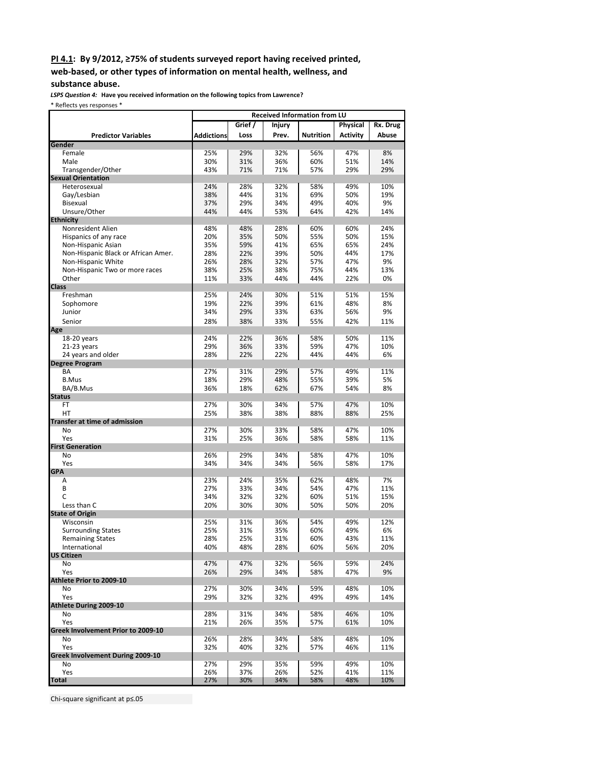**PI 4.1: By 9/2012, ≥75% of students surveyed report having received printed, web-based, or other types of information on mental health, wellness, and substance abuse.**

***LSPS Question 4:* Have you received information on the following topics from Lawrence?**

\* Reflects yes responses \*

| | Received Information from LU | | | | | |
|---|---|---|---|---|---|---|
| **Predictor Variables** | **Addictions** | **Grief / Loss** | **Injury Prev.** | **Nutrition** | **Physical Activity** | **Rx. Drug Abuse** |
| **Gender** | | | | | | |
| Female | 25% | 29% | 32% | 56% | 47% | 8% |
| Male | 30% | 31% | 36% | 60% | 51% | 14% |
| Transgender/Other | 43% | 71% | 71% | 57% | 29% | 29% |
| **Sexual Orientation** | | | | | | |
| Heterosexual | 24% | 28% | 32% | 58% | 49% | 10% |
| Gay/Lesbian | 38% | 44% | 31% | 69% | 50% | 19% |
| Bisexual | 37% | 29% | 34% | 49% | 40% | 9% |
| Unsure/Other | 44% | 44% | 53% | 64% | 42% | 14% |
| **Ethnicity** | | | | | | |
| Nonresident Alien | 48% | 48% | 28% | 60% | 60% | 24% |
| Hispanics of any race | 20% | 35% | 50% | 55% | 50% | 15% |
| Non-Hispanic Asian | 35% | 59% | 41% | 65% | 65% | 24% |
| Non-Hispanic Black or African Amer. | 28% | 22% | 39% | 50% | 44% | 17% |
| Non-Hispanic White | 26% | 28% | 32% | 57% | 47% | 9% |
| Non-Hispanic Two or more races | 38% | 25% | 38% | 75% | 44% | 13% |
| Other | 11% | 33% | 44% | 44% | 22% | 0% |
| **Class** | | | | | | |
| Freshman | 25% | 24% | 30% | 51% | 51% | 15% |
| Sophomore | 19% | 22% | 39% | 61% | 48% | 8% |
| Junior | 34% | 29% | 33% | 63% | 56% | 9% |
| Senior | 28% | 38% | 33% | 55% | 42% | 11% |
| **Age** | | | | | | |
| 18-20 years | 24% | 22% | 36% | 58% | 50% | 11% |
| 21-23 years | 29% | 36% | 33% | 59% | 47% | 10% |
| 24 years and older | 28% | 22% | 22% | 44% | 44% | 6% |
| **Degree Program** | | | | | | |
| BA | 27% | 31% | 29% | 57% | 49% | 11% |
| B.Mus | 18% | 29% | 48% | 55% | 39% | 5% |
| BA/B.Mus | 36% | 18% | 62% | 67% | 54% | 8% |
| **Status** | | | | | | |
| FT | 27% | 30% | 34% | 57% | 47% | 10% |
| HT | 25% | 38% | 38% | 88% | 88% | 25% |
| **Transfer at time of admission** | | | | | | |
| No | 27% | 30% | 33% | 58% | 47% | 10% |
| Yes | 31% | 25% | 36% | 58% | 58% | 11% |
| **First Generation** | | | | | | |
| No | 26% | 29% | 34% | 58% | 47% | 10% |
| Yes | 34% | 34% | 34% | 56% | 58% | 17% |
| **GPA** | | | | | | |
| A | 23% | 24% | 35% | 62% | 48% | 7% |
| B | 27% | 33% | 34% | 54% | 47% | 11% |
| C | 34% | 32% | 32% | 60% | 51% | 15% |
| Less than C | 20% | 30% | 30% | 50% | 50% | 20% |
| **State of Origin** | | | | | | |
| Wisconsin | 25% | 31% | 36% | 54% | 49% | 12% |
| Surrounding States | 25% | 31% | 35% | 60% | 49% | 6% |
| Remaining States | 28% | 25% | 31% | 60% | 43% | 11% |
| International | 40% | 48% | 28% | 60% | 56% | 20% |
| **US Citizen** | | | | | | |
| No | 47% | 47% | 32% | 56% | 59% | 24% |
| Yes | 26% | 29% | 34% | 58% | 47% | 9% |
| **Athlete Prior to 2009-10** | | | | | | |
| No | 27% | 30% | 34% | 59% | 48% | 10% |
| Yes | 29% | 32% | 32% | 49% | 49% | 14% |
| **Athlete During 2009-10** | | | | | | |
| No | 28% | 31% | 34% | 58% | 46% | 10% |
| Yes | 21% | 26% | 35% | 57% | 61% | 10% |
| **Greek Involvement Prior to 2009-10** | | | | | | |
| No | 26% | 28% | 34% | 58% | 48% | 10% |
| Yes | 32% | 40% | 32% | 57% | 46% | 11% |
| **Greek Involvement During 2009-10** | | | | | | |
| No | 27% | 29% | 35% | 59% | 49% | 10% |
| Yes | 26% | 37% | 26% | 52% | 41% | 11% |
| **Total** | 27% | 30% | 34% | 58% | 48% | 10% |

Chi-square significant at p≤.05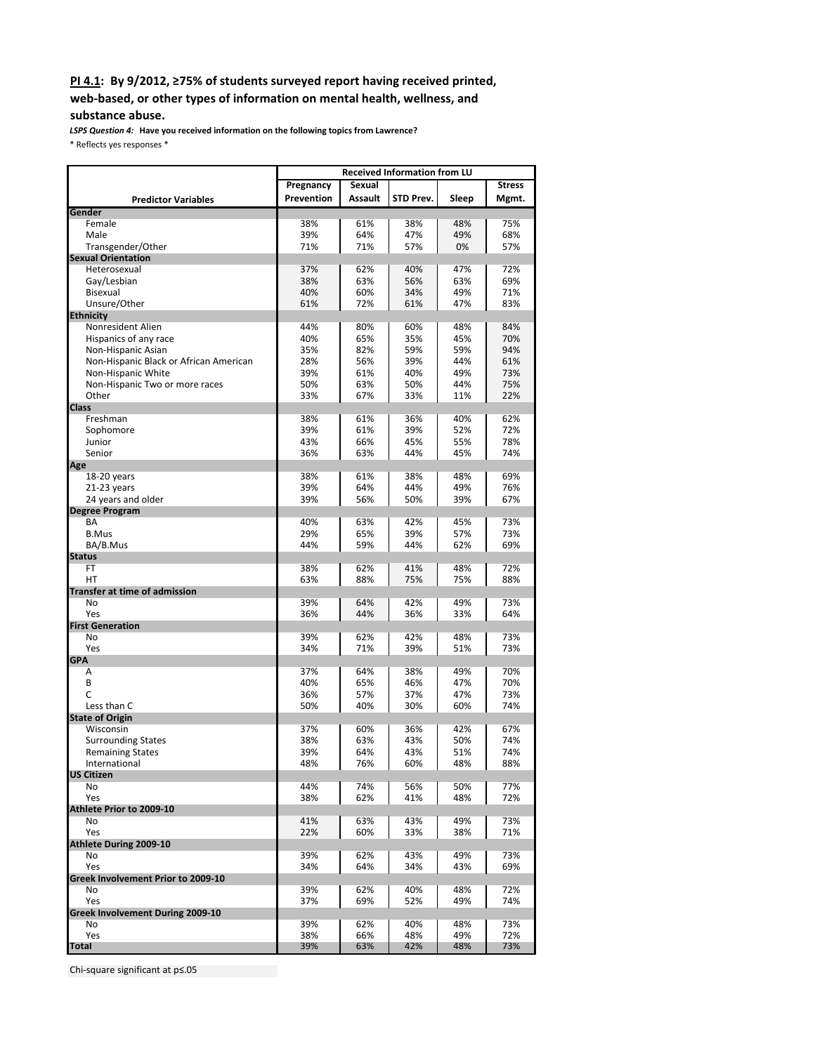**PI 4.1: By 9/2012, ≥75% of students surveyed report having received printed, web-based, or other types of information on mental health, wellness, and substance abuse.**

***LSPS Question 4:* Have you received information on the following topics from Lawrence?**

* Reflects yes responses *

| | Received Information from LU | | | | |
|---|---|---|---|---|---|
| **Predictor Variables** | **Pregnancy Prevention** | **Sexual Assault** | **STD Prev.** | **Sleep** | **Stress Mgmt.** |
| **Gender** | | | | | |
| Female | 38% | 61% | 38% | 48% | 75% |
| Male | 39% | 64% | 47% | 49% | 68% |
| Transgender/Other | 71% | 71% | 57% | 0% | 57% |
| **Sexual Orientation** | | | | | |
| Heterosexual | 37% | 62% | 40% | 47% | 72% |
| Gay/Lesbian | 38% | 63% | 56% | 63% | 69% |
| Bisexual | 40% | 60% | 34% | 49% | 71% |
| Unsure/Other | 61% | 72% | 61% | 47% | 83% |
| **Ethnicity** | | | | | |
| Nonresident Alien | 44% | 80% | 60% | 48% | 84% |
| Hispanics of any race | 40% | 65% | 35% | 45% | 70% |
| Non-Hispanic Asian | 35% | 82% | 59% | 59% | 94% |
| Non-Hispanic Black or African American | 28% | 56% | 39% | 44% | 61% |
| Non-Hispanic White | 39% | 61% | 40% | 49% | 73% |
| Non-Hispanic Two or more races | 50% | 63% | 50% | 44% | 75% |
| Other | 33% | 67% | 33% | 11% | 22% |
| **Class** | | | | | |
| Freshman | 38% | 61% | 36% | 40% | 62% |
| Sophomore | 39% | 61% | 39% | 52% | 72% |
| Junior | 43% | 66% | 45% | 55% | 78% |
| Senior | 36% | 63% | 44% | 45% | 74% |
| **Age** | | | | | |
| 18-20 years | 38% | 61% | 38% | 48% | 69% |
| 21-23 years | 39% | 64% | 44% | 49% | 76% |
| 24 years and older | 39% | 56% | 50% | 39% | 67% |
| **Degree Program** | | | | | |
| BA | 40% | 63% | 42% | 45% | 73% |
| B.Mus | 29% | 65% | 39% | 57% | 73% |
| BA/B.Mus | 44% | 59% | 44% | 62% | 69% |
| **Status** | | | | | |
| FT | 38% | 62% | 41% | 48% | 72% |
| HT | 63% | 88% | 75% | 75% | 88% |
| **Transfer at time of admission** | | | | | |
| No | 39% | 64% | 42% | 49% | 73% |
| Yes | 36% | 44% | 36% | 33% | 64% |
| **First Generation** | | | | | |
| No | 39% | 62% | 42% | 48% | 73% |
| Yes | 34% | 71% | 39% | 51% | 73% |
| **GPA** | | | | | |
| A | 37% | 64% | 38% | 49% | 70% |
| B | 40% | 65% | 46% | 47% | 70% |
| C | 36% | 57% | 37% | 47% | 73% |
| Less than C | 50% | 40% | 30% | 60% | 74% |
| **State of Origin** | | | | | |
| Wisconsin | 37% | 60% | 36% | 42% | 67% |
| Surrounding States | 38% | 63% | 43% | 50% | 74% |
| Remaining States | 39% | 64% | 43% | 51% | 74% |
| International | 48% | 76% | 60% | 48% | 88% |
| **US Citizen** | | | | | |
| No | 44% | 74% | 56% | 50% | 77% |
| Yes | 38% | 62% | 41% | 48% | 72% |
| **Athlete Prior to 2009-10** | | | | | |
| No | 41% | 63% | 43% | 49% | 73% |
| Yes | 22% | 60% | 33% | 38% | 71% |
| **Athlete During 2009-10** | | | | | |
| No | 39% | 62% | 43% | 49% | 73% |
| Yes | 34% | 64% | 34% | 43% | 69% |
| **Greek Involvement Prior to 2009-10** | | | | | |
| No | 39% | 62% | 40% | 48% | 72% |
| Yes | 37% | 69% | 52% | 49% | 74% |
| **Greek Involvement During 2009-10** | | | | | |
| No | 39% | 62% | 40% | 48% | 73% |
| Yes | 38% | 66% | 48% | 49% | 72% |
| **Total** | 39% | 63% | 42% | 48% | 73% |

Chi-square significant at p≤.05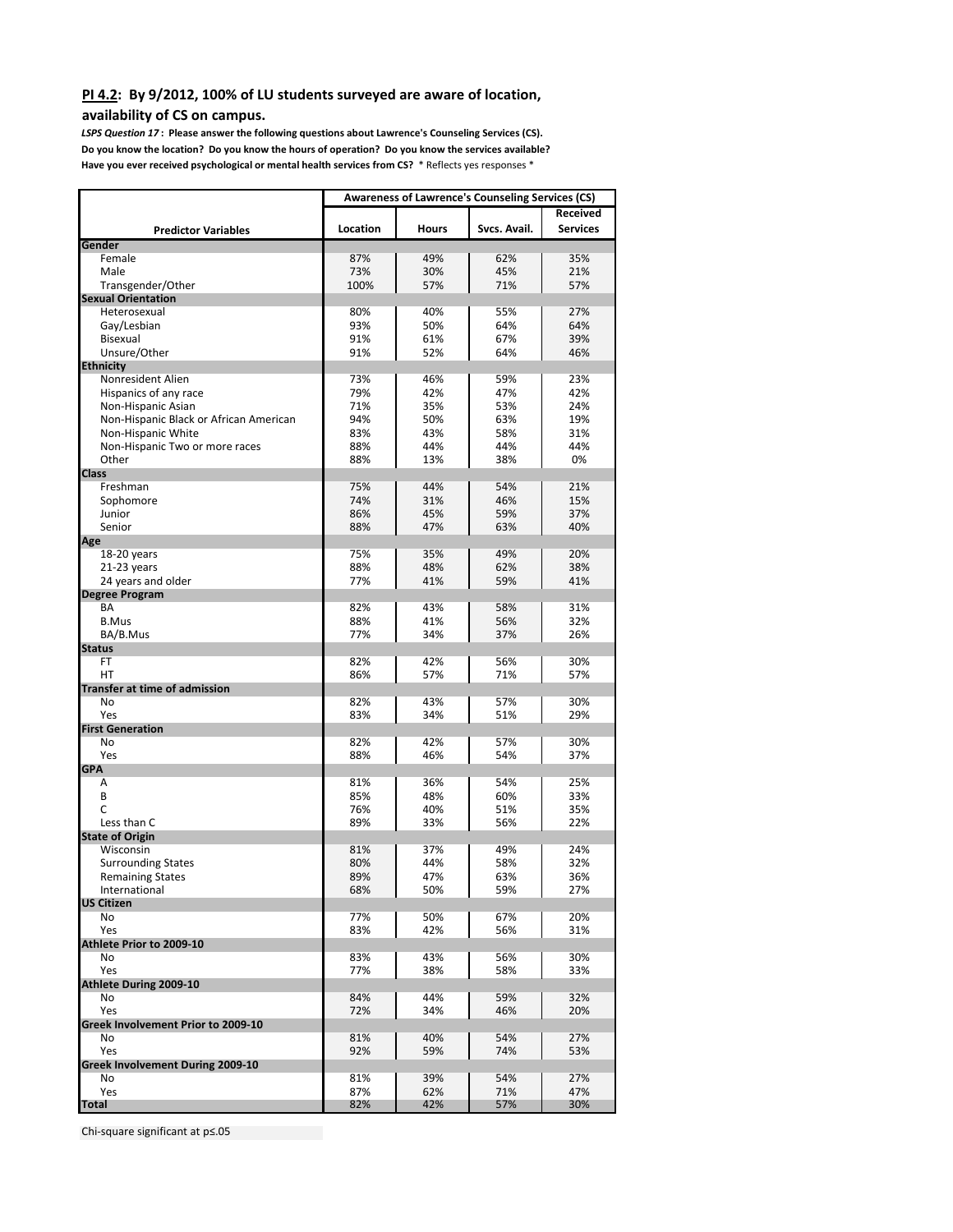**PI 4.2: By 9/2012, 100% of LU students surveyed are aware of location, availability of CS on campus.**

***LSPS Question 17* : Please answer the following questions about Lawrence's Counseling Services (CS). Do you know the location? Do you know the hours of operation? Do you know the services available? Have you ever received psychological or mental health services from CS?** * Reflects yes responses *

| | Awareness of Lawrence's Counseling Services (CS) | | | |
|---|---|---|---|---|
| **Predictor Variables** | **Location** | **Hours** | **Svcs. Avail.** | **Received Services** |
| **Gender** | | | | |
| Female | 87% | 49% | 62% | 35% |
| Male | 73% | 30% | 45% | 21% |
| Transgender/Other | 100% | 57% | 71% | 57% |
| **Sexual Orientation** | | | | |
| Heterosexual | 80% | 40% | 55% | 27% |
| Gay/Lesbian | 93% | 50% | 64% | 64% |
| Bisexual | 91% | 61% | 67% | 39% |
| Unsure/Other | 91% | 52% | 64% | 46% |
| **Ethnicity** | | | | |
| Nonresident Alien | 73% | 46% | 59% | 23% |
| Hispanics of any race | 79% | 42% | 47% | 42% |
| Non-Hispanic Asian | 71% | 35% | 53% | 24% |
| Non-Hispanic Black or African American | 94% | 50% | 63% | 19% |
| Non-Hispanic White | 83% | 43% | 58% | 31% |
| Non-Hispanic Two or more races | 88% | 44% | 44% | 44% |
| Other | 88% | 13% | 38% | 0% |
| **Class** | | | | |
| Freshman | 75% | 44% | 54% | 21% |
| Sophomore | 74% | 31% | 46% | 15% |
| Junior | 86% | 45% | 59% | 37% |
| Senior | 88% | 47% | 63% | 40% |
| **Age** | | | | |
| 18-20 years | 75% | 35% | 49% | 20% |
| 21-23 years | 88% | 48% | 62% | 38% |
| 24 years and older | 77% | 41% | 59% | 41% |
| **Degree Program** | | | | |
| BA | 82% | 43% | 58% | 31% |
| B.Mus | 88% | 41% | 56% | 32% |
| BA/B.Mus | 77% | 34% | 37% | 26% |
| **Status** | | | | |
| FT | 82% | 42% | 56% | 30% |
| HT | 86% | 57% | 71% | 57% |
| **Transfer at time of admission** | | | | |
| No | 82% | 43% | 57% | 30% |
| Yes | 83% | 34% | 51% | 29% |
| **First Generation** | | | | |
| No | 82% | 42% | 57% | 30% |
| Yes | 88% | 46% | 54% | 37% |
| **GPA** | | | | |
| A | 81% | 36% | 54% | 25% |
| B | 85% | 48% | 60% | 33% |
| C | 76% | 40% | 51% | 35% |
| Less than C | 89% | 33% | 56% | 22% |
| **State of Origin** | | | | |
| Wisconsin | 81% | 37% | 49% | 24% |
| Surrounding States | 80% | 44% | 58% | 32% |
| Remaining States | 89% | 47% | 63% | 36% |
| International | 68% | 50% | 59% | 27% |
| **US Citizen** | | | | |
| No | 77% | 50% | 67% | 20% |
| Yes | 83% | 42% | 56% | 31% |
| **Athlete Prior to 2009-10** | | | | |
| No | 83% | 43% | 56% | 30% |
| Yes | 77% | 38% | 58% | 33% |
| **Athlete During 2009-10** | | | | |
| No | 84% | 44% | 59% | 32% |
| Yes | 72% | 34% | 46% | 20% |
| **Greek Involvement Prior to 2009-10** | | | | |
| No | 81% | 40% | 54% | 27% |
| Yes | 92% | 59% | 74% | 53% |
| **Greek Involvement During 2009-10** | | | | |
| No | 81% | 39% | 54% | 27% |
| Yes | 87% | 62% | 71% | 47% |
| **Total** | 82% | 42% | 57% | 30% |

Chi-square significant at $p \leq .05$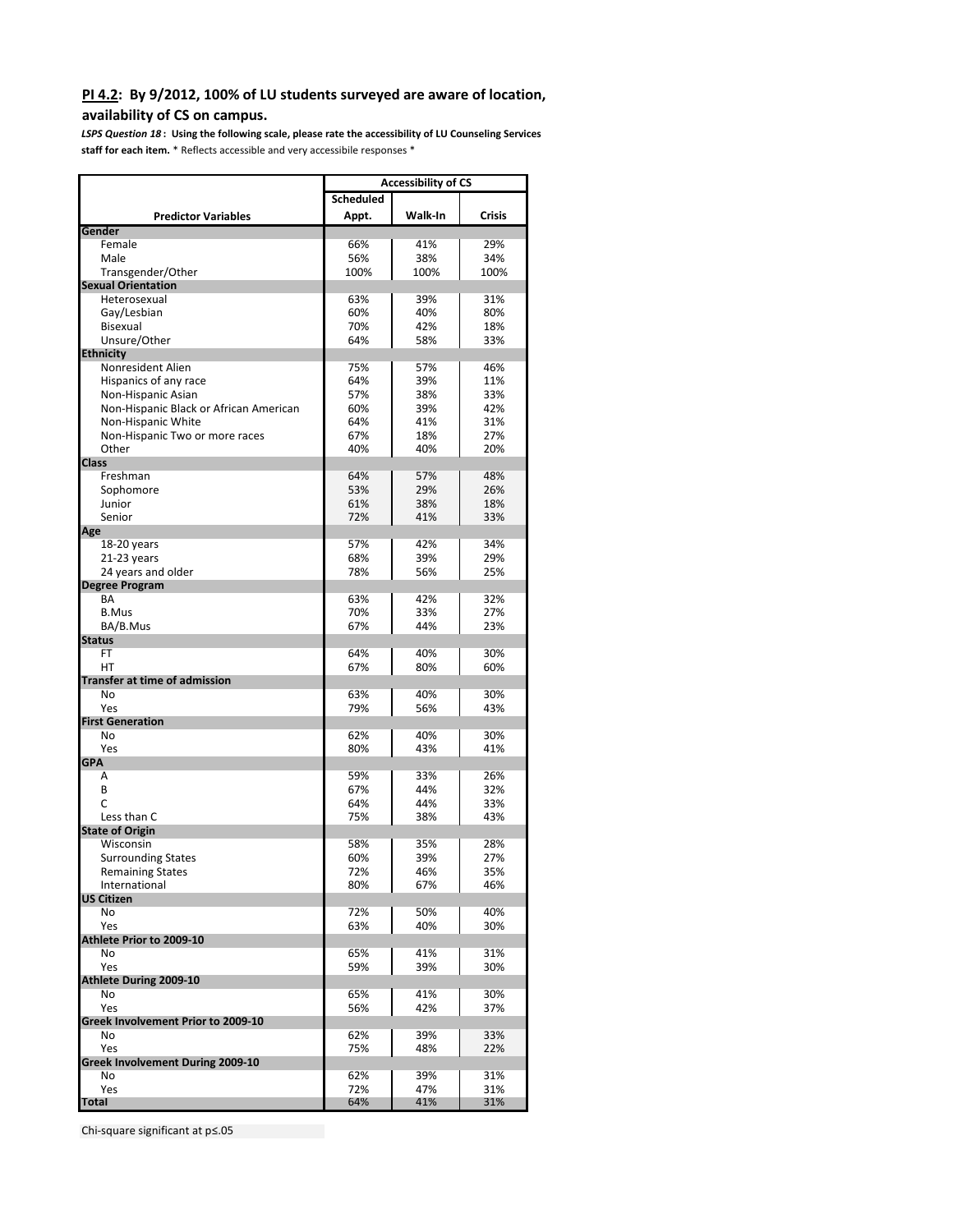**PI 4.2: By 9/2012, 100% of LU students surveyed are aware of location, availability of CS on campus.**

***LSPS Question 18*: Using the following scale, please rate the accessibility of LU Counseling Services staff for each item.** * Reflects accessible and very accessibile responses *

| | Accessibility of CS | | |
|---|---|---|---|
| Predictor Variables | Scheduled Appt. | Walk-In | Crisis |
| **Gender** | | | |
| Female | 66% | 41% | 29% |
| Male | 56% | 38% | 34% |
| Transgender/Other | 100% | 100% | 100% |
| **Sexual Orientation** | | | |
| Heterosexual | 63% | 39% | 31% |
| Gay/Lesbian | 60% | 40% | 80% |
| Bisexual | 70% | 42% | 18% |
| Unsure/Other | 64% | 58% | 33% |
| **Ethnicity** | | | |
| Nonresident Alien | 75% | 57% | 46% |
| Hispanics of any race | 64% | 39% | 11% |
| Non-Hispanic Asian | 57% | 38% | 33% |
| Non-Hispanic Black or African American | 60% | 39% | 42% |
| Non-Hispanic White | 64% | 41% | 31% |
| Non-Hispanic Two or more races | 67% | 18% | 27% |
| Other | 40% | 40% | 20% |
| **Class** | | | |
| Freshman | 64% | 57% | 48% |
| Sophomore | 53% | 29% | 26% |
| Junior | 61% | 38% | 18% |
| Senior | 72% | 41% | 33% |
| **Age** | | | |
| 18-20 years | 57% | 42% | 34% |
| 21-23 years | 68% | 39% | 29% |
| 24 years and older | 78% | 56% | 25% |
| **Degree Program** | | | |
| BA | 63% | 42% | 32% |
| B.Mus | 70% | 33% | 27% |
| BA/B.Mus | 67% | 44% | 23% |
| **Status** | | | |
| FT | 64% | 40% | 30% |
| HT | 67% | 80% | 60% |
| **Transfer at time of admission** | | | |
| No | 63% | 40% | 30% |
| Yes | 79% | 56% | 43% |
| **First Generation** | | | |
| No | 62% | 40% | 30% |
| Yes | 80% | 43% | 41% |
| **GPA** | | | |
| A | 59% | 33% | 26% |
| B | 67% | 44% | 32% |
| C | 64% | 44% | 33% |
| Less than C | 75% | 38% | 43% |
| **State of Origin** | | | |
| Wisconsin | 58% | 35% | 28% |
| Surrounding States | 60% | 39% | 27% |
| Remaining States | 72% | 46% | 35% |
| International | 80% | 67% | 46% |
| **US Citizen** | | | |
| No | 72% | 50% | 40% |
| Yes | 63% | 40% | 30% |
| **Athlete Prior to 2009-10** | | | |
| No | 65% | 41% | 31% |
| Yes | 59% | 39% | 30% |
| **Athlete During 2009-10** | | | |
| No | 65% | 41% | 30% |
| Yes | 56% | 42% | 37% |
| **Greek Involvement Prior to 2009-10** | | | |
| No | 62% | 39% | 33% |
| Yes | 75% | 48% | 22% |
| **Greek Involvement During 2009-10** | | | |
| No | 62% | 39% | 31% |
| Yes | 72% | 47% | 31% |
| **Total** | 64% | 41% | 31% |

Chi-square significant at p≤.05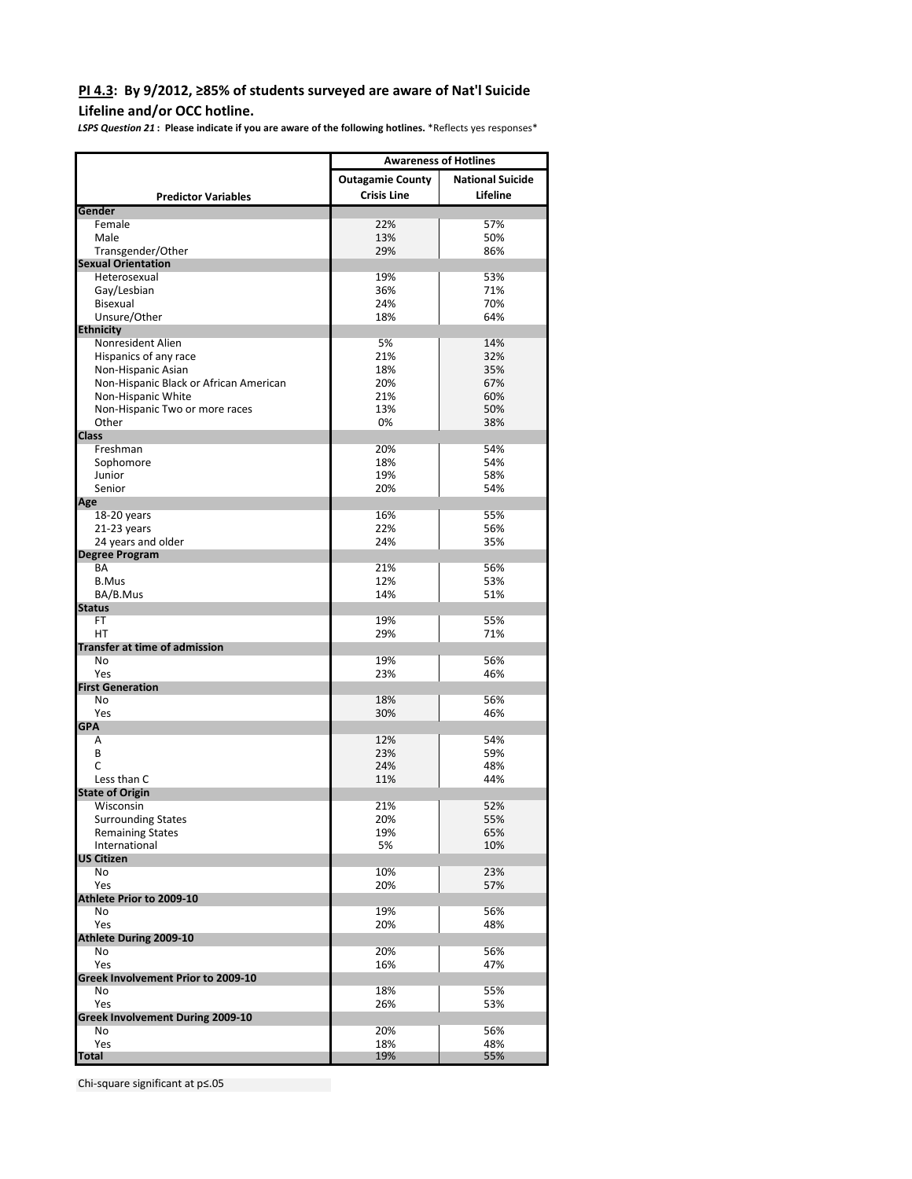**PI 4.3: By 9/2012, ≥85% of students surveyed are aware of Nat'l Suicide Lifeline and/or OCC hotline.**

***LSPS Question 21* : Please indicate if you are aware of the following hotlines.** \*Reflects yes responses\*

| | Awareness of Hotlines | |
|---|---|---|
| **Predictor Variables** | **Outagamie County Crisis Line** | **National Suicide Lifeline** |
| **Gender** | | |
| Female | 22% | 57% |
| Male | 13% | 50% |
| Transgender/Other | 29% | 86% |
| **Sexual Orientation** | | |
| Heterosexual | 19% | 53% |
| Gay/Lesbian | 36% | 71% |
| Bisexual | 24% | 70% |
| Unsure/Other | 18% | 64% |
| **Ethnicity** | | |
| Nonresident Alien | 5% | 14% |
| Hispanics of any race | 21% | 32% |
| Non-Hispanic Asian | 18% | 35% |
| Non-Hispanic Black or African American | 20% | 67% |
| Non-Hispanic White | 21% | 60% |
| Non-Hispanic Two or more races | 13% | 50% |
| Other | 0% | 38% |
| **Class** | | |
| Freshman | 20% | 54% |
| Sophomore | 18% | 54% |
| Junior | 19% | 58% |
| Senior | 20% | 54% |
| **Age** | | |
| 18-20 years | 16% | 55% |
| 21-23 years | 22% | 56% |
| 24 years and older | 24% | 35% |
| **Degree Program** | | |
| BA | 21% | 56% |
| B.Mus | 12% | 53% |
| BA/B.Mus | 14% | 51% |
| **Status** | | |
| FT | 19% | 55% |
| HT | 29% | 71% |
| **Transfer at time of admission** | | |
| No | 19% | 56% |
| Yes | 23% | 46% |
| **First Generation** | | |
| No | 18% | 56% |
| Yes | 30% | 46% |
| **GPA** | | |
| A | 12% | 54% |
| B | 23% | 59% |
| C | 24% | 48% |
| Less than C | 11% | 44% |
| **State of Origin** | | |
| Wisconsin | 21% | 52% |
| Surrounding States | 20% | 55% |
| Remaining States | 19% | 65% |
| International | 5% | 10% |
| **US Citizen** | | |
| No | 10% | 23% |
| Yes | 20% | 57% |
| **Athlete Prior to 2009-10** | | |
| No | 19% | 56% |
| Yes | 20% | 48% |
| **Athlete During 2009-10** | | |
| No | 20% | 56% |
| Yes | 16% | 47% |
| **Greek Involvement Prior to 2009-10** | | |
| No | 18% | 55% |
| Yes | 26% | 53% |
| **Greek Involvement During 2009-10** | | |
| No | 20% | 56% |
| Yes | 18% | 48% |
| **Total** | 19% | 55% |

Chi-square significant at p≤.05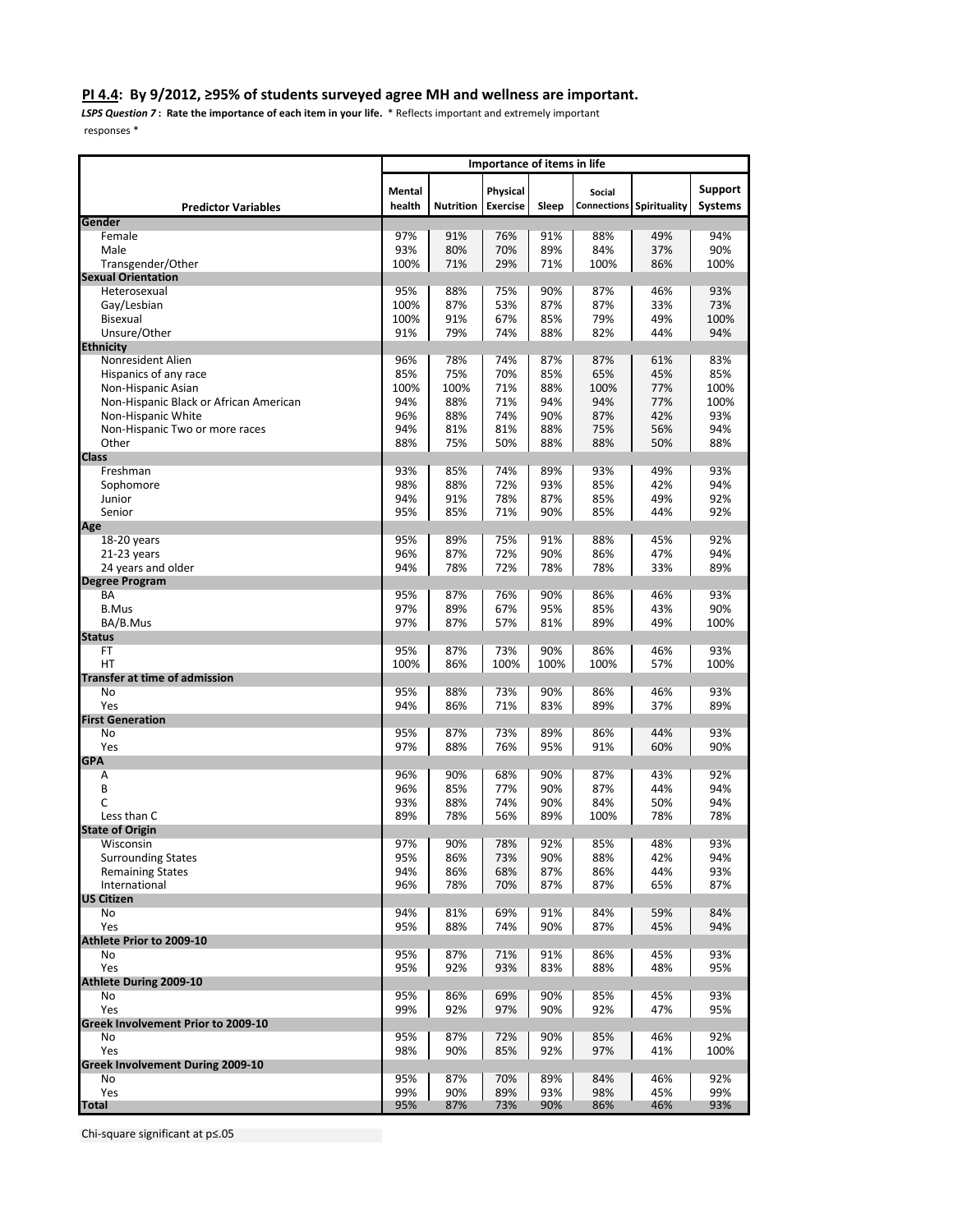**PI 4.4: By 9/2012, ≥95% of students surveyed agree MH and wellness are important.**

***LSPS Question 7*** **: Rate the importance of each item in your life.** * Reflects important and extremely important responses *

| | Importance of items in life | | | | | | |
|---|---|---|---|---|---|---|---|
| **Predictor Variables** | **Mental health** | **Nutrition** | **Physical Exercise** | **Sleep** | **Social Connections** | **Spirituality** | **Support Systems** |
| **Gender** | | | | | | | |
| Female | 97% | 91% | 76% | 91% | 88% | 49% | 94% |
| Male | 93% | 80% | 70% | 89% | 84% | 37% | 90% |
| Transgender/Other | 100% | 71% | 29% | 71% | 100% | 86% | 100% |
| **Sexual Orientation** | | | | | | | |
| Heterosexual | 95% | 88% | 75% | 90% | 87% | 46% | 93% |
| Gay/Lesbian | 100% | 87% | 53% | 87% | 87% | 33% | 73% |
| Bisexual | 100% | 91% | 67% | 85% | 79% | 49% | 100% |
| Unsure/Other | 91% | 79% | 74% | 88% | 82% | 44% | 94% |
| **Ethnicity** | | | | | | | |
| Nonresident Alien | 96% | 78% | 74% | 87% | 87% | 61% | 83% |
| Hispanics of any race | 85% | 75% | 70% | 85% | 65% | 45% | 85% |
| Non-Hispanic Asian | 100% | 100% | 71% | 88% | 100% | 77% | 100% |
| Non-Hispanic Black or African American | 94% | 88% | 71% | 94% | 94% | 77% | 100% |
| Non-Hispanic White | 96% | 88% | 74% | 90% | 87% | 42% | 93% |
| Non-Hispanic Two or more races | 94% | 81% | 81% | 88% | 75% | 56% | 94% |
| Other | 88% | 75% | 50% | 88% | 88% | 50% | 88% |
| **Class** | | | | | | | |
| Freshman | 93% | 85% | 74% | 89% | 93% | 49% | 93% |
| Sophomore | 98% | 88% | 72% | 93% | 85% | 42% | 94% |
| Junior | 94% | 91% | 78% | 87% | 85% | 49% | 92% |
| Senior | 95% | 85% | 71% | 90% | 85% | 44% | 92% |
| **Age** | | | | | | | |
| 18-20 years | 95% | 89% | 75% | 91% | 88% | 45% | 92% |
| 21-23 years | 96% | 87% | 72% | 90% | 86% | 47% | 94% |
| 24 years and older | 94% | 78% | 72% | 78% | 78% | 33% | 89% |
| **Degree Program** | | | | | | | |
| BA | 95% | 87% | 76% | 90% | 86% | 46% | 93% |
| B.Mus | 97% | 89% | 67% | 95% | 85% | 43% | 90% |
| BA/B.Mus | 97% | 87% | 57% | 81% | 89% | 49% | 100% |
| **Status** | | | | | | | |
| FT | 95% | 87% | 73% | 90% | 86% | 46% | 93% |
| HT | 100% | 86% | 100% | 100% | 100% | 57% | 100% |
| **Transfer at time of admission** | | | | | | | |
| No | 95% | 88% | 73% | 90% | 86% | 46% | 93% |
| Yes | 94% | 86% | 71% | 83% | 89% | 37% | 89% |
| **First Generation** | | | | | | | |
| No | 95% | 87% | 73% | 89% | 86% | 44% | 93% |
| Yes | 97% | 88% | 76% | 95% | 91% | 60% | 90% |
| **GPA** | | | | | | | |
| A | 96% | 90% | 68% | 90% | 87% | 43% | 92% |
| B | 96% | 85% | 77% | 90% | 87% | 44% | 94% |
| C | 93% | 88% | 74% | 90% | 84% | 50% | 94% |
| Less than C | 89% | 78% | 56% | 89% | 100% | 78% | 78% |
| **State of Origin** | | | | | | | |
| Wisconsin | 97% | 90% | 78% | 92% | 85% | 48% | 93% |
| Surrounding States | 95% | 86% | 73% | 90% | 88% | 42% | 94% |
| Remaining States | 94% | 86% | 68% | 87% | 86% | 44% | 93% |
| International | 96% | 78% | 70% | 87% | 87% | 65% | 87% |
| **US Citizen** | | | | | | | |
| No | 94% | 81% | 69% | 91% | 84% | 59% | 84% |
| Yes | 95% | 88% | 74% | 90% | 87% | 45% | 94% |
| **Athlete Prior to 2009-10** | | | | | | | |
| No | 95% | 87% | 71% | 91% | 86% | 45% | 93% |
| Yes | 95% | 92% | 93% | 83% | 88% | 48% | 95% |
| **Athlete During 2009-10** | | | | | | | |
| No | 95% | 86% | 69% | 90% | 85% | 45% | 93% |
| Yes | 99% | 92% | 97% | 90% | 92% | 47% | 95% |
| **Greek Involvement Prior to 2009-10** | | | | | | | |
| No | 95% | 87% | 72% | 90% | 85% | 46% | 92% |
| Yes | 98% | 90% | 85% | 92% | 97% | 41% | 100% |
| **Greek Involvement During 2009-10** | | | | | | | |
| No | 95% | 87% | 70% | 89% | 84% | 46% | 92% |
| Yes | 99% | 90% | 89% | 93% | 98% | 45% | 99% |
| **Total** | 95% | 87% | 73% | 90% | 86% | 46% | 93% |

Chi-square significant at p≤.05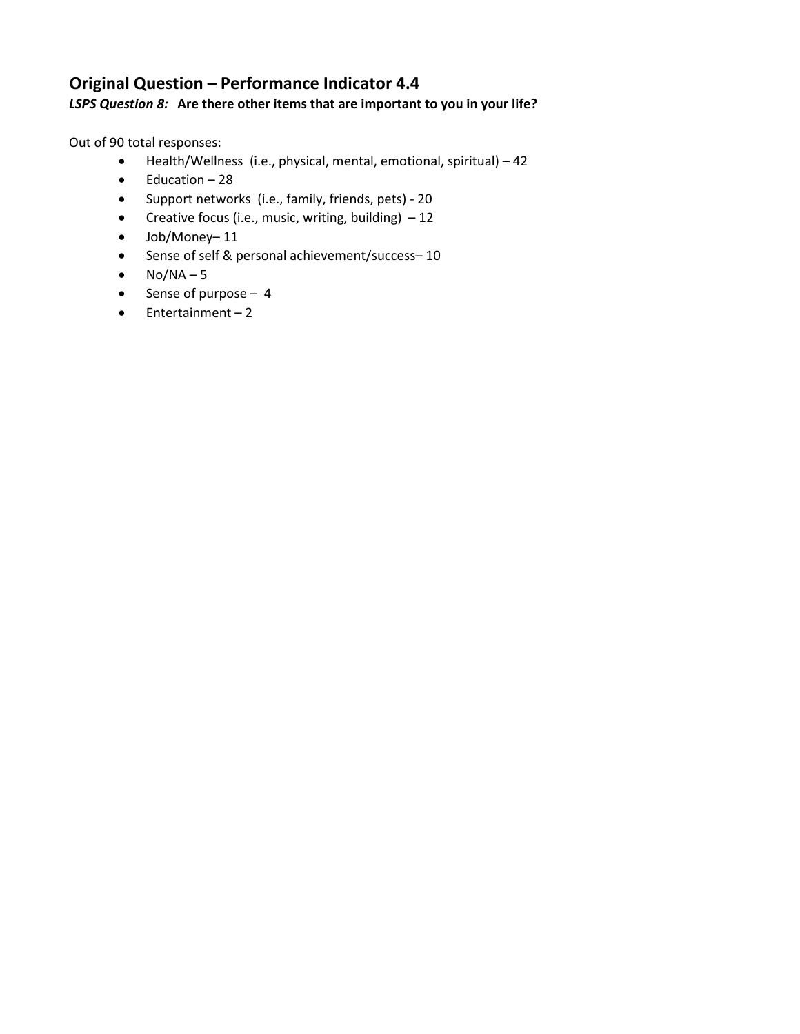## Original Question – Performance Indicator 4.4

***LSPS Question 8:* Are there other items that are important to you in your life?**

Out of 90 total responses:

- Health/Wellness (i.e., physical, mental, emotional, spiritual) – 42
- Education – 28
- Support networks (i.e., family, friends, pets) - 20
- Creative focus (i.e., music, writing, building) – 12
- Job/Money– 11
- Sense of self & personal achievement/success– 10
- No/NA – 5
- Sense of purpose – 4
- Entertainment – 2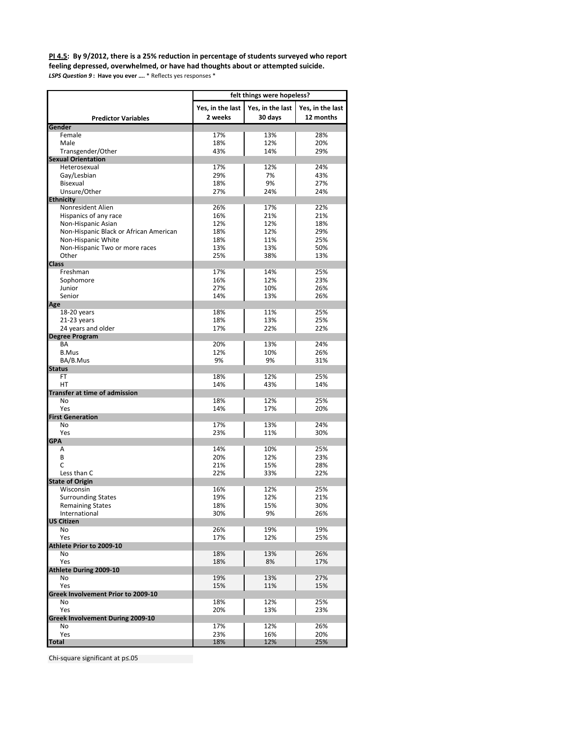**PI 4.5: By 9/2012, there is a 25% reduction in percentage of students surveyed who report feeling depressed, overwhelmed, or have had thoughts about or attempted suicide.**

***LSPS Question 9*: Have you ever ….** * Reflects yes responses *

| | felt things were hopeless? | | |
|---|---|---|---|
| **Predictor Variables** | Yes, in the last 2 weeks | Yes, in the last 30 days | Yes, in the last 12 months |
| **Gender** | | | |
| Female | 17% | 13% | 28% |
| Male | 18% | 12% | 20% |
| Transgender/Other | 43% | 14% | 29% |
| **Sexual Orientation** | | | |
| Heterosexual | 17% | 12% | 24% |
| Gay/Lesbian | 29% | 7% | 43% |
| Bisexual | 18% | 9% | 27% |
| Unsure/Other | 27% | 24% | 24% |
| **Ethnicity** | | | |
| Nonresident Alien | 26% | 17% | 22% |
| Hispanics of any race | 16% | 21% | 21% |
| Non-Hispanic Asian | 12% | 12% | 18% |
| Non-Hispanic Black or African American | 18% | 12% | 29% |
| Non-Hispanic White | 18% | 11% | 25% |
| Non-Hispanic Two or more races | 13% | 13% | 50% |
| Other | 25% | 38% | 13% |
| **Class** | | | |
| Freshman | 17% | 14% | 25% |
| Sophomore | 16% | 12% | 23% |
| Junior | 27% | 10% | 26% |
| Senior | 14% | 13% | 26% |
| **Age** | | | |
| 18-20 years | 18% | 11% | 25% |
| 21-23 years | 18% | 13% | 25% |
| 24 years and older | 17% | 22% | 22% |
| **Degree Program** | | | |
| BA | 20% | 13% | 24% |
| B.Mus | 12% | 10% | 26% |
| BA/B.Mus | 9% | 9% | 31% |
| **Status** | | | |
| FT | 18% | 12% | 25% |
| HT | 14% | 43% | 14% |
| **Transfer at time of admission** | | | |
| No | 18% | 12% | 25% |
| Yes | 14% | 17% | 20% |
| **First Generation** | | | |
| No | 17% | 13% | 24% |
| Yes | 23% | 11% | 30% |
| **GPA** | | | |
| A | 14% | 10% | 25% |
| B | 20% | 12% | 23% |
| C | 21% | 15% | 28% |
| Less than C | 22% | 33% | 22% |
| **State of Origin** | | | |
| Wisconsin | 16% | 12% | 25% |
| Surrounding States | 19% | 12% | 21% |
| Remaining States | 18% | 15% | 30% |
| International | 30% | 9% | 26% |
| **US Citizen** | | | |
| No | 26% | 19% | 19% |
| Yes | 17% | 12% | 25% |
| **Athlete Prior to 2009-10** | | | |
| No | 18% | 13% | 26% |
| Yes | 18% | 8% | 17% |
| **Athlete During 2009-10** | | | |
| No | 19% | 13% | 27% |
| Yes | 15% | 11% | 15% |
| **Greek Involvement Prior to 2009-10** | | | |
| No | 18% | 12% | 25% |
| Yes | 20% | 13% | 23% |
| **Greek Involvement During 2009-10** | | | |
| No | 17% | 12% | 26% |
| Yes | 23% | 16% | 20% |
| **Total** | 18% | 12% | 25% |

Chi-square significant at p≤.05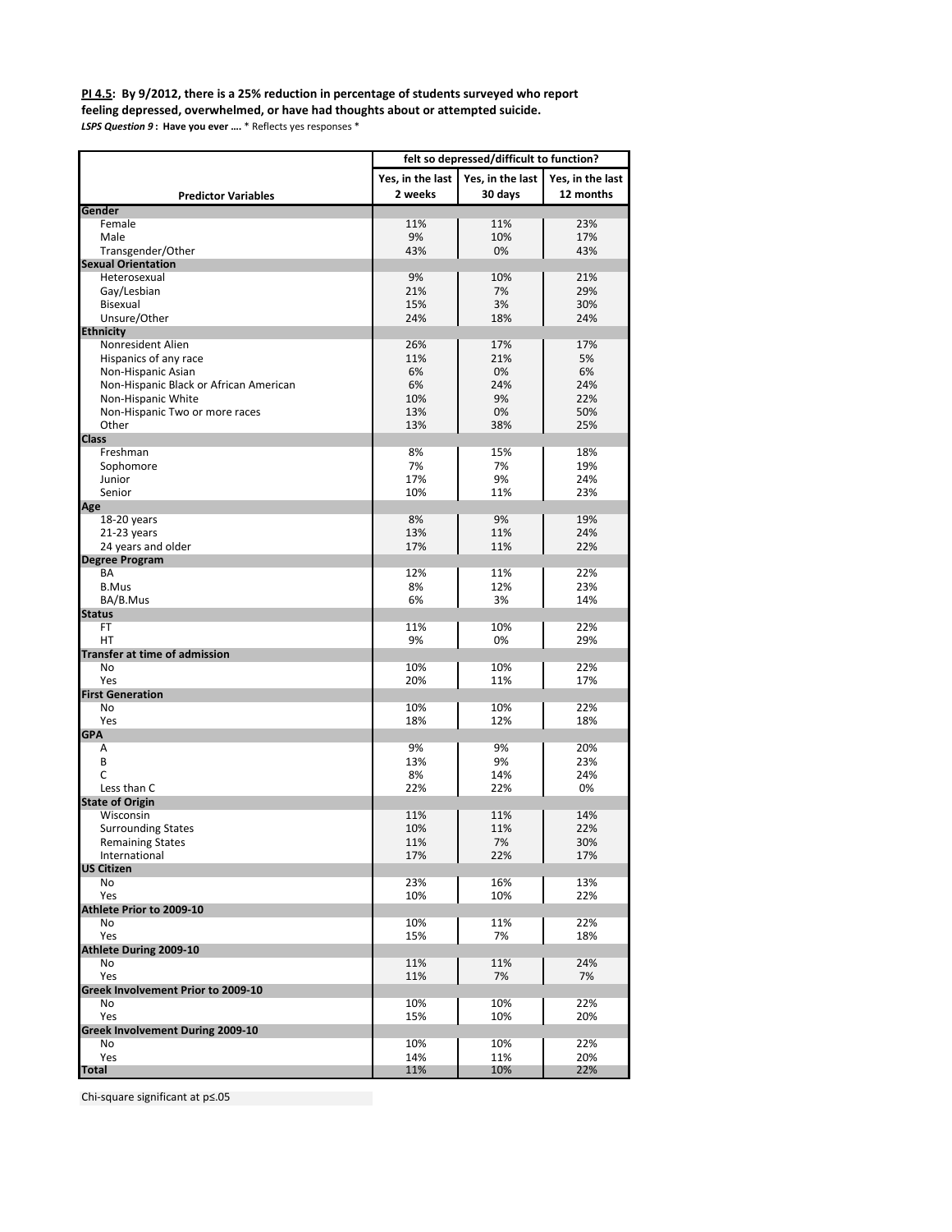**PI 4.5: By 9/2012, there is a 25% reduction in percentage of students surveyed who report feeling depressed, overwhelmed, or have had thoughts about or attempted suicide.**

***LSPS Question 9* : Have you ever ….** * Reflects yes responses *

| | felt so depressed/difficult to function? | | |
|---|---|---|---|
| **Predictor Variables** | Yes, in the last 2 weeks | Yes, in the last 30 days | Yes, in the last 12 months |
| **Gender** | | | |
| Female | 11% | 11% | 23% |
| Male | 9% | 10% | 17% |
| Transgender/Other | 43% | 0% | 43% |
| **Sexual Orientation** | | | |
| Heterosexual | 9% | 10% | 21% |
| Gay/Lesbian | 21% | 7% | 29% |
| Bisexual | 15% | 3% | 30% |
| Unsure/Other | 24% | 18% | 24% |
| **Ethnicity** | | | |
| Nonresident Alien | 26% | 17% | 17% |
| Hispanics of any race | 11% | 21% | 5% |
| Non-Hispanic Asian | 6% | 0% | 6% |
| Non-Hispanic Black or African American | 6% | 24% | 24% |
| Non-Hispanic White | 10% | 9% | 22% |
| Non-Hispanic Two or more races | 13% | 0% | 50% |
| Other | 13% | 38% | 25% |
| **Class** | | | |
| Freshman | 8% | 15% | 18% |
| Sophomore | 7% | 7% | 19% |
| Junior | 17% | 9% | 24% |
| Senior | 10% | 11% | 23% |
| **Age** | | | |
| 18-20 years | 8% | 9% | 19% |
| 21-23 years | 13% | 11% | 24% |
| 24 years and older | 17% | 11% | 22% |
| **Degree Program** | | | |
| BA | 12% | 11% | 22% |
| B.Mus | 8% | 12% | 23% |
| BA/B.Mus | 6% | 3% | 14% |
| **Status** | | | |
| FT | 11% | 10% | 22% |
| HT | 9% | 0% | 29% |
| **Transfer at time of admission** | | | |
| No | 10% | 10% | 22% |
| Yes | 20% | 11% | 17% |
| **First Generation** | | | |
| No | 10% | 10% | 22% |
| Yes | 18% | 12% | 18% |
| **GPA** | | | |
| A | 9% | 9% | 20% |
| B | 13% | 9% | 23% |
| C | 8% | 14% | 24% |
| Less than C | 22% | 22% | 0% |
| **State of Origin** | | | |
| Wisconsin | 11% | 11% | 14% |
| Surrounding States | 10% | 11% | 22% |
| Remaining States | 11% | 7% | 30% |
| International | 17% | 22% | 17% |
| **US Citizen** | | | |
| No | 23% | 16% | 13% |
| Yes | 10% | 10% | 22% |
| **Athlete Prior to 2009-10** | | | |
| No | 10% | 11% | 22% |
| Yes | 15% | 7% | 18% |
| **Athlete During 2009-10** | | | |
| No | 11% | 11% | 24% |
| Yes | 11% | 7% | 7% |
| **Greek Involvement Prior to 2009-10** | | | |
| No | 10% | 10% | 22% |
| Yes | 15% | 10% | 20% |
| **Greek Involvement During 2009-10** | | | |
| No | 10% | 10% | 22% |
| Yes | 14% | 11% | 20% |
| **Total** | 11% | 10% | 22% |

Chi-square significant at $p \leq .05$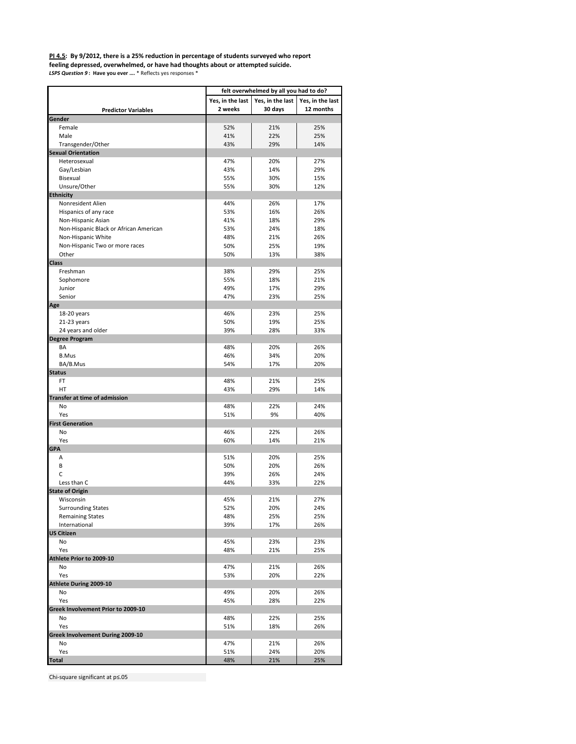**PI 4.5: By 9/2012, there is a 25% reduction in percentage of students surveyed who report feeling depressed, overwhelmed, or have had thoughts about or attempted suicide.**

***LSPS Question 9* : Have you ever ....** * Reflects yes responses *

| Predictor Variables | felt overwhelmed by all you had to do? | | |
|---|---|---|---|
| | Yes, in the last 2 weeks | Yes, in the last 30 days | Yes, in the last 12 months |
| **Gender** | | | |
| Female | 52% | 21% | 25% |
| Male | 41% | 22% | 25% |
| Transgender/Other | 43% | 29% | 14% |
| **Sexual Orientation** | | | |
| Heterosexual | 47% | 20% | 27% |
| Gay/Lesbian | 43% | 14% | 29% |
| Bisexual | 55% | 30% | 15% |
| Unsure/Other | 55% | 30% | 12% |
| **Ethnicity** | | | |
| Nonresident Alien | 44% | 26% | 17% |
| Hispanics of any race | 53% | 16% | 26% |
| Non-Hispanic Asian | 41% | 18% | 29% |
| Non-Hispanic Black or African American | 53% | 24% | 18% |
| Non-Hispanic White | 48% | 21% | 26% |
| Non-Hispanic Two or more races | 50% | 25% | 19% |
| Other | 50% | 13% | 38% |
| **Class** | | | |
| Freshman | 38% | 29% | 25% |
| Sophomore | 55% | 18% | 21% |
| Junior | 49% | 17% | 29% |
| Senior | 47% | 23% | 25% |
| **Age** | | | |
| 18-20 years | 46% | 23% | 25% |
| 21-23 years | 50% | 19% | 25% |
| 24 years and older | 39% | 28% | 33% |
| **Degree Program** | | | |
| BA | 48% | 20% | 26% |
| B.Mus | 46% | 34% | 20% |
| BA/B.Mus | 54% | 17% | 20% |
| **Status** | | | |
| FT | 48% | 21% | 25% |
| HT | 43% | 29% | 14% |
| **Transfer at time of admission** | | | |
| No | 48% | 22% | 24% |
| Yes | 51% | 9% | 40% |
| **First Generation** | | | |
| No | 46% | 22% | 26% |
| Yes | 60% | 14% | 21% |
| **GPA** | | | |
| A | 51% | 20% | 25% |
| B | 50% | 20% | 26% |
| C | 39% | 26% | 24% |
| Less than C | 44% | 33% | 22% |
| **State of Origin** | | | |
| Wisconsin | 45% | 21% | 27% |
| Surrounding States | 52% | 20% | 24% |
| Remaining States | 48% | 25% | 25% |
| International | 39% | 17% | 26% |
| **US Citizen** | | | |
| No | 45% | 23% | 23% |
| Yes | 48% | 21% | 25% |
| **Athlete Prior to 2009-10** | | | |
| No | 47% | 21% | 26% |
| Yes | 53% | 20% | 22% |
| **Athlete During 2009-10** | | | |
| No | 49% | 20% | 26% |
| Yes | 45% | 28% | 22% |
| **Greek Involvement Prior to 2009-10** | | | |
| No | 48% | 22% | 25% |
| Yes | 51% | 18% | 26% |
| **Greek Involvement During 2009-10** | | | |
| No | 47% | 21% | 26% |
| Yes | 51% | 24% | 20% |
| **Total** | 48% | 21% | 25% |

Chi-square significant at p≤.05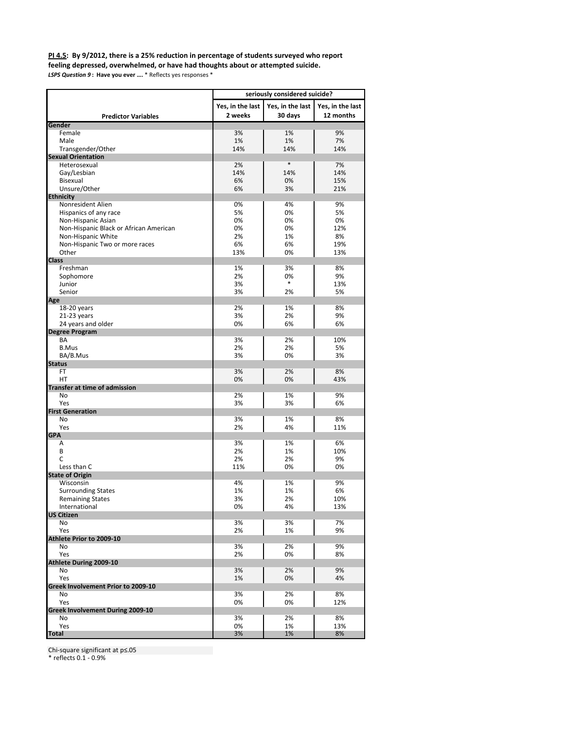**PI 4.5: By 9/2012, there is a 25% reduction in percentage of students surveyed who report feeling depressed, overwhelmed, or have had thoughts about or attempted suicide.**

***LSPS Question 9* : Have you ever ….** * Reflects yes responses *

| | seriously considered suicide? | | |
|---|---|---|---|
| **Predictor Variables** | **Yes, in the last 2 weeks** | **Yes, in the last 30 days** | **Yes, in the last 12 months** |
| **Gender** | | | |
| Female | 3% | 1% | 9% |
| Male | 1% | 1% | 7% |
| Transgender/Other | 14% | 14% | 14% |
| **Sexual Orientation** | | | |
| Heterosexual | 2% | * | 7% |
| Gay/Lesbian | 14% | 14% | 14% |
| Bisexual | 6% | 0% | 15% |
| Unsure/Other | 6% | 3% | 21% |
| **Ethnicity** | | | |
| Nonresident Alien | 0% | 4% | 9% |
| Hispanics of any race | 5% | 0% | 5% |
| Non-Hispanic Asian | 0% | 0% | 0% |
| Non-Hispanic Black or African American | 0% | 0% | 12% |
| Non-Hispanic White | 2% | 1% | 8% |
| Non-Hispanic Two or more races | 6% | 6% | 19% |
| Other | 13% | 0% | 13% |
| **Class** | | | |
| Freshman | 1% | 3% | 8% |
| Sophomore | 2% | 0% | 9% |
| Junior | 3% | * | 13% |
| Senior | 3% | 2% | 5% |
| **Age** | | | |
| 18-20 years | 2% | 1% | 8% |
| 21-23 years | 3% | 2% | 9% |
| 24 years and older | 0% | 6% | 6% |
| **Degree Program** | | | |
| BA | 3% | 2% | 10% |
| B.Mus | 2% | 2% | 5% |
| BA/B.Mus | 3% | 0% | 3% |
| **Status** | | | |
| FT | 3% | 2% | 8% |
| HT | 0% | 0% | 43% |
| **Transfer at time of admission** | | | |
| No | 2% | 1% | 9% |
| Yes | 3% | 3% | 6% |
| **First Generation** | | | |
| No | 3% | 1% | 8% |
| Yes | 2% | 4% | 11% |
| **GPA** | | | |
| A | 3% | 1% | 6% |
| B | 2% | 1% | 10% |
| C | 2% | 2% | 9% |
| Less than C | 11% | 0% | 0% |
| **State of Origin** | | | |
| Wisconsin | 4% | 1% | 9% |
| Surrounding States | 1% | 1% | 6% |
| Remaining States | 3% | 2% | 10% |
| International | 0% | 4% | 13% |
| **US Citizen** | | | |
| No | 3% | 3% | 7% |
| Yes | 2% | 1% | 9% |
| **Athlete Prior to 2009-10** | | | |
| No | 3% | 2% | 9% |
| Yes | 2% | 0% | 8% |
| **Athlete During 2009-10** | | | |
| No | 3% | 2% | 9% |
| Yes | 1% | 0% | 4% |
| **Greek Involvement Prior to 2009-10** | | | |
| No | 3% | 2% | 8% |
| Yes | 0% | 0% | 12% |
| **Greek Involvement During 2009-10** | | | |
| No | 3% | 2% | 8% |
| Yes | 0% | 1% | 13% |
| **Total** | 3% | 1% | 8% |

Chi-square significant at p≤.05

* reflects 0.1 - 0.9%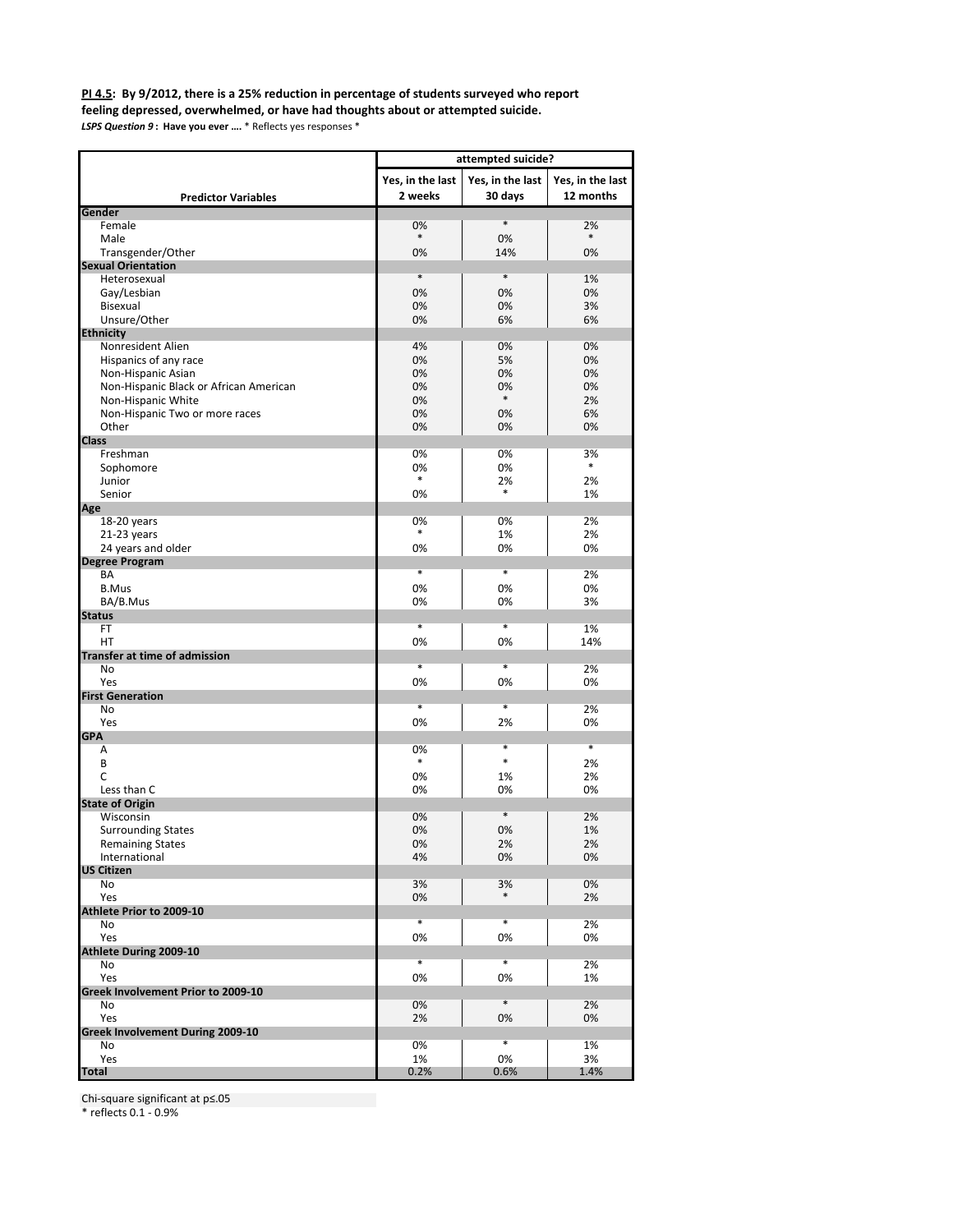**PI 4.5: By 9/2012, there is a 25% reduction in percentage of students surveyed who report feeling depressed, overwhelmed, or have had thoughts about or attempted suicide.**

***LSPS Question 9* : Have you ever ….** * Reflects yes responses *

| | attempted suicide? | | |
|---|---|---|---|
| **Predictor Variables** | **Yes, in the last 2 weeks** | **Yes, in the last 30 days** | **Yes, in the last 12 months** |
| **Gender** | | | |
| Female | 0% | * | 2% |
| Male | * | 0% | * |
| Transgender/Other | 0% | 14% | 0% |
| **Sexual Orientation** | | | |
| Heterosexual | * | * | 1% |
| Gay/Lesbian | 0% | 0% | 0% |
| Bisexual | 0% | 0% | 3% |
| Unsure/Other | 0% | 6% | 6% |
| **Ethnicity** | | | |
| Nonresident Alien | 4% | 0% | 0% |
| Hispanics of any race | 0% | 5% | 0% |
| Non-Hispanic Asian | 0% | 0% | 0% |
| Non-Hispanic Black or African American | 0% | 0% | 0% |
| Non-Hispanic White | 0% | * | 2% |
| Non-Hispanic Two or more races | 0% | 0% | 6% |
| Other | 0% | 0% | 0% |
| **Class** | | | |
| Freshman | 0% | 0% | 3% |
| Sophomore | 0% | 0% | * |
| Junior | * | 2% | 2% |
| Senior | 0% | * | 1% |
| **Age** | | | |
| 18-20 years | 0% | 0% | 2% |
| 21-23 years | * | 1% | 2% |
| 24 years and older | 0% | 0% | 0% |
| **Degree Program** | | | |
| BA | * | * | 2% |
| B.Mus | 0% | 0% | 0% |
| BA/B.Mus | 0% | 0% | 3% |
| **Status** | | | |
| FT | * | * | 1% |
| HT | 0% | 0% | 14% |
| **Transfer at time of admission** | | | |
| No | * | * | 2% |
| Yes | 0% | 0% | 0% |
| **First Generation** | | | |
| No | * | * | 2% |
| Yes | 0% | 2% | 0% |
| **GPA** | | | |
| A | 0% | * | * |
| B | * | * | 2% |
| C | 0% | 1% | 2% |
| Less than C | 0% | 0% | 0% |
| **State of Origin** | | | |
| Wisconsin | 0% | * | 2% |
| Surrounding States | 0% | 0% | 1% |
| Remaining States | 0% | 2% | 2% |
| International | 4% | 0% | 0% |
| **US Citizen** | | | |
| No | 3% | 3% | 0% |
| Yes | 0% | * | 2% |
| **Athlete Prior to 2009-10** | | | |
| No | * | * | 2% |
| Yes | 0% | 0% | 0% |
| **Athlete During 2009-10** | | | |
| No | * | * | 2% |
| Yes | 0% | 0% | 1% |
| **Greek Involvement Prior to 2009-10** | | | |
| No | 0% | * | 2% |
| Yes | 2% | 0% | 0% |
| **Greek Involvement During 2009-10** | | | |
| No | 0% | * | 1% |
| Yes | 1% | 0% | 3% |
| **Total** | 0.2% | 0.6% | 1.4% |

Chi-square significant at p≤.05

* reflects 0.1 - 0.9%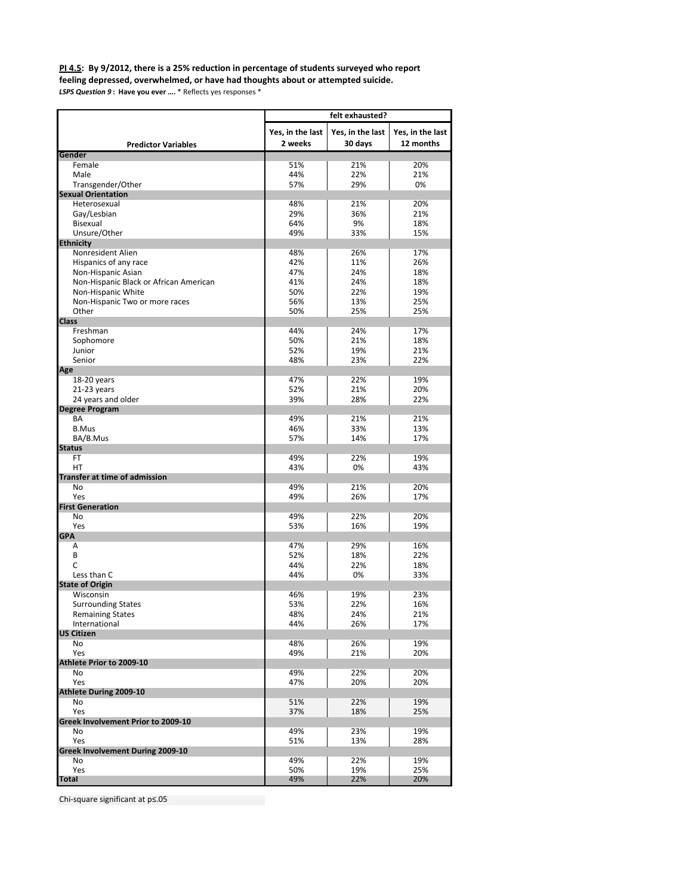**PI 4.5: By 9/2012, there is a 25% reduction in percentage of students surveyed who report feeling depressed, overwhelmed, or have had thoughts about or attempted suicide.**

***LSPS Question 9* : Have you ever ....** * Reflects yes responses *

| | felt exhausted? | | |
|---|---|---|---|
| **Predictor Variables** | **Yes, in the last 2 weeks** | **Yes, in the last 30 days** | **Yes, in the last 12 months** |
| **Gender** | | | |
| Female | 51% | 21% | 20% |
| Male | 44% | 22% | 21% |
| Transgender/Other | 57% | 29% | 0% |
| **Sexual Orientation** | | | |
| Heterosexual | 48% | 21% | 20% |
| Gay/Lesbian | 29% | 36% | 21% |
| Bisexual | 64% | 9% | 18% |
| Unsure/Other | 49% | 33% | 15% |
| **Ethnicity** | | | |
| Nonresident Alien | 48% | 26% | 17% |
| Hispanics of any race | 42% | 11% | 26% |
| Non-Hispanic Asian | 47% | 24% | 18% |
| Non-Hispanic Black or African American | 41% | 24% | 18% |
| Non-Hispanic White | 50% | 22% | 19% |
| Non-Hispanic Two or more races | 56% | 13% | 25% |
| Other | 50% | 25% | 25% |
| **Class** | | | |
| Freshman | 44% | 24% | 17% |
| Sophomore | 50% | 21% | 18% |
| Junior | 52% | 19% | 21% |
| Senior | 48% | 23% | 22% |
| **Age** | | | |
| 18-20 years | 47% | 22% | 19% |
| 21-23 years | 52% | 21% | 20% |
| 24 years and older | 39% | 28% | 22% |
| **Degree Program** | | | |
| BA | 49% | 21% | 21% |
| B.Mus | 46% | 33% | 13% |
| BA/B.Mus | 57% | 14% | 17% |
| **Status** | | | |
| FT | 49% | 22% | 19% |
| HT | 43% | 0% | 43% |
| **Transfer at time of admission** | | | |
| No | 49% | 21% | 20% |
| Yes | 49% | 26% | 17% |
| **First Generation** | | | |
| No | 49% | 22% | 20% |
| Yes | 53% | 16% | 19% |
| **GPA** | | | |
| A | 47% | 29% | 16% |
| B | 52% | 18% | 22% |
| C | 44% | 22% | 18% |
| Less than C | 44% | 0% | 33% |
| **State of Origin** | | | |
| Wisconsin | 46% | 19% | 23% |
| Surrounding States | 53% | 22% | 16% |
| Remaining States | 48% | 24% | 21% |
| International | 44% | 26% | 17% |
| **US Citizen** | | | |
| No | 48% | 26% | 19% |
| Yes | 49% | 21% | 20% |
| **Athlete Prior to 2009-10** | | | |
| No | 49% | 22% | 20% |
| Yes | 47% | 20% | 20% |
| **Athlete During 2009-10** | | | |
| No | 51% | 22% | 19% |
| Yes | 37% | 18% | 25% |
| **Greek Involvement Prior to 2009-10** | | | |
| No | 49% | 23% | 19% |
| Yes | 51% | 13% | 28% |
| **Greek Involvement During 2009-10** | | | |
| No | 49% | 22% | 19% |
| Yes | 50% | 19% | 25% |
| **Total** | 49% | 22% | 20% |

Chi-square significant at p≤.05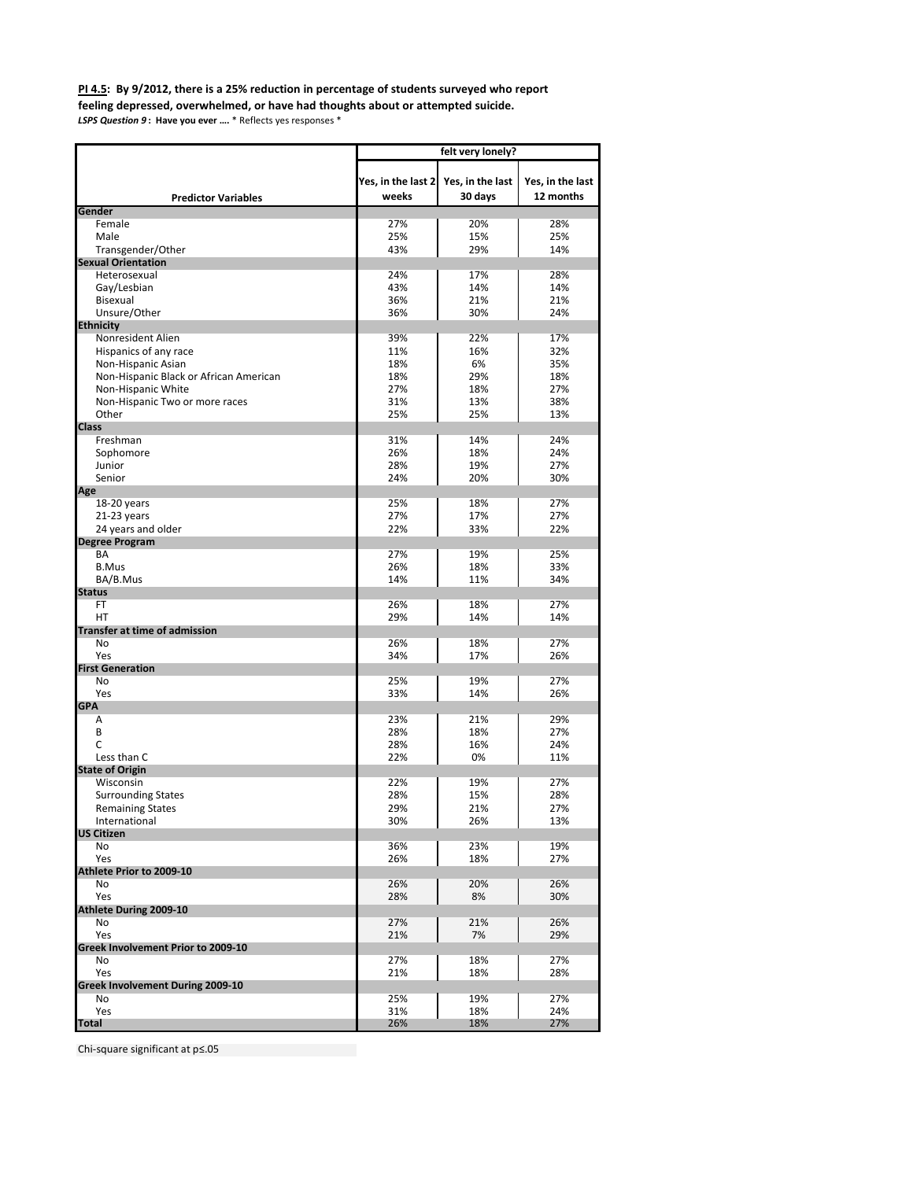**PI 4.5: By 9/2012, there is a 25% reduction in percentage of students surveyed who report feeling depressed, overwhelmed, or have had thoughts about or attempted suicide.**

***LSPS Question 9* : Have you ever ….** * Reflects yes responses *

| | felt very lonely? | | |
|---|---|---|---|
| **Predictor Variables** | Yes, in the last 2 weeks | Yes, in the last 30 days | Yes, in the last 12 months |
| **Gender** | | | |
| Female | 27% | 20% | 28% |
| Male | 25% | 15% | 25% |
| Transgender/Other | 43% | 29% | 14% |
| **Sexual Orientation** | | | |
| Heterosexual | 24% | 17% | 28% |
| Gay/Lesbian | 43% | 14% | 14% |
| Bisexual | 36% | 21% | 21% |
| Unsure/Other | 36% | 30% | 24% |
| **Ethnicity** | | | |
| Nonresident Alien | 39% | 22% | 17% |
| Hispanics of any race | 11% | 16% | 32% |
| Non-Hispanic Asian | 18% | 6% | 35% |
| Non-Hispanic Black or African American | 18% | 29% | 18% |
| Non-Hispanic White | 27% | 18% | 27% |
| Non-Hispanic Two or more races | 31% | 13% | 38% |
| Other | 25% | 25% | 13% |
| **Class** | | | |
| Freshman | 31% | 14% | 24% |
| Sophomore | 26% | 18% | 24% |
| Junior | 28% | 19% | 27% |
| Senior | 24% | 20% | 30% |
| **Age** | | | |
| 18-20 years | 25% | 18% | 27% |
| 21-23 years | 27% | 17% | 27% |
| 24 years and older | 22% | 33% | 22% |
| **Degree Program** | | | |
| BA | 27% | 19% | 25% |
| B.Mus | 26% | 18% | 33% |
| BA/B.Mus | 14% | 11% | 34% |
| **Status** | | | |
| FT | 26% | 18% | 27% |
| HT | 29% | 14% | 14% |
| **Transfer at time of admission** | | | |
| No | 26% | 18% | 27% |
| Yes | 34% | 17% | 26% |
| **First Generation** | | | |
| No | 25% | 19% | 27% |
| Yes | 33% | 14% | 26% |
| **GPA** | | | |
| A | 23% | 21% | 29% |
| B | 28% | 18% | 27% |
| C | 28% | 16% | 24% |
| Less than C | 22% | 0% | 11% |
| **State of Origin** | | | |
| Wisconsin | 22% | 19% | 27% |
| Surrounding States | 28% | 15% | 28% |
| Remaining States | 29% | 21% | 27% |
| International | 30% | 26% | 13% |
| **US Citizen** | | | |
| No | 36% | 23% | 19% |
| Yes | 26% | 18% | 27% |
| **Athlete Prior to 2009-10** | | | |
| No | 26% | 20% | 26% |
| Yes | 28% | 8% | 30% |
| **Athlete During 2009-10** | | | |
| No | 27% | 21% | 26% |
| Yes | 21% | 7% | 29% |
| **Greek Involvement Prior to 2009-10** | | | |
| No | 27% | 18% | 27% |
| Yes | 21% | 18% | 28% |
| **Greek Involvement During 2009-10** | | | |
| No | 25% | 19% | 27% |
| Yes | 31% | 18% | 24% |
| **Total** | 26% | 18% | 27% |

Chi-square significant at p≤.05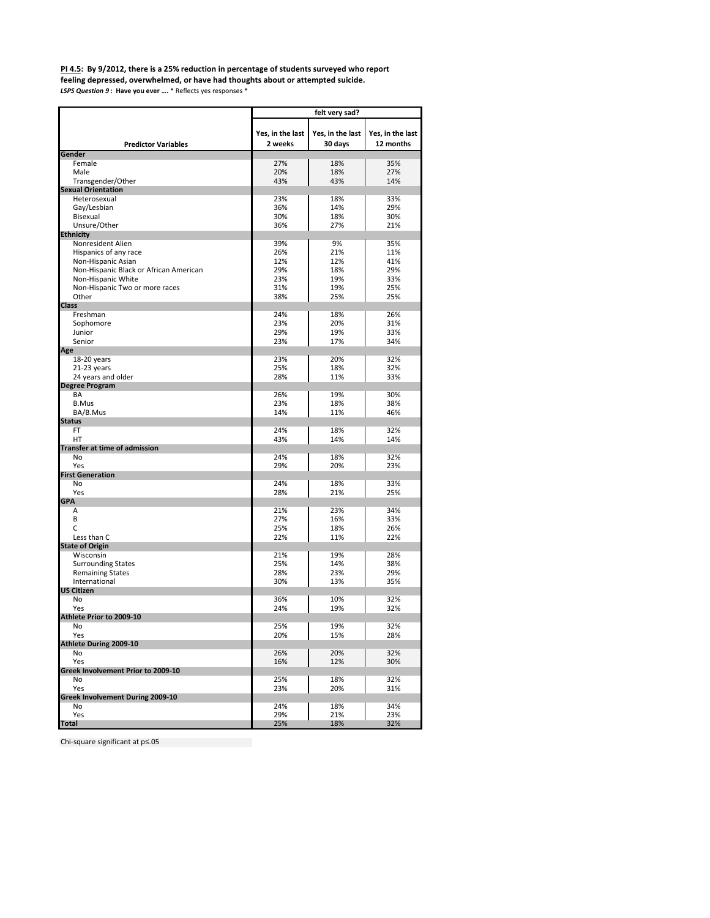**PI 4.5: By 9/2012, there is a 25% reduction in percentage of students surveyed who report feeling depressed, overwhelmed, or have had thoughts about or attempted suicide.**

***LSPS Question 9*: Have you ever ….** * Reflects yes responses *

| | felt very sad? | | |
|---|---|---|---|
| **Predictor Variables** | **Yes, in the last 2 weeks** | **Yes, in the last 30 days** | **Yes, in the last 12 months** |
| **Gender** | | | |
| Female | 27% | 18% | 35% |
| Male | 20% | 18% | 27% |
| Transgender/Other | 43% | 43% | 14% |
| **Sexual Orientation** | | | |
| Heterosexual | 23% | 18% | 33% |
| Gay/Lesbian | 36% | 14% | 29% |
| Bisexual | 30% | 18% | 30% |
| Unsure/Other | 36% | 27% | 21% |
| **Ethnicity** | | | |
| Nonresident Alien | 39% | 9% | 35% |
| Hispanics of any race | 26% | 21% | 11% |
| Non-Hispanic Asian | 12% | 12% | 41% |
| Non-Hispanic Black or African American | 29% | 18% | 29% |
| Non-Hispanic White | 23% | 19% | 33% |
| Non-Hispanic Two or more races | 31% | 19% | 25% |
| Other | 38% | 25% | 25% |
| **Class** | | | |
| Freshman | 24% | 18% | 26% |
| Sophomore | 23% | 20% | 31% |
| Junior | 29% | 19% | 33% |
| Senior | 23% | 17% | 34% |
| **Age** | | | |
| 18-20 years | 23% | 20% | 32% |
| 21-23 years | 25% | 18% | 32% |
| 24 years and older | 28% | 11% | 33% |
| **Degree Program** | | | |
| BA | 26% | 19% | 30% |
| B.Mus | 23% | 18% | 38% |
| BA/B.Mus | 14% | 11% | 46% |
| **Status** | | | |
| FT | 24% | 18% | 32% |
| HT | 43% | 14% | 14% |
| **Transfer at time of admission** | | | |
| No | 24% | 18% | 32% |
| Yes | 29% | 20% | 23% |
| **First Generation** | | | |
| No | 24% | 18% | 33% |
| Yes | 28% | 21% | 25% |
| **GPA** | | | |
| A | 21% | 23% | 34% |
| B | 27% | 16% | 33% |
| C | 25% | 18% | 26% |
| Less than C | 22% | 11% | 22% |
| **State of Origin** | | | |
| Wisconsin | 21% | 19% | 28% |
| Surrounding States | 25% | 14% | 38% |
| Remaining States | 28% | 23% | 29% |
| International | 30% | 13% | 35% |
| **US Citizen** | | | |
| No | 36% | 10% | 32% |
| Yes | 24% | 19% | 32% |
| **Athlete Prior to 2009-10** | | | |
| No | 25% | 19% | 32% |
| Yes | 20% | 15% | 28% |
| **Athlete During 2009-10** | | | |
| No | 26% | 20% | 32% |
| Yes | 16% | 12% | 30% |
| **Greek Involvement Prior to 2009-10** | | | |
| No | 25% | 18% | 32% |
| Yes | 23% | 20% | 31% |
| **Greek Involvement During 2009-10** | | | |
| No | 24% | 18% | 34% |
| Yes | 29% | 21% | 23% |
| **Total** | 25% | 18% | 32% |

Chi-square significant at p≤.05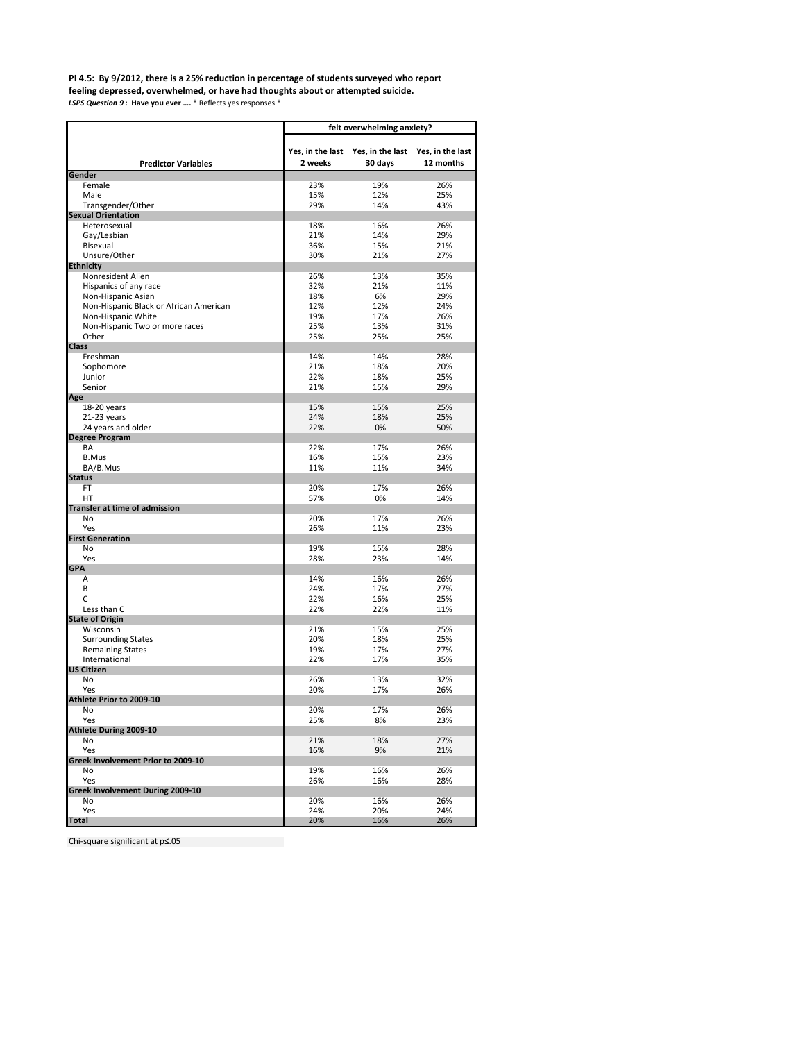**PI 4.5: By 9/2012, there is a 25% reduction in percentage of students surveyed who report feeling depressed, overwhelmed, or have had thoughts about or attempted suicide.**

***LSPS Question 9*: Have you ever ....** * Reflects yes responses *

| | felt overwhelming anxiety? | | |
|---|---|---|---|
| **Predictor Variables** | **Yes, in the last 2 weeks** | **Yes, in the last 30 days** | **Yes, in the last 12 months** |
| **Gender** | | | |
| Female | 23% | 19% | 26% |
| Male | 15% | 12% | 25% |
| Transgender/Other | 29% | 14% | 43% |
| **Sexual Orientation** | | | |
| Heterosexual | 18% | 16% | 26% |
| Gay/Lesbian | 21% | 14% | 29% |
| Bisexual | 36% | 15% | 21% |
| Unsure/Other | 30% | 21% | 27% |
| **Ethnicity** | | | |
| Nonresident Alien | 26% | 13% | 35% |
| Hispanics of any race | 32% | 21% | 11% |
| Non-Hispanic Asian | 18% | 6% | 29% |
| Non-Hispanic Black or African American | 12% | 12% | 24% |
| Non-Hispanic White | 19% | 17% | 26% |
| Non-Hispanic Two or more races | 25% | 13% | 31% |
| Other | 25% | 25% | 25% |
| **Class** | | | |
| Freshman | 14% | 14% | 28% |
| Sophomore | 21% | 18% | 20% |
| Junior | 22% | 18% | 25% |
| Senior | 21% | 15% | 29% |
| **Age** | | | |
| 18-20 years | 15% | 15% | 25% |
| 21-23 years | 24% | 18% | 25% |
| 24 years and older | 22% | 0% | 50% |
| **Degree Program** | | | |
| BA | 22% | 17% | 26% |
| B.Mus | 16% | 15% | 23% |
| BA/B.Mus | 11% | 11% | 34% |
| **Status** | | | |
| FT | 20% | 17% | 26% |
| HT | 57% | 0% | 14% |
| **Transfer at time of admission** | | | |
| No | 20% | 17% | 26% |
| Yes | 26% | 11% | 23% |
| **First Generation** | | | |
| No | 19% | 15% | 28% |
| Yes | 28% | 23% | 14% |
| **GPA** | | | |
| A | 14% | 16% | 26% |
| B | 24% | 17% | 27% |
| C | 22% | 16% | 25% |
| Less than C | 22% | 22% | 11% |
| **State of Origin** | | | |
| Wisconsin | 21% | 15% | 25% |
| Surrounding States | 20% | 18% | 25% |
| Remaining States | 19% | 17% | 27% |
| International | 22% | 17% | 35% |
| **US Citizen** | | | |
| No | 26% | 13% | 32% |
| Yes | 20% | 17% | 26% |
| **Athlete Prior to 2009-10** | | | |
| No | 20% | 17% | 26% |
| Yes | 25% | 8% | 23% |
| **Athlete During 2009-10** | | | |
| No | 21% | 18% | 27% |
| Yes | 16% | 9% | 21% |
| **Greek Involvement Prior to 2009-10** | | | |
| No | 19% | 16% | 26% |
| Yes | 26% | 16% | 28% |
| **Greek Involvement During 2009-10** | | | |
| No | 20% | 16% | 26% |
| Yes | 24% | 20% | 24% |
| **Total** | 20% | 16% | 26% |

Chi-square significant at p≤.05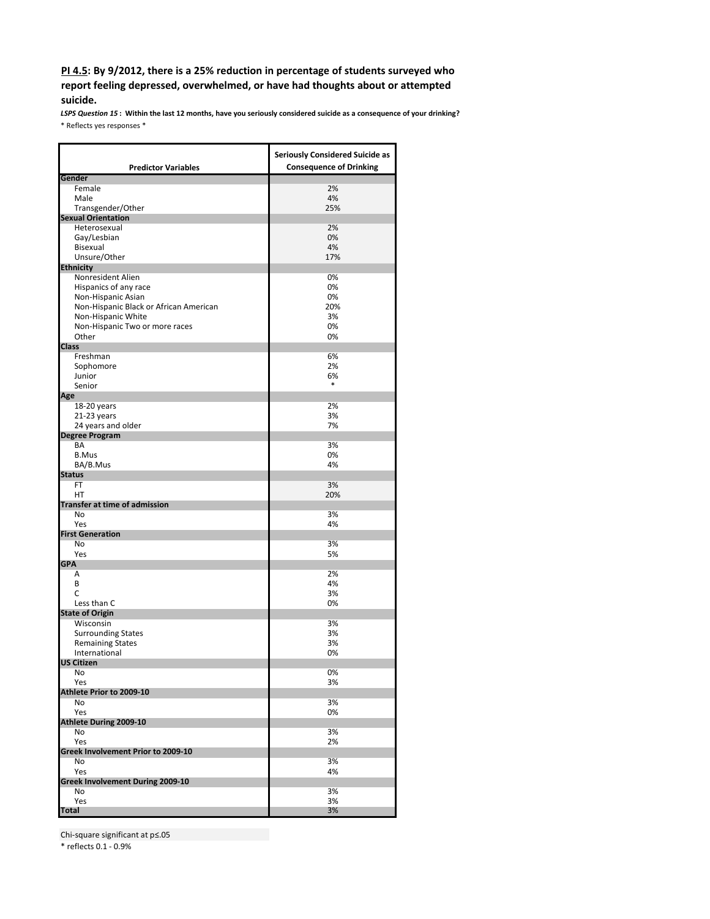**PI 4.5: By 9/2012, there is a 25% reduction in percentage of students surveyed who report feeling depressed, overwhelmed, or have had thoughts about or attempted suicide.**

***LSPS Question 15*** **: Within the last 12 months, have you seriously considered suicide as a consequence of your drinking?**

\* Reflects yes responses \*

| Predictor Variables | Seriously Considered Suicide as Consequence of Drinking |
|---|---|
| **Gender** | |
| Female | 2% |
| Male | 4% |
| Transgender/Other | 25% |
| **Sexual Orientation** | |
| Heterosexual | 2% |
| Gay/Lesbian | 0% |
| Bisexual | 4% |
| Unsure/Other | 17% |
| **Ethnicity** | |
| Nonresident Alien | 0% |
| Hispanics of any race | 0% |
| Non-Hispanic Asian | 0% |
| Non-Hispanic Black or African American | 20% |
| Non-Hispanic White | 3% |
| Non-Hispanic Two or more races | 0% |
| Other | 0% |
| **Class** | |
| Freshman | 6% |
| Sophomore | 2% |
| Junior | 6% |
| Senior | * |
| **Age** | |
| 18-20 years | 2% |
| 21-23 years | 3% |
| 24 years and older | 7% |
| **Degree Program** | |
| BA | 3% |
| B.Mus | 0% |
| BA/B.Mus | 4% |
| **Status** | |
| FT | 3% |
| HT | 20% |
| **Transfer at time of admission** | |
| No | 3% |
| Yes | 4% |
| **First Generation** | |
| No | 3% |
| Yes | 5% |
| **GPA** | |
| A | 2% |
| B | 4% |
| C | 3% |
| Less than C | 0% |
| **State of Origin** | |
| Wisconsin | 3% |
| Surrounding States | 3% |
| Remaining States | 3% |
| International | 0% |
| **US Citizen** | |
| No | 0% |
| Yes | 3% |
| **Athlete Prior to 2009-10** | |
| No | 3% |
| Yes | 0% |
| **Athlete During 2009-10** | |
| No | 3% |
| Yes | 2% |
| **Greek Involvement Prior to 2009-10** | |
| No | 3% |
| Yes | 4% |
| **Greek Involvement During 2009-10** | |
| No | 3% |
| Yes | 3% |
| **Total** | 3% |

Chi-square significant at p≤.05

\* reflects 0.1 - 0.9%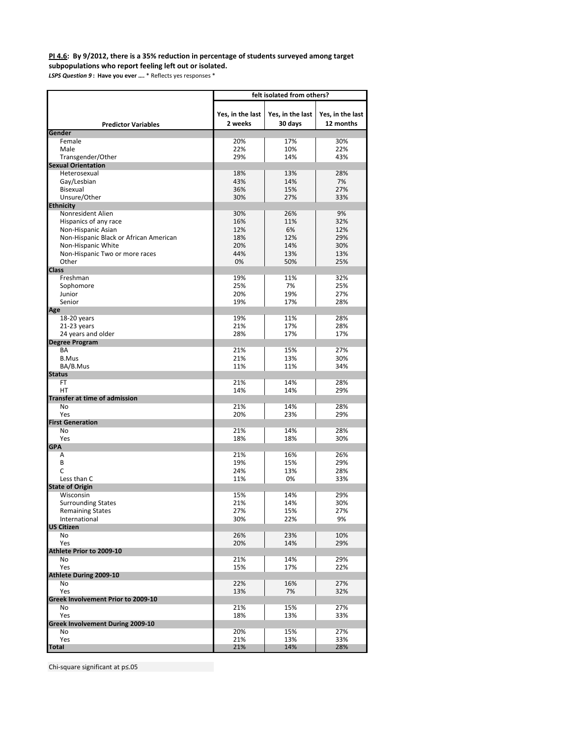**PI 4.6: By 9/2012, there is a 35% reduction in percentage of students surveyed among target subpopulations who report feeling left out or isolated.**

***LSPS Question 9* : Have you ever ….** * Reflects yes responses *

| | felt isolated from others? | | |
|---|---|---|---|
| **Predictor Variables** | Yes, in the last 2 weeks | Yes, in the last 30 days | Yes, in the last 12 months |
| **Gender** | | | |
| Female | 20% | 17% | 30% |
| Male | 22% | 10% | 22% |
| Transgender/Other | 29% | 14% | 43% |
| **Sexual Orientation** | | | |
| Heterosexual | 18% | 13% | 28% |
| Gay/Lesbian | 43% | 14% | 7% |
| Bisexual | 36% | 15% | 27% |
| Unsure/Other | 30% | 27% | 33% |
| **Ethnicity** | | | |
| Nonresident Alien | 30% | 26% | 9% |
| Hispanics of any race | 16% | 11% | 32% |
| Non-Hispanic Asian | 12% | 6% | 12% |
| Non-Hispanic Black or African American | 18% | 12% | 29% |
| Non-Hispanic White | 20% | 14% | 30% |
| Non-Hispanic Two or more races | 44% | 13% | 13% |
| Other | 0% | 50% | 25% |
| **Class** | | | |
| Freshman | 19% | 11% | 32% |
| Sophomore | 25% | 7% | 25% |
| Junior | 20% | 19% | 27% |
| Senior | 19% | 17% | 28% |
| **Age** | | | |
| 18-20 years | 19% | 11% | 28% |
| 21-23 years | 21% | 17% | 28% |
| 24 years and older | 28% | 17% | 17% |
| **Degree Program** | | | |
| BA | 21% | 15% | 27% |
| B.Mus | 21% | 13% | 30% |
| BA/B.Mus | 11% | 11% | 34% |
| **Status** | | | |
| FT | 21% | 14% | 28% |
| HT | 14% | 14% | 29% |
| **Transfer at time of admission** | | | |
| No | 21% | 14% | 28% |
| Yes | 20% | 23% | 29% |
| **First Generation** | | | |
| No | 21% | 14% | 28% |
| Yes | 18% | 18% | 30% |
| **GPA** | | | |
| A | 21% | 16% | 26% |
| B | 19% | 15% | 29% |
| C | 24% | 13% | 28% |
| Less than C | 11% | 0% | 33% |
| **State of Origin** | | | |
| Wisconsin | 15% | 14% | 29% |
| Surrounding States | 21% | 14% | 30% |
| Remaining States | 27% | 15% | 27% |
| International | 30% | 22% | 9% |
| **US Citizen** | | | |
| No | 26% | 23% | 10% |
| Yes | 20% | 14% | 29% |
| **Athlete Prior to 2009-10** | | | |
| No | 21% | 14% | 29% |
| Yes | 15% | 17% | 22% |
| **Athlete During 2009-10** | | | |
| No | 22% | 16% | 27% |
| Yes | 13% | 7% | 32% |
| **Greek Involvement Prior to 2009-10** | | | |
| No | 21% | 15% | 27% |
| Yes | 18% | 13% | 33% |
| **Greek Involvement During 2009-10** | | | |
| No | 20% | 15% | 27% |
| Yes | 21% | 13% | 33% |
| **Total** | 21% | 14% | 28% |

Chi-square significant at p≤.05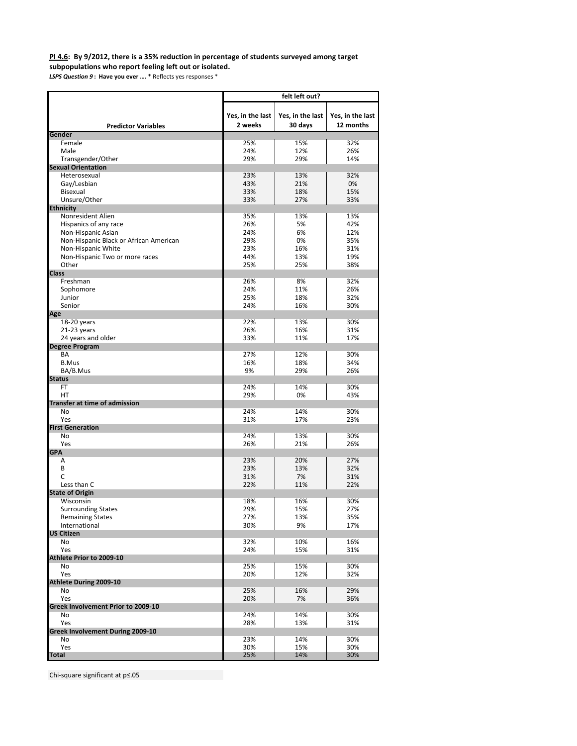**<u>PI 4.6</u>: By 9/2012, there is a 35% reduction in percentage of students surveyed among target subpopulations who report feeling left out or isolated.**

***LSPS Question 9* : Have you ever ....** * Reflects yes responses *

| | felt left out? | | |
|---|---|---|---|
| **Predictor Variables** | **Yes, in the last 2 weeks** | **Yes, in the last 30 days** | **Yes, in the last 12 months** |
| **Gender** | | | |
| Female | 25% | 15% | 32% |
| Male | 24% | 12% | 26% |
| Transgender/Other | 29% | 29% | 14% |
| **Sexual Orientation** | | | |
| Heterosexual | 23% | 13% | 32% |
| Gay/Lesbian | 43% | 21% | 0% |
| Bisexual | 33% | 18% | 15% |
| Unsure/Other | 33% | 27% | 33% |
| **Ethnicity** | | | |
| Nonresident Alien | 35% | 13% | 13% |
| Hispanics of any race | 26% | 5% | 42% |
| Non-Hispanic Asian | 24% | 6% | 12% |
| Non-Hispanic Black or African American | 29% | 0% | 35% |
| Non-Hispanic White | 23% | 16% | 31% |
| Non-Hispanic Two or more races | 44% | 13% | 19% |
| Other | 25% | 25% | 38% |
| **Class** | | | |
| Freshman | 26% | 8% | 32% |
| Sophomore | 24% | 11% | 26% |
| Junior | 25% | 18% | 32% |
| Senior | 24% | 16% | 30% |
| **Age** | | | |
| 18-20 years | 22% | 13% | 30% |
| 21-23 years | 26% | 16% | 31% |
| 24 years and older | 33% | 11% | 17% |
| **Degree Program** | | | |
| BA | 27% | 12% | 30% |
| B.Mus | 16% | 18% | 34% |
| BA/B.Mus | 9% | 29% | 26% |
| **Status** | | | |
| FT | 24% | 14% | 30% |
| HT | 29% | 0% | 43% |
| **Transfer at time of admission** | | | |
| No | 24% | 14% | 30% |
| Yes | 31% | 17% | 23% |
| **First Generation** | | | |
| No | 24% | 13% | 30% |
| Yes | 26% | 21% | 26% |
| **GPA** | | | |
| A | 23% | 20% | 27% |
| B | 23% | 13% | 32% |
| C | 31% | 7% | 31% |
| Less than C | 22% | 11% | 22% |
| **State of Origin** | | | |
| Wisconsin | 18% | 16% | 30% |
| Surrounding States | 29% | 15% | 27% |
| Remaining States | 27% | 13% | 35% |
| International | 30% | 9% | 17% |
| **US Citizen** | | | |
| No | 32% | 10% | 16% |
| Yes | 24% | 15% | 31% |
| **Athlete Prior to 2009-10** | | | |
| No | 25% | 15% | 30% |
| Yes | 20% | 12% | 32% |
| **Athlete During 2009-10** | | | |
| No | 25% | 16% | 29% |
| Yes | 20% | 7% | 36% |
| **Greek Involvement Prior to 2009-10** | | | |
| No | 24% | 14% | 30% |
| Yes | 28% | 13% | 31% |
| **Greek Involvement During 2009-10** | | | |
| No | 23% | 14% | 30% |
| Yes | 30% | 15% | 30% |
| **Total** | 25% | 14% | 30% |

Chi-square significant at p≤.05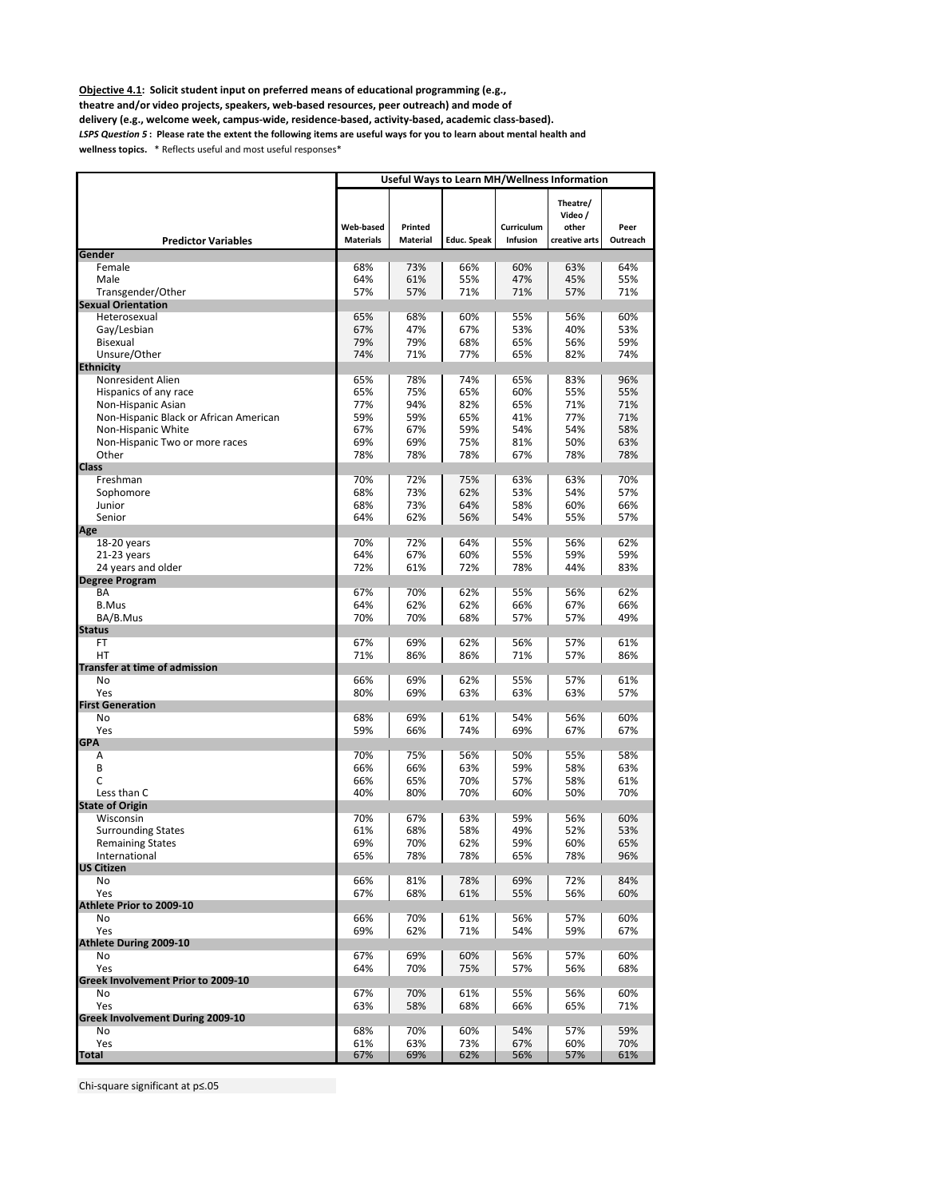**Objective 4.1: Solicit student input on preferred means of educational programming (e.g., theatre and/or video projects, speakers, web-based resources, peer outreach) and mode of delivery (e.g., welcome week, campus-wide, residence-based, activity-based, academic class-based).**

***LSPS Question 5* : Please rate the extent the following items are useful ways for you to learn about mental health and wellness topics.** * Reflects useful and most useful responses*

| | Useful Ways to Learn MH/Wellness Information | | | | | |
|---|---|---|---|---|---|---|
| **Predictor Variables** | **Web-based Materials** | **Printed Material** | **Educ. Speak** | **Curriculum Infusion** | **Theatre/ Video / other creative arts** | **Peer Outreach** |
| **Gender** | | | | | | |
| Female | 68% | 73% | 66% | 60% | 63% | 64% |
| Male | 64% | 61% | 55% | 47% | 45% | 55% |
| Transgender/Other | 57% | 57% | 71% | 71% | 57% | 71% |
| **Sexual Orientation** | | | | | | |
| Heterosexual | 65% | 68% | 60% | 55% | 56% | 60% |
| Gay/Lesbian | 67% | 47% | 67% | 53% | 40% | 53% |
| Bisexual | 79% | 79% | 68% | 65% | 56% | 59% |
| Unsure/Other | 74% | 71% | 77% | 65% | 82% | 74% |
| **Ethnicity** | | | | | | |
| Nonresident Alien | 65% | 78% | 74% | 65% | 83% | 96% |
| Hispanics of any race | 65% | 75% | 65% | 60% | 55% | 55% |
| Non-Hispanic Asian | 77% | 94% | 82% | 65% | 71% | 71% |
| Non-Hispanic Black or African American | 59% | 59% | 65% | 41% | 77% | 71% |
| Non-Hispanic White | 67% | 67% | 59% | 54% | 54% | 58% |
| Non-Hispanic Two or more races | 69% | 69% | 75% | 81% | 50% | 63% |
| Other | 78% | 78% | 78% | 67% | 78% | 78% |
| **Class** | | | | | | |
| Freshman | 70% | 72% | 75% | 63% | 63% | 70% |
| Sophomore | 68% | 73% | 62% | 53% | 54% | 57% |
| Junior | 68% | 73% | 64% | 58% | 60% | 66% |
| Senior | 64% | 62% | 56% | 54% | 55% | 57% |
| **Age** | | | | | | |
| 18-20 years | 70% | 72% | 64% | 55% | 56% | 62% |
| 21-23 years | 64% | 67% | 60% | 55% | 59% | 59% |
| 24 years and older | 72% | 61% | 72% | 78% | 44% | 83% |
| **Degree Program** | | | | | | |
| BA | 67% | 70% | 62% | 55% | 56% | 62% |
| B.Mus | 64% | 62% | 62% | 66% | 67% | 66% |
| BA/B.Mus | 70% | 70% | 68% | 57% | 57% | 49% |
| **Status** | | | | | | |
| FT | 67% | 69% | 62% | 56% | 57% | 61% |
| HT | 71% | 86% | 86% | 71% | 57% | 86% |
| **Transfer at time of admission** | | | | | | |
| No | 66% | 69% | 62% | 55% | 57% | 61% |
| Yes | 80% | 69% | 63% | 63% | 63% | 57% |
| **First Generation** | | | | | | |
| No | 68% | 69% | 61% | 54% | 56% | 60% |
| Yes | 59% | 66% | 74% | 69% | 67% | 67% |
| **GPA** | | | | | | |
| A | 70% | 75% | 56% | 50% | 55% | 58% |
| B | 66% | 66% | 63% | 59% | 58% | 63% |
| C | 66% | 65% | 70% | 57% | 58% | 61% |
| Less than C | 40% | 80% | 70% | 60% | 50% | 70% |
| **State of Origin** | | | | | | |
| Wisconsin | 70% | 67% | 63% | 59% | 56% | 60% |
| Surrounding States | 61% | 68% | 58% | 49% | 52% | 53% |
| Remaining States | 69% | 70% | 62% | 59% | 60% | 65% |
| International | 65% | 78% | 78% | 65% | 78% | 96% |
| **US Citizen** | | | | | | |
| No | 66% | 81% | 78% | 69% | 72% | 84% |
| Yes | 67% | 68% | 61% | 55% | 56% | 60% |
| **Athlete Prior to 2009-10** | | | | | | |
| No | 66% | 70% | 61% | 56% | 57% | 60% |
| Yes | 69% | 62% | 71% | 54% | 59% | 67% |
| **Athlete During 2009-10** | | | | | | |
| No | 67% | 69% | 60% | 56% | 57% | 60% |
| Yes | 64% | 70% | 75% | 57% | 56% | 68% |
| **Greek Involvement Prior to 2009-10** | | | | | | |
| No | 67% | 70% | 61% | 55% | 56% | 60% |
| Yes | 63% | 58% | 68% | 66% | 65% | 71% |
| **Greek Involvement During 2009-10** | | | | | | |
| No | 68% | 70% | 60% | 54% | 57% | 59% |
| Yes | 61% | 63% | 73% | 67% | 60% | 70% |
| **Total** | 67% | 69% | 62% | 56% | 57% | 61% |

Chi-square significant at p≤.05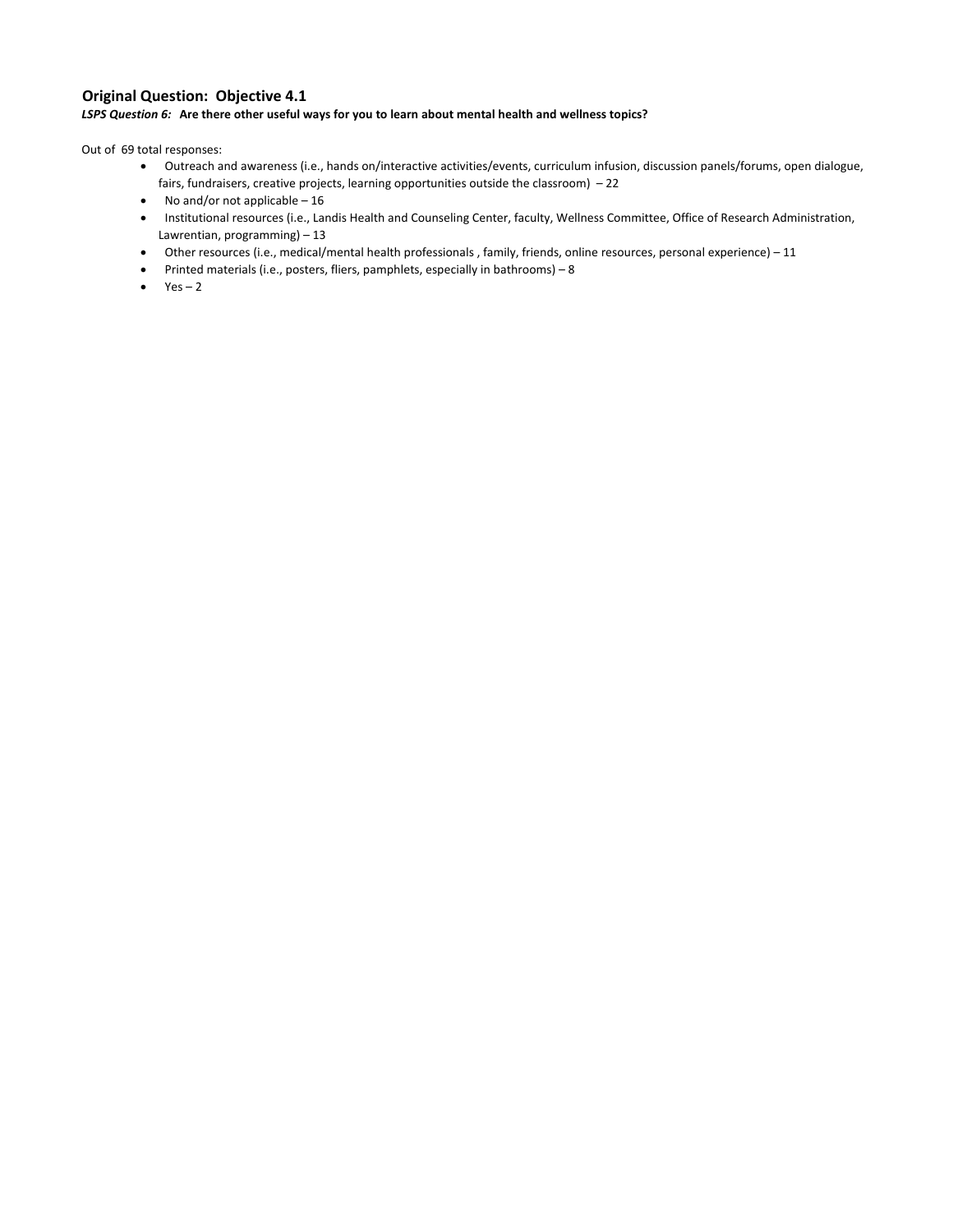## Original Question: Objective 4.1

***LSPS Question 6:* Are there other useful ways for you to learn about mental health and wellness topics?**

Out of 69 total responses:

- Outreach and awareness (i.e., hands on/interactive activities/events, curriculum infusion, discussion panels/forums, open dialogue, fairs, fundraisers, creative projects, learning opportunities outside the classroom) – 22
- No and/or not applicable – 16
- Institutional resources (i.e., Landis Health and Counseling Center, faculty, Wellness Committee, Office of Research Administration, Lawrentian, programming) – 13
- Other resources (i.e., medical/mental health professionals , family, friends, online resources, personal experience) – 11
- Printed materials (i.e., posters, fliers, pamphlets, especially in bathrooms) – 8
- Yes – 2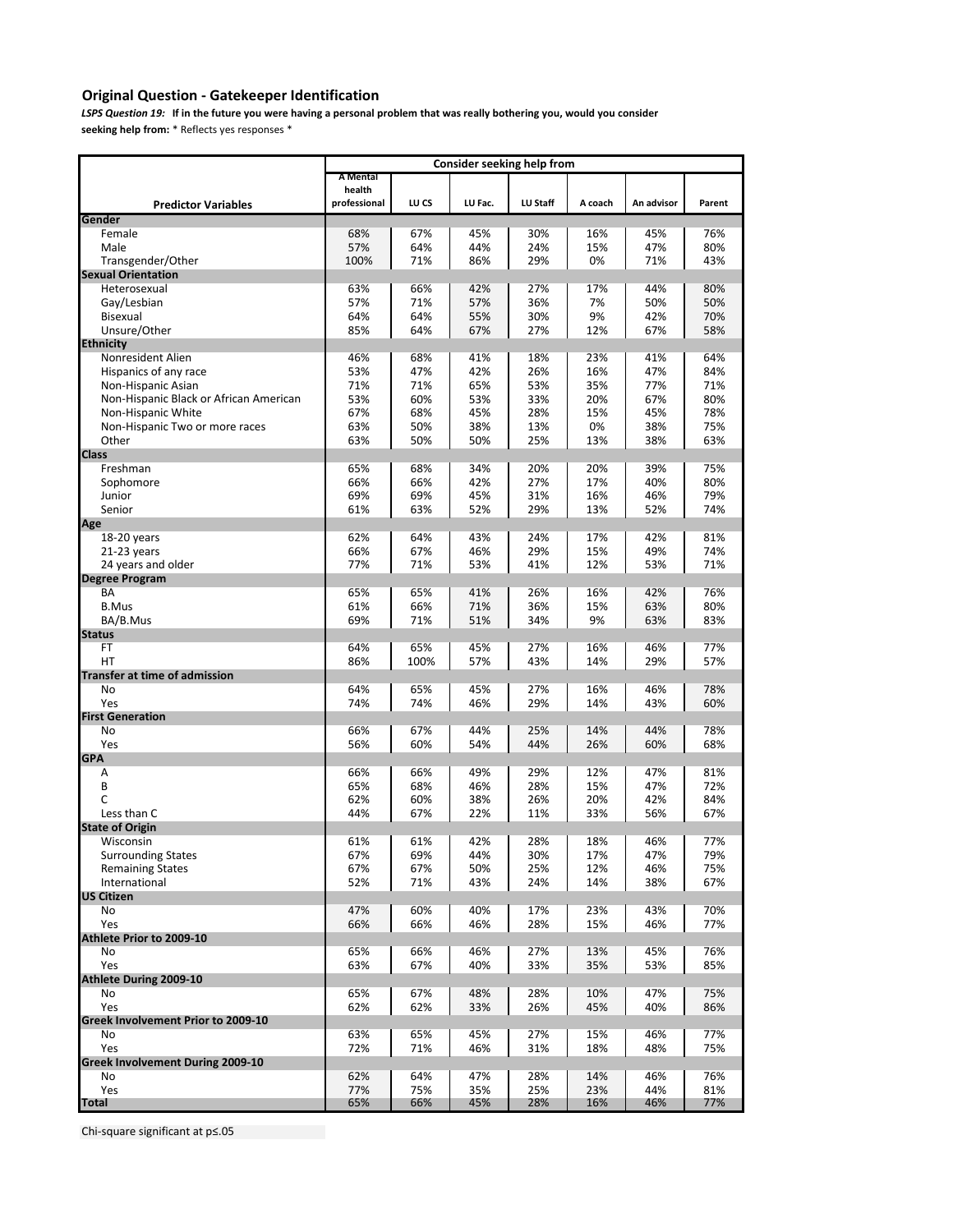## Original Question - Gatekeeper Identification

***LSPS Question 19:*** **If in the future you were having a personal problem that was really bothering you, would you consider seeking help from:** * Reflects yes responses *

| Predictor Variables | Consider seeking help from | | | | | | |
|---|---|---|---|---|---|---|---|
| | A Mental health professional | LU CS | LU Fac. | LU Staff | A coach | An advisor | Parent |
| **Gender** | | | | | | | |
| Female | 68% | 67% | 45% | 30% | 16% | 45% | 76% |
| Male | 57% | 64% | 44% | 24% | 15% | 47% | 80% |
| Transgender/Other | 100% | 71% | 86% | 29% | 0% | 71% | 43% |
| **Sexual Orientation** | | | | | | | |
| Heterosexual | 63% | 66% | 42% | 27% | 17% | 44% | 80% |
| Gay/Lesbian | 57% | 71% | 57% | 36% | 7% | 50% | 50% |
| Bisexual | 64% | 64% | 55% | 30% | 9% | 42% | 70% |
| Unsure/Other | 85% | 64% | 67% | 27% | 12% | 67% | 58% |
| **Ethnicity** | | | | | | | |
| Nonresident Alien | 46% | 68% | 41% | 18% | 23% | 41% | 64% |
| Hispanics of any race | 53% | 47% | 42% | 26% | 16% | 47% | 84% |
| Non-Hispanic Asian | 71% | 71% | 65% | 53% | 35% | 77% | 71% |
| Non-Hispanic Black or African American | 53% | 60% | 53% | 33% | 20% | 67% | 80% |
| Non-Hispanic White | 67% | 68% | 45% | 28% | 15% | 45% | 78% |
| Non-Hispanic Two or more races | 63% | 50% | 38% | 13% | 0% | 38% | 75% |
| Other | 63% | 50% | 50% | 25% | 13% | 38% | 63% |
| **Class** | | | | | | | |
| Freshman | 65% | 68% | 34% | 20% | 20% | 39% | 75% |
| Sophomore | 66% | 66% | 42% | 27% | 17% | 40% | 80% |
| Junior | 69% | 69% | 45% | 31% | 16% | 46% | 79% |
| Senior | 61% | 63% | 52% | 29% | 13% | 52% | 74% |
| **Age** | | | | | | | |
| 18-20 years | 62% | 64% | 43% | 24% | 17% | 42% | 81% |
| 21-23 years | 66% | 67% | 46% | 29% | 15% | 49% | 74% |
| 24 years and older | 77% | 71% | 53% | 41% | 12% | 53% | 71% |
| **Degree Program** | | | | | | | |
| BA | 65% | 65% | 41% | 26% | 16% | 42% | 76% |
| B.Mus | 61% | 66% | 71% | 36% | 15% | 63% | 80% |
| BA/B.Mus | 69% | 71% | 51% | 34% | 9% | 63% | 83% |
| **Status** | | | | | | | |
| FT | 64% | 65% | 45% | 27% | 16% | 46% | 77% |
| HT | 86% | 100% | 57% | 43% | 14% | 29% | 57% |
| **Transfer at time of admission** | | | | | | | |
| No | 64% | 65% | 45% | 27% | 16% | 46% | 78% |
| Yes | 74% | 74% | 46% | 29% | 14% | 43% | 60% |
| **First Generation** | | | | | | | |
| No | 66% | 67% | 44% | 25% | 14% | 44% | 78% |
| Yes | 56% | 60% | 54% | 44% | 26% | 60% | 68% |
| **GPA** | | | | | | | |
| A | 66% | 66% | 49% | 29% | 12% | 47% | 81% |
| B | 65% | 68% | 46% | 28% | 15% | 47% | 72% |
| C | 62% | 60% | 38% | 26% | 20% | 42% | 84% |
| Less than C | 44% | 67% | 22% | 11% | 33% | 56% | 67% |
| **State of Origin** | | | | | | | |
| Wisconsin | 61% | 61% | 42% | 28% | 18% | 46% | 77% |
| Surrounding States | 67% | 69% | 44% | 30% | 17% | 47% | 79% |
| Remaining States | 67% | 67% | 50% | 25% | 12% | 46% | 75% |
| International | 52% | 71% | 43% | 24% | 14% | 38% | 67% |
| **US Citizen** | | | | | | | |
| No | 47% | 60% | 40% | 17% | 23% | 43% | 70% |
| Yes | 66% | 66% | 46% | 28% | 15% | 46% | 77% |
| **Athlete Prior to 2009-10** | | | | | | | |
| No | 65% | 66% | 46% | 27% | 13% | 45% | 76% |
| Yes | 63% | 67% | 40% | 33% | 35% | 53% | 85% |
| **Athlete During 2009-10** | | | | | | | |
| No | 65% | 67% | 48% | 28% | 10% | 47% | 75% |
| Yes | 62% | 62% | 33% | 26% | 45% | 40% | 86% |
| **Greek Involvement Prior to 2009-10** | | | | | | | |
| No | 63% | 65% | 45% | 27% | 15% | 46% | 77% |
| Yes | 72% | 71% | 46% | 31% | 18% | 48% | 75% |
| **Greek Involvement During 2009-10** | | | | | | | |
| No | 62% | 64% | 47% | 28% | 14% | 46% | 76% |
| Yes | 77% | 75% | 35% | 25% | 23% | 44% | 81% |
| **Total** | 65% | 66% | 45% | 28% | 16% | 46% | 77% |

Chi-square significant at p≤.05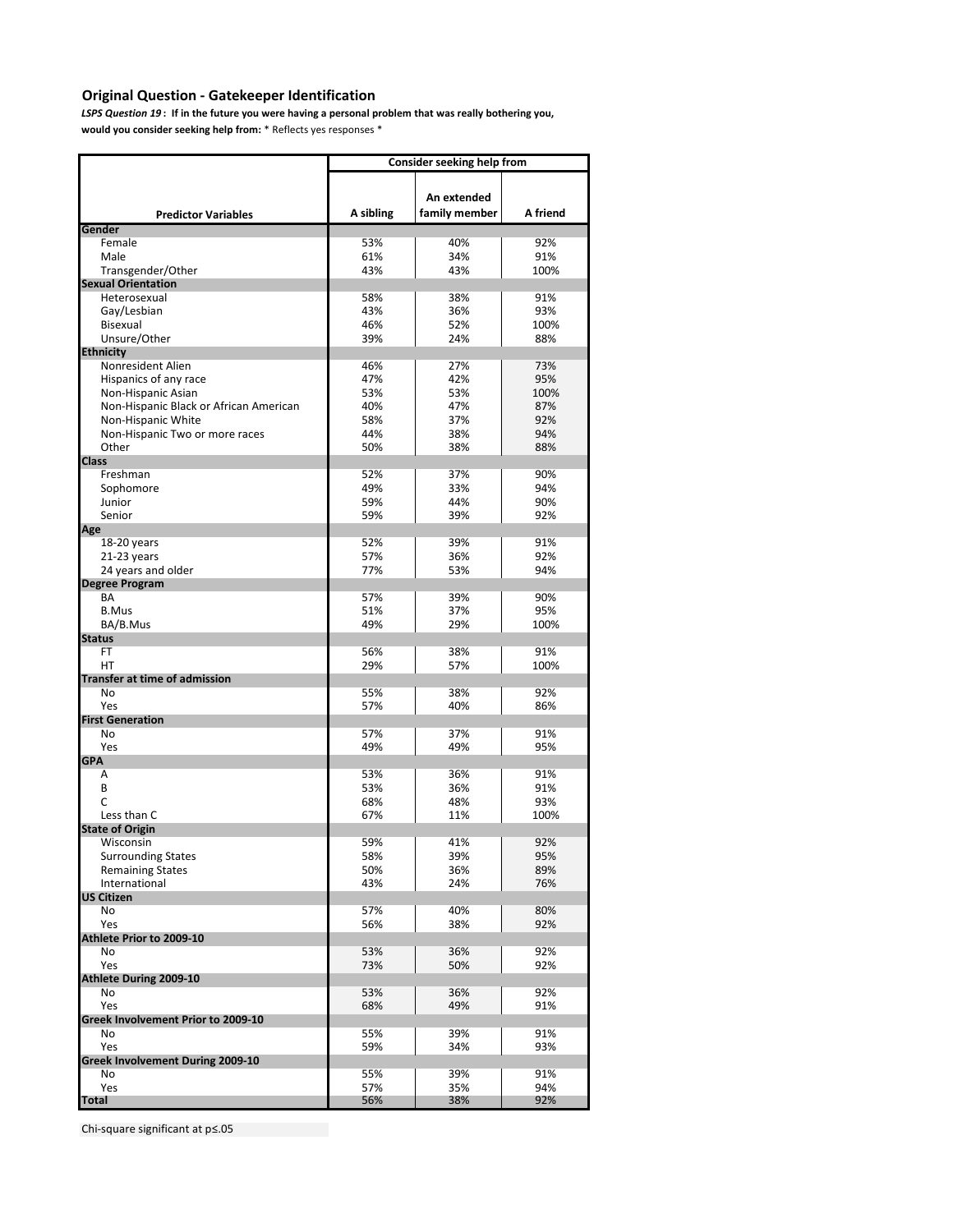## Original Question - Gatekeeper Identification

***LSPS Question 19* : If in the future you were having a personal problem that was really bothering you, would you consider seeking help from:** * Reflects yes responses *

| | Consider seeking help from | | |
|---|---|---|---|
| **Predictor Variables** | **A sibling** | **An extended family member** | **A friend** |
| **Gender** | | | |
| Female | 53% | 40% | 92% |
| Male | 61% | 34% | 91% |
| Transgender/Other | 43% | 43% | 100% |
| **Sexual Orientation** | | | |
| Heterosexual | 58% | 38% | 91% |
| Gay/Lesbian | 43% | 36% | 93% |
| Bisexual | 46% | 52% | 100% |
| Unsure/Other | 39% | 24% | 88% |
| **Ethnicity** | | | |
| Nonresident Alien | 46% | 27% | 73% |
| Hispanics of any race | 47% | 42% | 95% |
| Non-Hispanic Asian | 53% | 53% | 100% |
| Non-Hispanic Black or African American | 40% | 47% | 87% |
| Non-Hispanic White | 58% | 37% | 92% |
| Non-Hispanic Two or more races | 44% | 38% | 94% |
| Other | 50% | 38% | 88% |
| **Class** | | | |
| Freshman | 52% | 37% | 90% |
| Sophomore | 49% | 33% | 94% |
| Junior | 59% | 44% | 90% |
| Senior | 59% | 39% | 92% |
| **Age** | | | |
| 18-20 years | 52% | 39% | 91% |
| 21-23 years | 57% | 36% | 92% |
| 24 years and older | 77% | 53% | 94% |
| **Degree Program** | | | |
| BA | 57% | 39% | 90% |
| B.Mus | 51% | 37% | 95% |
| BA/B.Mus | 49% | 29% | 100% |
| **Status** | | | |
| FT | 56% | 38% | 91% |
| HT | 29% | 57% | 100% |
| **Transfer at time of admission** | | | |
| No | 55% | 38% | 92% |
| Yes | 57% | 40% | 86% |
| **First Generation** | | | |
| No | 57% | 37% | 91% |
| Yes | 49% | 49% | 95% |
| **GPA** | | | |
| A | 53% | 36% | 91% |
| B | 53% | 36% | 91% |
| C | 68% | 48% | 93% |
| Less than C | 67% | 11% | 100% |
| **State of Origin** | | | |
| Wisconsin | 59% | 41% | 92% |
| Surrounding States | 58% | 39% | 95% |
| Remaining States | 50% | 36% | 89% |
| International | 43% | 24% | 76% |
| **US Citizen** | | | |
| No | 57% | 40% | 80% |
| Yes | 56% | 38% | 92% |
| **Athlete Prior to 2009-10** | | | |
| No | 53% | 36% | 92% |
| Yes | 73% | 50% | 92% |
| **Athlete During 2009-10** | | | |
| No | 53% | 36% | 92% |
| Yes | 68% | 49% | 91% |
| **Greek Involvement Prior to 2009-10** | | | |
| No | 55% | 39% | 91% |
| Yes | 59% | 34% | 93% |
| **Greek Involvement During 2009-10** | | | |
| No | 55% | 39% | 91% |
| Yes | 57% | 35% | 94% |
| **Total** | 56% | 38% | 92% |

Chi-square significant at p≤.05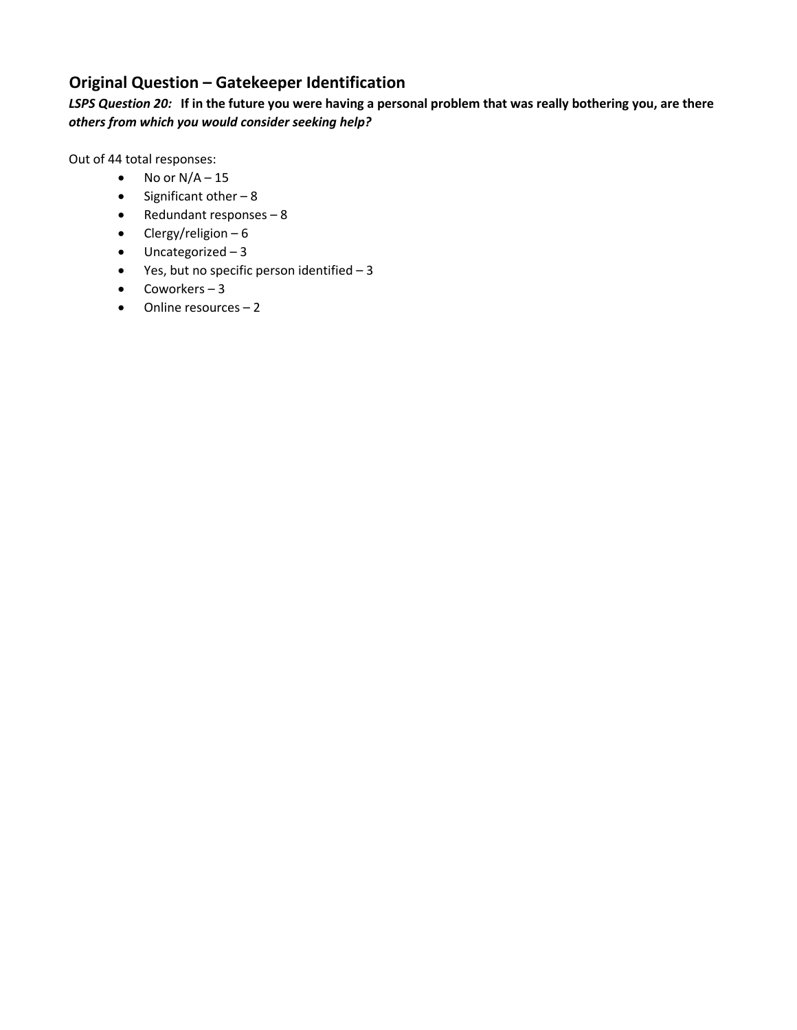## Original Question – Gatekeeper Identification

***LSPS Question 20:*** **If in the future you were having a personal problem that was really bothering you, are there *others from which you would consider seeking help?***

Out of 44 total responses:

- No or N/A – 15
- Significant other – 8
- Redundant responses – 8
- Clergy/religion – 6
- Uncategorized – 3
- Yes, but no specific person identified – 3
- Coworkers – 3
- Online resources – 2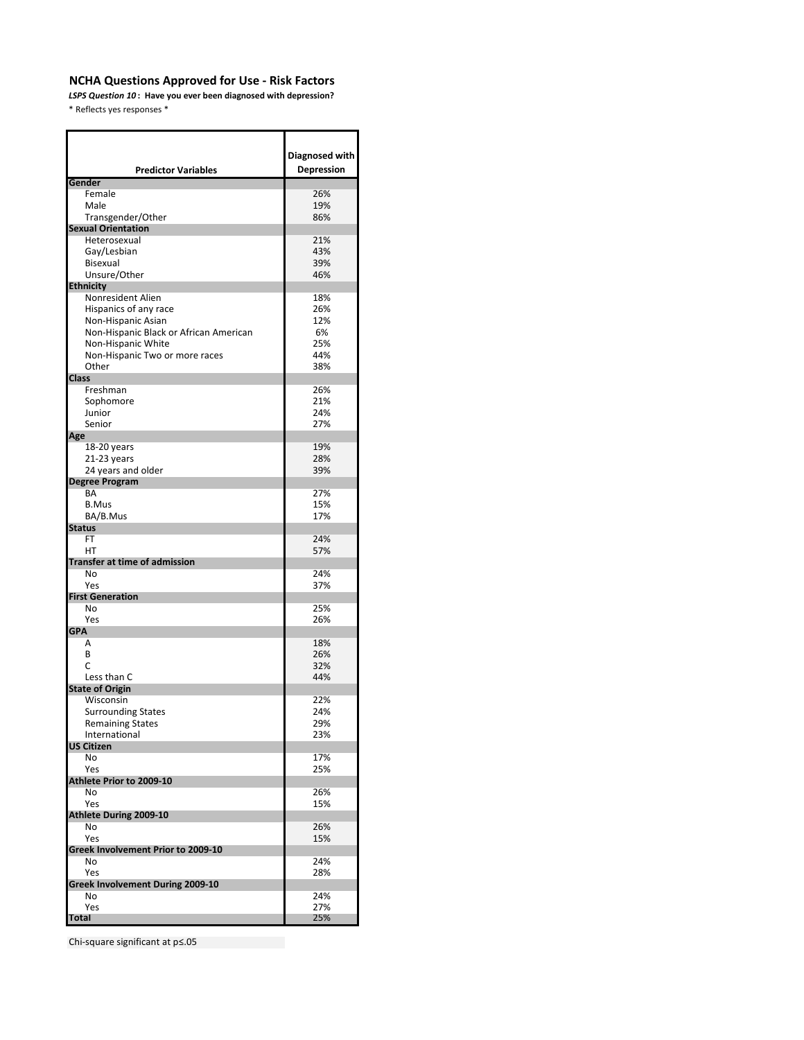## NCHA Questions Approved for Use - Risk Factors

***LSPS Question 10*: Have you ever been diagnosed with depression?**

* Reflects yes responses *

| Predictor Variables | Diagnosed with Depression |
|---|---|
| **Gender** | |
| Female | 26% |
| Male | 19% |
| Transgender/Other | 86% |
| **Sexual Orientation** | |
| Heterosexual | 21% |
| Gay/Lesbian | 43% |
| Bisexual | 39% |
| Unsure/Other | 46% |
| **Ethnicity** | |
| Nonresident Alien | 18% |
| Hispanics of any race | 26% |
| Non-Hispanic Asian | 12% |
| Non-Hispanic Black or African American | 6% |
| Non-Hispanic White | 25% |
| Non-Hispanic Two or more races | 44% |
| Other | 38% |
| **Class** | |
| Freshman | 26% |
| Sophomore | 21% |
| Junior | 24% |
| Senior | 27% |
| **Age** | |
| 18-20 years | 19% |
| 21-23 years | 28% |
| 24 years and older | 39% |
| **Degree Program** | |
| BA | 27% |
| B.Mus | 15% |
| BA/B.Mus | 17% |
| **Status** | |
| FT | 24% |
| HT | 57% |
| **Transfer at time of admission** | |
| No | 24% |
| Yes | 37% |
| **First Generation** | |
| No | 25% |
| Yes | 26% |
| **GPA** | |
| A | 18% |
| B | 26% |
| C | 32% |
| Less than C | 44% |
| **State of Origin** | |
| Wisconsin | 22% |
| Surrounding States | 24% |
| Remaining States | 29% |
| International | 23% |
| **US Citizen** | |
| No | 17% |
| Yes | 25% |
| **Athlete Prior to 2009-10** | |
| No | 26% |
| Yes | 15% |
| **Athlete During 2009-10** | |
| No | 26% |
| Yes | 15% |
| **Greek Involvement Prior to 2009-10** | |
| No | 24% |
| Yes | 28% |
| **Greek Involvement During 2009-10** | |
| No | 24% |
| Yes | 27% |
| **Total** | 25% |

Chi-square significant at p≤.05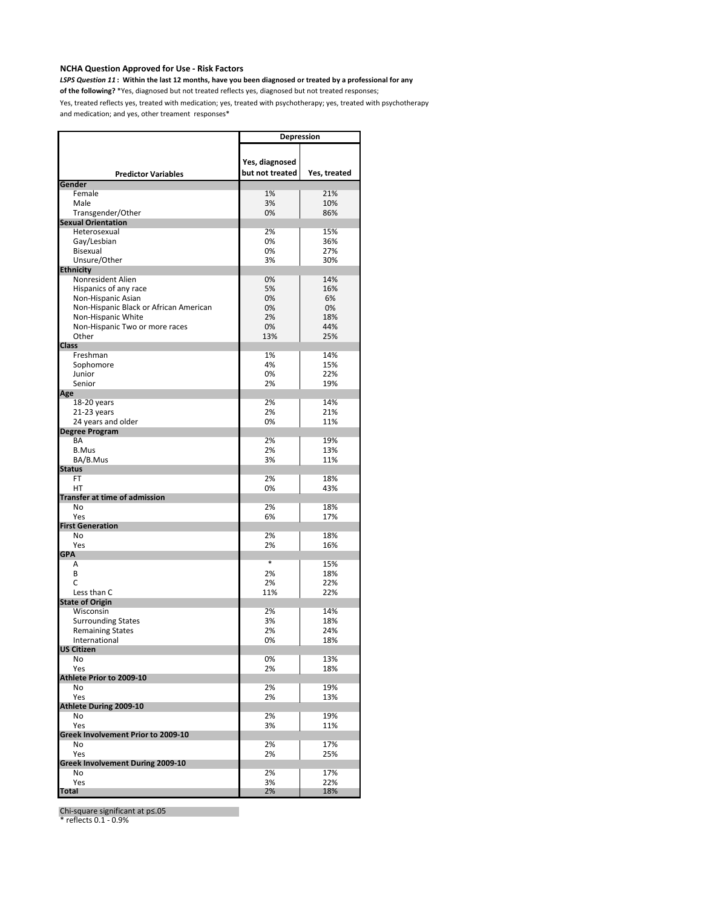**NCHA Question Approved for Use - Risk Factors**

***LSPS Question 11*** **: Within the last 12 months, have you been diagnosed or treated by a professional for any of the following?** *Yes, diagnosed but not treated reflects yes, diagnosed but not treated responses; Yes, treated reflects yes, treated with medication; yes, treated with psychotherapy; yes, treated with psychotherapy and medication; and yes, other treament responses*

| | Depression | |
|---|---|---|
| **Predictor Variables** | **Yes, diagnosed but not treated** | **Yes, treated** |
| **Gender** | | |
| Female | 1% | 21% |
| Male | 3% | 10% |
| Transgender/Other | 0% | 86% |
| **Sexual Orientation** | | |
| Heterosexual | 2% | 15% |
| Gay/Lesbian | 0% | 36% |
| Bisexual | 0% | 27% |
| Unsure/Other | 3% | 30% |
| **Ethnicity** | | |
| Nonresident Alien | 0% | 14% |
| Hispanics of any race | 5% | 16% |
| Non-Hispanic Asian | 0% | 6% |
| Non-Hispanic Black or African American | 0% | 0% |
| Non-Hispanic White | 2% | 18% |
| Non-Hispanic Two or more races | 0% | 44% |
| Other | 13% | 25% |
| **Class** | | |
| Freshman | 1% | 14% |
| Sophomore | 4% | 15% |
| Junior | 0% | 22% |
| Senior | 2% | 19% |
| **Age** | | |
| 18-20 years | 2% | 14% |
| 21-23 years | 2% | 21% |
| 24 years and older | 0% | 11% |
| **Degree Program** | | |
| BA | 2% | 19% |
| B.Mus | 2% | 13% |
| BA/B.Mus | 3% | 11% |
| **Status** | | |
| FT | 2% | 18% |
| HT | 0% | 43% |
| **Transfer at time of admission** | | |
| No | 2% | 18% |
| Yes | 6% | 17% |
| **First Generation** | | |
| No | 2% | 18% |
| Yes | 2% | 16% |
| **GPA** | | |
| A | * | 15% |
| B | 2% | 18% |
| C | 2% | 22% |
| Less than C | 11% | 22% |
| **State of Origin** | | |
| Wisconsin | 2% | 14% |
| Surrounding States | 3% | 18% |
| Remaining States | 2% | 24% |
| International | 0% | 18% |
| **US Citizen** | | |
| No | 0% | 13% |
| Yes | 2% | 18% |
| **Athlete Prior to 2009-10** | | |
| No | 2% | 19% |
| Yes | 2% | 13% |
| **Athlete During 2009-10** | | |
| No | 2% | 19% |
| Yes | 3% | 11% |
| **Greek Involvement Prior to 2009-10** | | |
| No | 2% | 17% |
| Yes | 2% | 25% |
| **Greek Involvement During 2009-10** | | |
| No | 2% | 17% |
| Yes | 3% | 22% |
| **Total** | 2% | 18% |

Chi-square significant at p≤.05

\* reflects 0.1 - 0.9%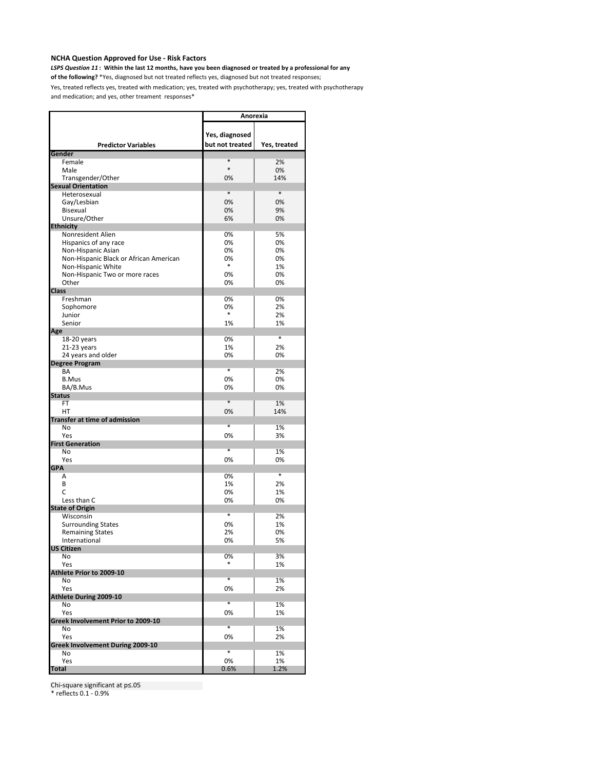**NCHA Question Approved for Use - Risk Factors**

***LSPS Question 11*** **: Within the last 12 months, have you been diagnosed or treated by a professional for any of the following?** *Yes, diagnosed but not treated reflects yes, diagnosed but not treated responses; Yes, treated reflects yes, treated with medication; yes, treated with psychotherapy; yes, treated with psychotherapy and medication; and yes, other treament responses*

| Predictor Variables | Anorexia | |
|---|---|---|
| | Yes, diagnosed but not treated | Yes, treated |
| **Gender** | | |
| Female | * | 2% |
| Male | * | 0% |
| Transgender/Other | 0% | 14% |
| **Sexual Orientation** | | |
| Heterosexual | * | * |
| Gay/Lesbian | 0% | 0% |
| Bisexual | 0% | 9% |
| Unsure/Other | 6% | 0% |
| **Ethnicity** | | |
| Nonresident Alien | 0% | 5% |
| Hispanics of any race | 0% | 0% |
| Non-Hispanic Asian | 0% | 0% |
| Non-Hispanic Black or African American | 0% | 0% |
| Non-Hispanic White | * | 1% |
| Non-Hispanic Two or more races | 0% | 0% |
| Other | 0% | 0% |
| **Class** | | |
| Freshman | 0% | 0% |
| Sophomore | 0% | 2% |
| Junior | * | 2% |
| Senior | 1% | 1% |
| **Age** | | |
| 18-20 years | 0% | * |
| 21-23 years | 1% | 2% |
| 24 years and older | 0% | 0% |
| **Degree Program** | | |
| BA | * | 2% |
| B.Mus | 0% | 0% |
| BA/B.Mus | 0% | 0% |
| **Status** | | |
| FT | * | 1% |
| HT | 0% | 14% |
| **Transfer at time of admission** | | |
| No | * | 1% |
| Yes | 0% | 3% |
| **First Generation** | | |
| No | * | 1% |
| Yes | 0% | 0% |
| **GPA** | | |
| A | 0% | * |
| B | 1% | 2% |
| C | 0% | 1% |
| Less than C | 0% | 0% |
| **State of Origin** | | |
| Wisconsin | * | 2% |
| Surrounding States | 0% | 1% |
| Remaining States | 2% | 0% |
| International | 0% | 5% |
| **US Citizen** | | |
| No | 0% | 3% |
| Yes | * | 1% |
| **Athlete Prior to 2009-10** | | |
| No | * | 1% |
| Yes | 0% | 2% |
| **Athlete During 2009-10** | | |
| No | * | 1% |
| Yes | 0% | 1% |
| **Greek Involvement Prior to 2009-10** | | |
| No | * | 1% |
| Yes | 0% | 2% |
| **Greek Involvement During 2009-10** | | |
| No | * | 1% |
| Yes | 0% | 1% |
| **Total** | 0.6% | 1.2% |

Chi-square significant at p≤.05

\* reflects 0.1 - 0.9%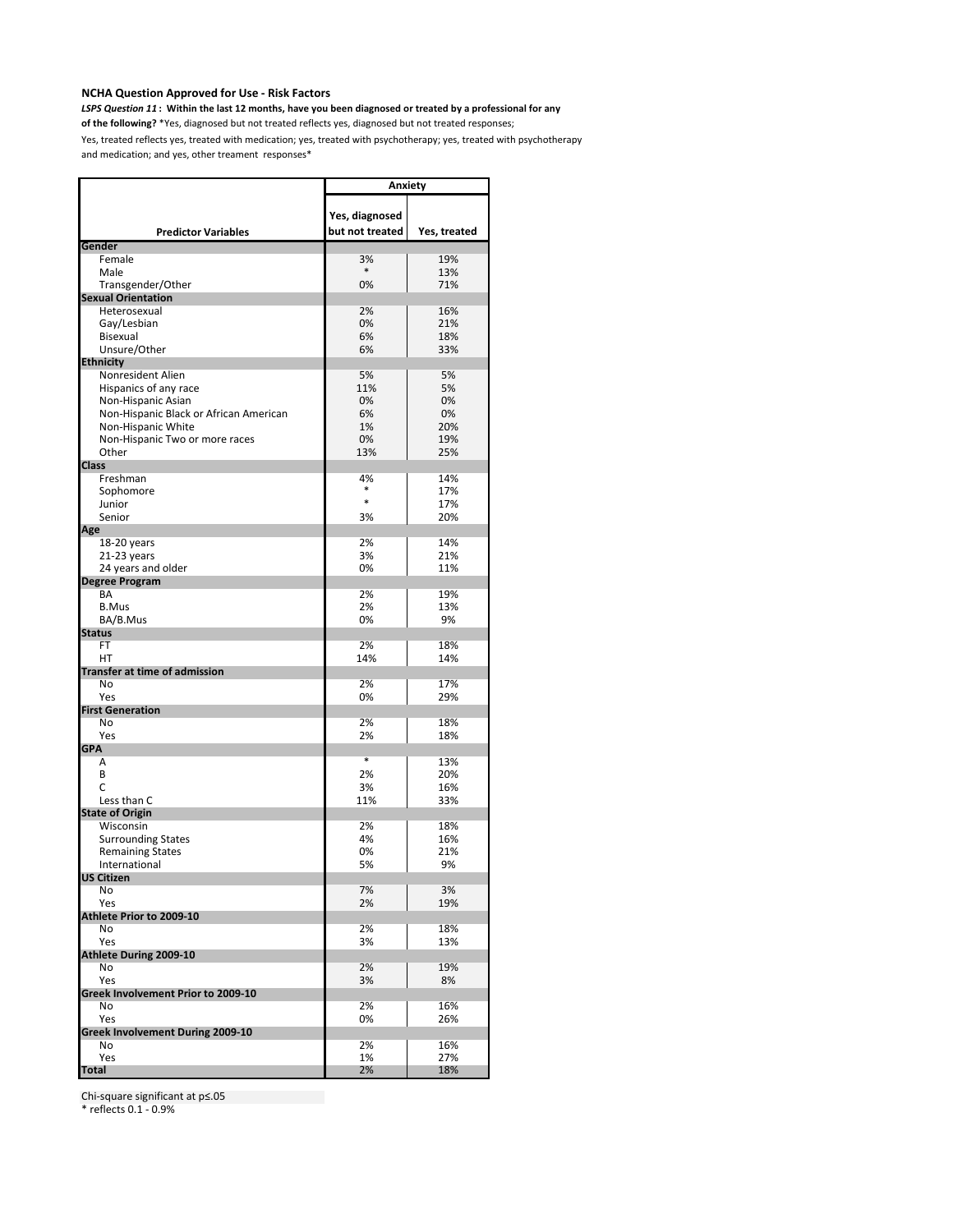**NCHA Question Approved for Use - Risk Factors**

***LSPS Question 11* : Within the last 12 months, have you been diagnosed or treated by a professional for any of the following?** *Yes, diagnosed but not treated reflects yes, diagnosed but not treated responses; Yes, treated reflects yes, treated with medication; yes, treated with psychotherapy; yes, treated with psychotherapy and medication; and yes, other treament responses*

| | Anxiety | |
|---|---|---|
| **Predictor Variables** | **Yes, diagnosed but not treated** | **Yes, treated** |
| **Gender** | | |
| Female | 3% | 19% |
| Male | * | 13% |
| Transgender/Other | 0% | 71% |
| **Sexual Orientation** | | |
| Heterosexual | 2% | 16% |
| Gay/Lesbian | 0% | 21% |
| Bisexual | 6% | 18% |
| Unsure/Other | 6% | 33% |
| **Ethnicity** | | |
| Nonresident Alien | 5% | 5% |
| Hispanics of any race | 11% | 5% |
| Non-Hispanic Asian | 0% | 0% |
| Non-Hispanic Black or African American | 6% | 0% |
| Non-Hispanic White | 1% | 20% |
| Non-Hispanic Two or more races | 0% | 19% |
| Other | 13% | 25% |
| **Class** | | |
| Freshman | 4% | 14% |
| Sophomore | * | 17% |
| Junior | * | 17% |
| Senior | 3% | 20% |
| **Age** | | |
| 18-20 years | 2% | 14% |
| 21-23 years | 3% | 21% |
| 24 years and older | 0% | 11% |
| **Degree Program** | | |
| BA | 2% | 19% |
| B.Mus | 2% | 13% |
| BA/B.Mus | 0% | 9% |
| **Status** | | |
| FT | 2% | 18% |
| HT | 14% | 14% |
| **Transfer at time of admission** | | |
| No | 2% | 17% |
| Yes | 0% | 29% |
| **First Generation** | | |
| No | 2% | 18% |
| Yes | 2% | 18% |
| **GPA** | | |
| A | * | 13% |
| B | 2% | 20% |
| C | 3% | 16% |
| Less than C | 11% | 33% |
| **State of Origin** | | |
| Wisconsin | 2% | 18% |
| Surrounding States | 4% | 16% |
| Remaining States | 0% | 21% |
| International | 5% | 9% |
| **US Citizen** | | |
| No | 7% | 3% |
| Yes | 2% | 19% |
| **Athlete Prior to 2009-10** | | |
| No | 2% | 18% |
| Yes | 3% | 13% |
| **Athlete During 2009-10** | | |
| No | 2% | 19% |
| Yes | 3% | 8% |
| **Greek Involvement Prior to 2009-10** | | |
| No | 2% | 16% |
| Yes | 0% | 26% |
| **Greek Involvement During 2009-10** | | |
| No | 2% | 16% |
| Yes | 1% | 27% |
| **Total** | 2% | 18% |

Chi-square significant at p≤.05

\* reflects 0.1 - 0.9%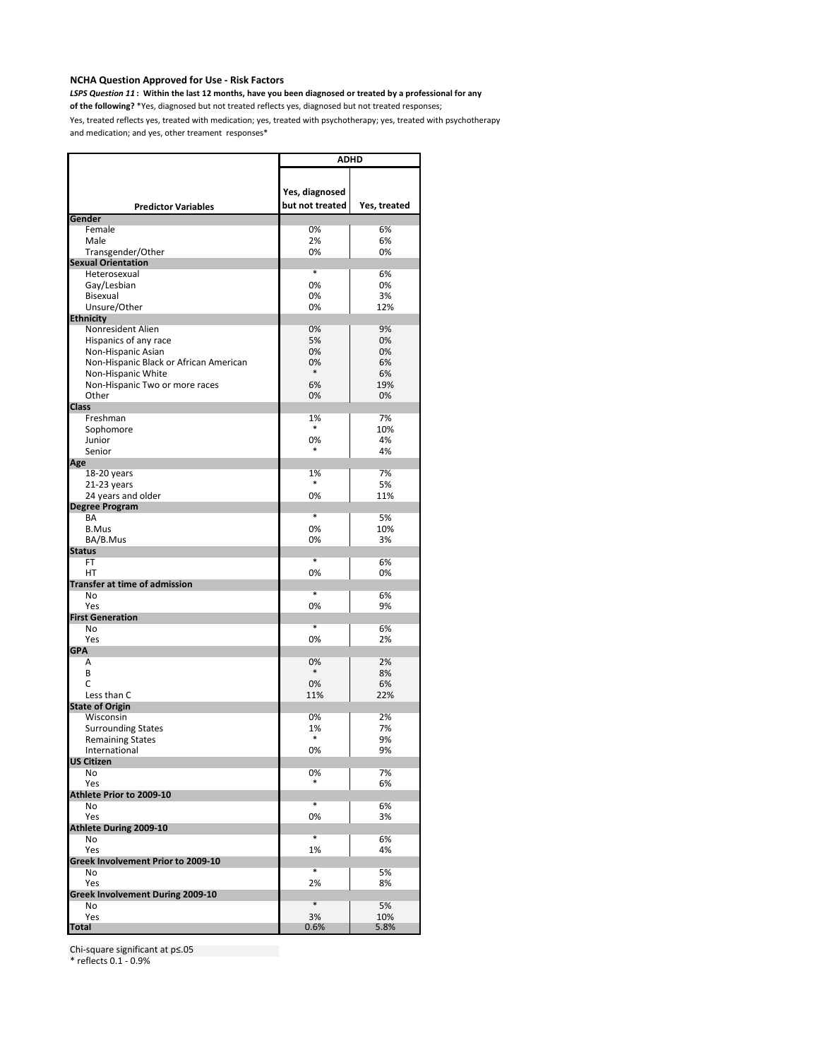**NCHA Question Approved for Use - Risk Factors**

***LSPS Question 11* : Within the last 12 months, have you been diagnosed or treated by a professional for any of the following?** *Yes, diagnosed but not treated reflects yes, diagnosed but not treated responses; Yes, treated reflects yes, treated with medication; yes, treated with psychotherapy; yes, treated with psychotherapy and medication; and yes, other treament responses*

| | ADHD | |
|---|---|---|
| **Predictor Variables** | **Yes, diagnosed but not treated** | **Yes, treated** |
| **Gender** | | |
| Female | 0% | 6% |
| Male | 2% | 6% |
| Transgender/Other | 0% | 0% |
| **Sexual Orientation** | | |
| Heterosexual | * | 6% |
| Gay/Lesbian | 0% | 0% |
| Bisexual | 0% | 3% |
| Unsure/Other | 0% | 12% |
| **Ethnicity** | | |
| Nonresident Alien | 0% | 9% |
| Hispanics of any race | 5% | 0% |
| Non-Hispanic Asian | 0% | 0% |
| Non-Hispanic Black or African American | 0% | 6% |
| Non-Hispanic White | * | 6% |
| Non-Hispanic Two or more races | 6% | 19% |
| Other | 0% | 0% |
| **Class** | | |
| Freshman | 1% | 7% |
| Sophomore | * | 10% |
| Junior | 0% | 4% |
| Senior | * | 4% |
| **Age** | | |
| 18-20 years | 1% | 7% |
| 21-23 years | * | 5% |
| 24 years and older | 0% | 11% |
| **Degree Program** | | |
| BA | * | 5% |
| B.Mus | 0% | 10% |
| BA/B.Mus | 0% | 3% |
| **Status** | | |
| FT | * | 6% |
| HT | 0% | 0% |
| **Transfer at time of admission** | | |
| No | * | 6% |
| Yes | 0% | 9% |
| **First Generation** | | |
| No | * | 6% |
| Yes | 0% | 2% |
| **GPA** | | |
| A | 0% | 2% |
| B | * | 8% |
| C | 0% | 6% |
| Less than C | 11% | 22% |
| **State of Origin** | | |
| Wisconsin | 0% | 2% |
| Surrounding States | 1% | 7% |
| Remaining States | * | 9% |
| International | 0% | 9% |
| **US Citizen** | | |
| No | 0% | 7% |
| Yes | * | 6% |
| **Athlete Prior to 2009-10** | | |
| No | * | 6% |
| Yes | 0% | 3% |
| **Athlete During 2009-10** | | |
| No | * | 6% |
| Yes | 1% | 4% |
| **Greek Involvement Prior to 2009-10** | | |
| No | * | 5% |
| Yes | 2% | 8% |
| **Greek Involvement During 2009-10** | | |
| No | * | 5% |
| Yes | 3% | 10% |
| **Total** | 0.6% | 5.8% |

Chi-square significant at p≤.05

* reflects 0.1 - 0.9%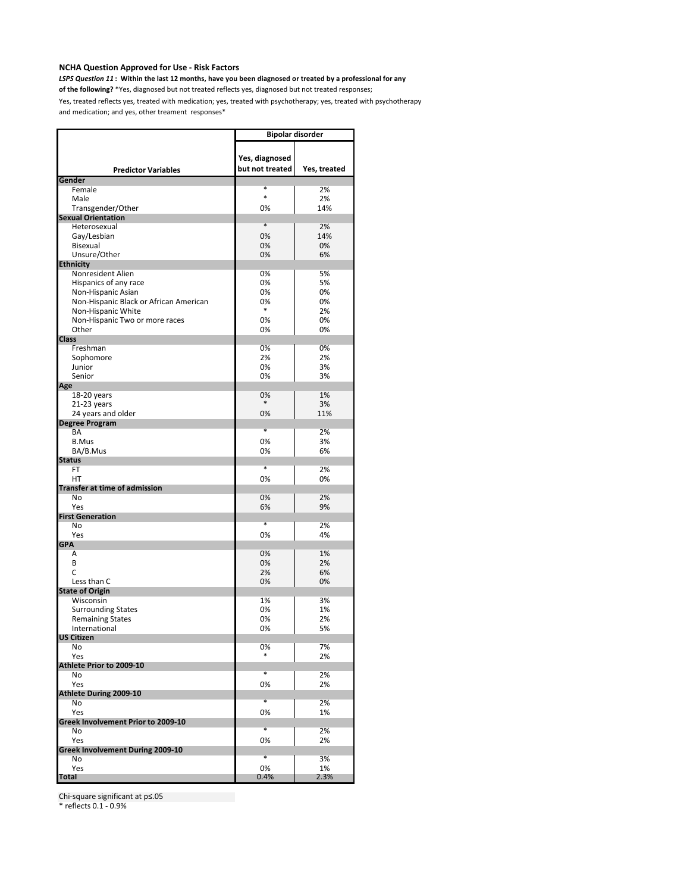**NCHA Question Approved for Use - Risk Factors**

***LSPS Question 11* : Within the last 12 months, have you been diagnosed or treated by a professional for any of the following?** *Yes, diagnosed but not treated reflects yes, diagnosed but not treated responses; Yes, treated reflects yes, treated with medication; yes, treated with psychotherapy; yes, treated with psychotherapy and medication; and yes, other treament responses*

| | Bipolar disorder | |
|---|---|---|
| **Predictor Variables** | **Yes, diagnosed but not treated** | **Yes, treated** |
| **Gender** | | |
| Female | * | 2% |
| Male | * | 2% |
| Transgender/Other | 0% | 14% |
| **Sexual Orientation** | | |
| Heterosexual | * | 2% |
| Gay/Lesbian | 0% | 14% |
| Bisexual | 0% | 0% |
| Unsure/Other | 0% | 6% |
| **Ethnicity** | | |
| Nonresident Alien | 0% | 5% |
| Hispanics of any race | 0% | 5% |
| Non-Hispanic Asian | 0% | 0% |
| Non-Hispanic Black or African American | 0% | 0% |
| Non-Hispanic White | * | 2% |
| Non-Hispanic Two or more races | 0% | 0% |
| Other | 0% | 0% |
| **Class** | | |
| Freshman | 0% | 0% |
| Sophomore | 2% | 2% |
| Junior | 0% | 3% |
| Senior | 0% | 3% |
| **Age** | | |
| 18-20 years | 0% | 1% |
| 21-23 years | * | 3% |
| 24 years and older | 0% | 11% |
| **Degree Program** | | |
| BA | * | 2% |
| B.Mus | 0% | 3% |
| BA/B.Mus | 0% | 6% |
| **Status** | | |
| FT | * | 2% |
| HT | 0% | 0% |
| **Transfer at time of admission** | | |
| No | 0% | 2% |
| Yes | 6% | 9% |
| **First Generation** | | |
| No | * | 2% |
| Yes | 0% | 4% |
| **GPA** | | |
| A | 0% | 1% |
| B | 0% | 2% |
| C | 2% | 6% |
| Less than C | 0% | 0% |
| **State of Origin** | | |
| Wisconsin | 1% | 3% |
| Surrounding States | 0% | 1% |
| Remaining States | 0% | 2% |
| International | 0% | 5% |
| **US Citizen** | | |
| No | 0% | 7% |
| Yes | * | 2% |
| **Athlete Prior to 2009-10** | | |
| No | * | 2% |
| Yes | 0% | 2% |
| **Athlete During 2009-10** | | |
| No | * | 2% |
| Yes | 0% | 1% |
| **Greek Involvement Prior to 2009-10** | | |
| No | * | 2% |
| Yes | 0% | 2% |
| **Greek Involvement During 2009-10** | | |
| No | * | 3% |
| Yes | 0% | 1% |
| **Total** | 0.4% | 2.3% |

Chi-square significant at p≤.05

\* reflects 0.1 - 0.9%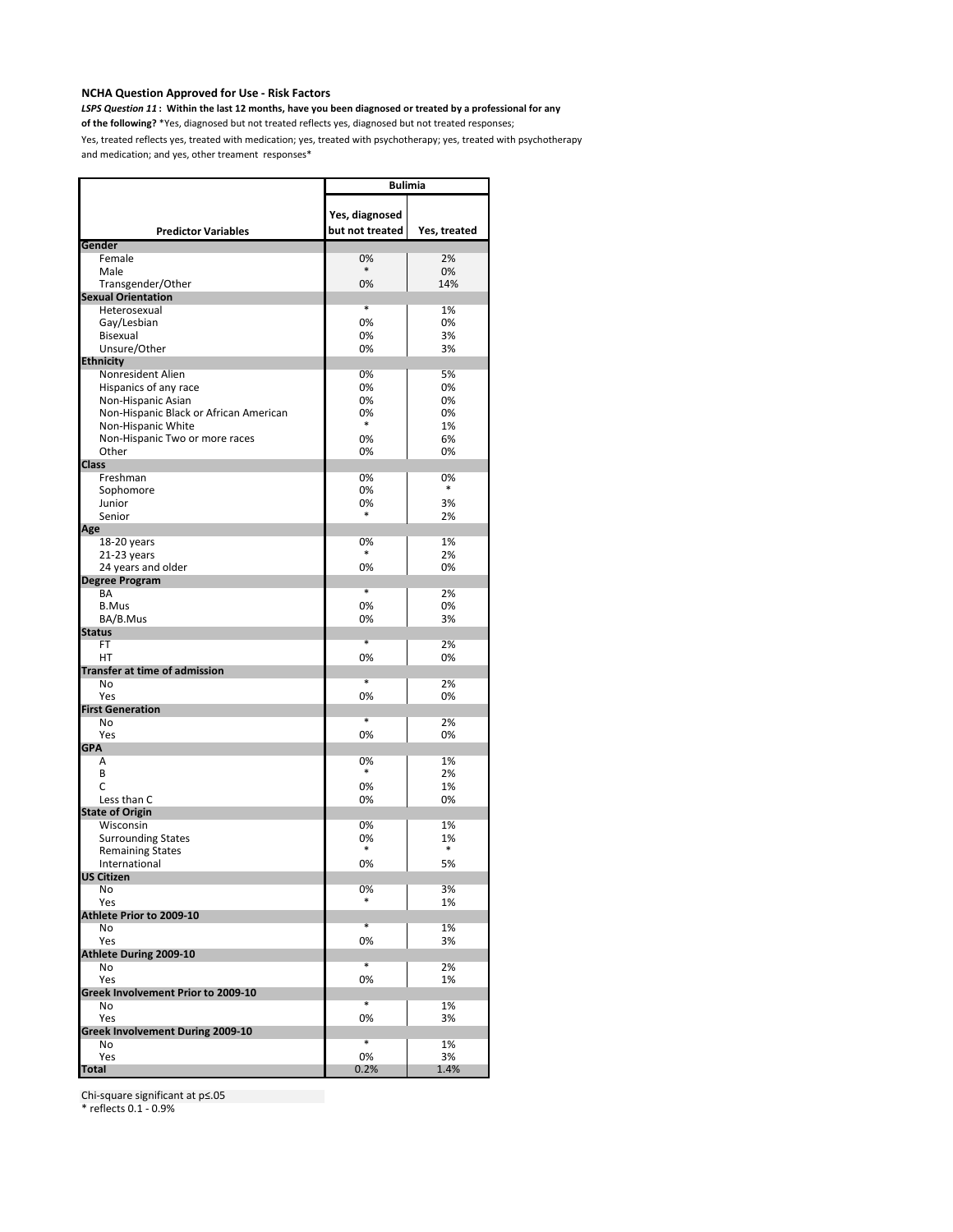**NCHA Question Approved for Use - Risk Factors**

***LSPS Question 11* : Within the last 12 months, have you been diagnosed or treated by a professional for any of the following?** *Yes, diagnosed but not treated reflects yes, diagnosed but not treated responses; Yes, treated reflects yes, treated with medication; yes, treated with psychotherapy; yes, treated with psychotherapy and medication; and yes, other treament responses*

| | Bulimia | |
|---|---|---|
| **Predictor Variables** | **Yes, diagnosed but not treated** | **Yes, treated** |
| **Gender** | | |
| Female | 0% | 2% |
| Male | * | 0% |
| Transgender/Other | 0% | 14% |
| **Sexual Orientation** | | |
| Heterosexual | * | 1% |
| Gay/Lesbian | 0% | 0% |
| Bisexual | 0% | 3% |
| Unsure/Other | 0% | 3% |
| **Ethnicity** | | |
| Nonresident Alien | 0% | 5% |
| Hispanics of any race | 0% | 0% |
| Non-Hispanic Asian | 0% | 0% |
| Non-Hispanic Black or African American | 0% | 0% |
| Non-Hispanic White | * | 1% |
| Non-Hispanic Two or more races | 0% | 6% |
| Other | 0% | 0% |
| **Class** | | |
| Freshman | 0% | 0% |
| Sophomore | 0% | * |
| Junior | 0% | 3% |
| Senior | * | 2% |
| **Age** | | |
| 18-20 years | 0% | 1% |
| 21-23 years | * | 2% |
| 24 years and older | 0% | 0% |
| **Degree Program** | | |
| BA | * | 2% |
| B.Mus | 0% | 0% |
| BA/B.Mus | 0% | 3% |
| **Status** | | |
| FT | * | 2% |
| HT | 0% | 0% |
| **Transfer at time of admission** | | |
| No | * | 2% |
| Yes | 0% | 0% |
| **First Generation** | | |
| No | * | 2% |
| Yes | 0% | 0% |
| **GPA** | | |
| A | 0% | 1% |
| B | * | 2% |
| C | 0% | 1% |
| Less than C | 0% | 0% |
| **State of Origin** | | |
| Wisconsin | 0% | 1% |
| Surrounding States | 0% | 1% |
| Remaining States | * | * |
| International | 0% | 5% |
| **US Citizen** | | |
| No | 0% | 3% |
| Yes | * | 1% |
| **Athlete Prior to 2009-10** | | |
| No | * | 1% |
| Yes | 0% | 3% |
| **Athlete During 2009-10** | | |
| No | * | 2% |
| Yes | 0% | 1% |
| **Greek Involvement Prior to 2009-10** | | |
| No | * | 1% |
| Yes | 0% | 3% |
| **Greek Involvement During 2009-10** | | |
| No | * | 1% |
| Yes | 0% | 3% |
| **Total** | 0.2% | 1.4% |

Chi-square significant at p≤.05

\* reflects 0.1 - 0.9%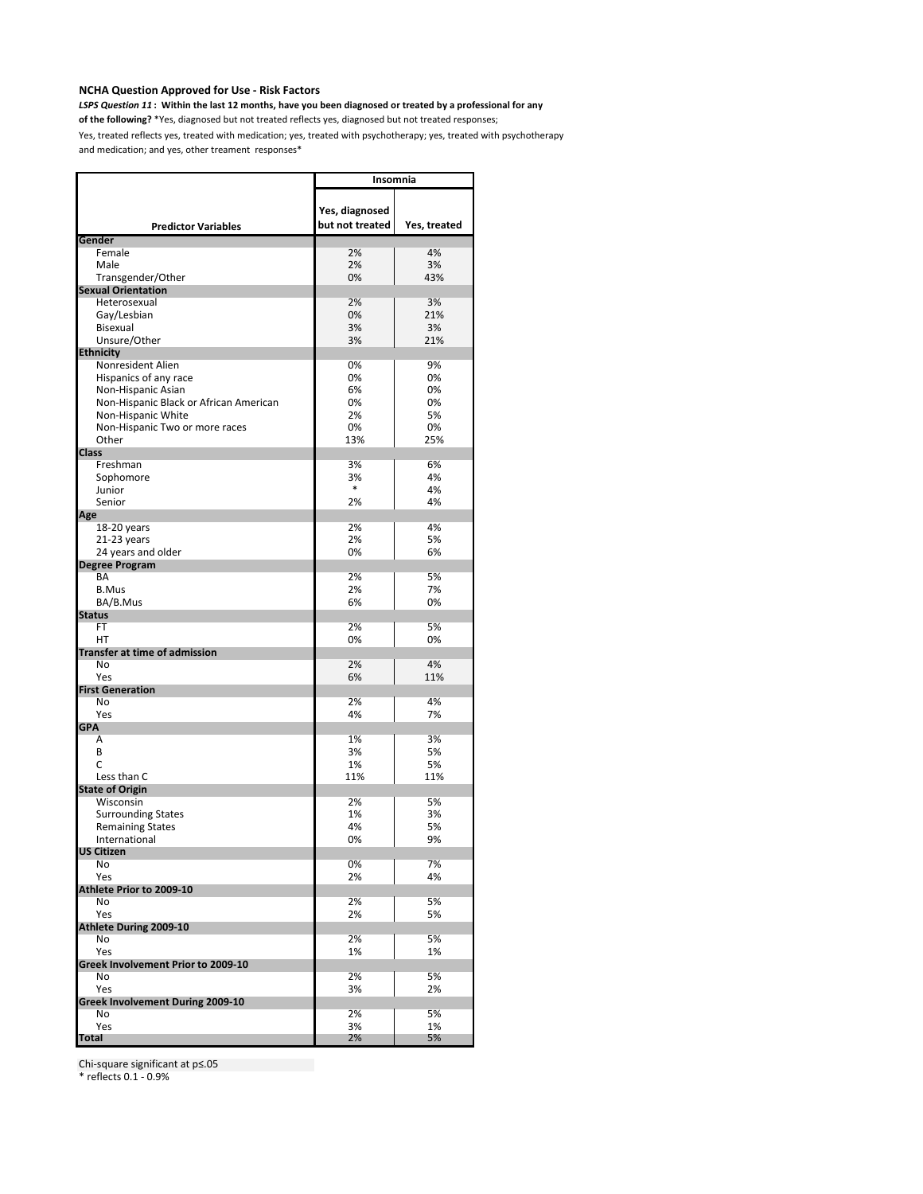**NCHA Question Approved for Use - Risk Factors**

***LSPS Question 11* : Within the last 12 months, have you been diagnosed or treated by a professional for any of the following?** *Yes, diagnosed but not treated reflects yes, diagnosed but not treated responses; Yes, treated reflects yes, treated with medication; yes, treated with psychotherapy; yes, treated with psychotherapy and medication; and yes, other treament responses*

| | Insomnia | |
|---|---|---|
| **Predictor Variables** | **Yes, diagnosed but not treated** | **Yes, treated** |
| **Gender** | | |
| Female | 2% | 4% |
| Male | 2% | 3% |
| Transgender/Other | 0% | 43% |
| **Sexual Orientation** | | |
| Heterosexual | 2% | 3% |
| Gay/Lesbian | 0% | 21% |
| Bisexual | 3% | 3% |
| Unsure/Other | 3% | 21% |
| **Ethnicity** | | |
| Nonresident Alien | 0% | 9% |
| Hispanics of any race | 0% | 0% |
| Non-Hispanic Asian | 6% | 0% |
| Non-Hispanic Black or African American | 0% | 0% |
| Non-Hispanic White | 2% | 5% |
| Non-Hispanic Two or more races | 0% | 0% |
| Other | 13% | 25% |
| **Class** | | |
| Freshman | 3% | 6% |
| Sophomore | 3% | 4% |
| Junior | * | 4% |
| Senior | 2% | 4% |
| **Age** | | |
| 18-20 years | 2% | 4% |
| 21-23 years | 2% | 5% |
| 24 years and older | 0% | 6% |
| **Degree Program** | | |
| BA | 2% | 5% |
| B.Mus | 2% | 7% |
| BA/B.Mus | 6% | 0% |
| **Status** | | |
| FT | 2% | 5% |
| HT | 0% | 0% |
| **Transfer at time of admission** | | |
| No | 2% | 4% |
| Yes | 6% | 11% |
| **First Generation** | | |
| No | 2% | 4% |
| Yes | 4% | 7% |
| **GPA** | | |
| A | 1% | 3% |
| B | 3% | 5% |
| C | 1% | 5% |
| Less than C | 11% | 11% |
| **State of Origin** | | |
| Wisconsin | 2% | 5% |
| Surrounding States | 1% | 3% |
| Remaining States | 4% | 5% |
| International | 0% | 9% |
| **US Citizen** | | |
| No | 0% | 7% |
| Yes | 2% | 4% |
| **Athlete Prior to 2009-10** | | |
| No | 2% | 5% |
| Yes | 2% | 5% |
| **Athlete During 2009-10** | | |
| No | 2% | 5% |
| Yes | 1% | 1% |
| **Greek Involvement Prior to 2009-10** | | |
| No | 2% | 5% |
| Yes | 3% | 2% |
| **Greek Involvement During 2009-10** | | |
| No | 2% | 5% |
| Yes | 3% | 1% |
| **Total** | 2% | 5% |

Chi-square significant at p≤.05

\* reflects 0.1 - 0.9%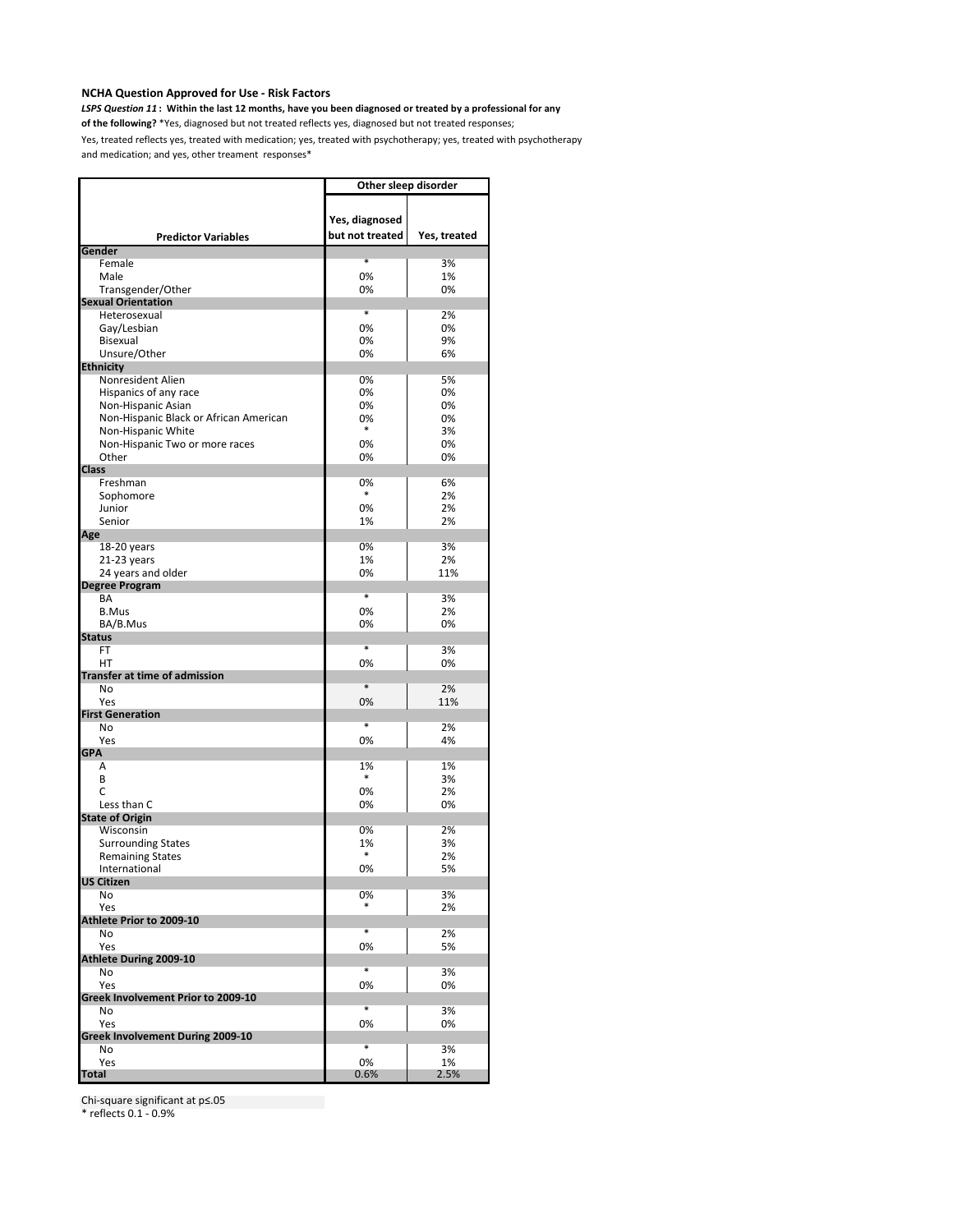**NCHA Question Approved for Use - Risk Factors**

***LSPS Question 11* : Within the last 12 months, have you been diagnosed or treated by a professional for any of the following?** *Yes, diagnosed but not treated reflects yes, diagnosed but not treated responses; Yes, treated reflects yes, treated with medication; yes, treated with psychotherapy; yes, treated with psychotherapy and medication; and yes, other treament responses*

| | Other sleep disorder | |
|---|---|---|
| **Predictor Variables** | **Yes, diagnosed but not treated** | **Yes, treated** |
| **Gender** | | |
| Female | * | 3% |
| Male | 0% | 1% |
| Transgender/Other | 0% | 0% |
| **Sexual Orientation** | | |
| Heterosexual | * | 2% |
| Gay/Lesbian | 0% | 0% |
| Bisexual | 0% | 9% |
| Unsure/Other | 0% | 6% |
| **Ethnicity** | | |
| Nonresident Alien | 0% | 5% |
| Hispanics of any race | 0% | 0% |
| Non-Hispanic Asian | 0% | 0% |
| Non-Hispanic Black or African American | 0% | 0% |
| Non-Hispanic White | * | 3% |
| Non-Hispanic Two or more races | 0% | 0% |
| Other | 0% | 0% |
| **Class** | | |
| Freshman | 0% | 6% |
| Sophomore | * | 2% |
| Junior | 0% | 2% |
| Senior | 1% | 2% |
| **Age** | | |
| 18-20 years | 0% | 3% |
| 21-23 years | 1% | 2% |
| 24 years and older | 0% | 11% |
| **Degree Program** | | |
| BA | * | 3% |
| B.Mus | 0% | 2% |
| BA/B.Mus | 0% | 0% |
| **Status** | | |
| FT | * | 3% |
| HT | 0% | 0% |
| **Transfer at time of admission** | | |
| No | * | 2% |
| Yes | 0% | 11% |
| **First Generation** | | |
| No | * | 2% |
| Yes | 0% | 4% |
| **GPA** | | |
| A | 1% | 1% |
| B | * | 3% |
| C | 0% | 2% |
| Less than C | 0% | 0% |
| **State of Origin** | | |
| Wisconsin | 0% | 2% |
| Surrounding States | 1% | 3% |
| Remaining States | * | 2% |
| International | 0% | 5% |
| **US Citizen** | | |
| No | 0% | 3% |
| Yes | * | 2% |
| **Athlete Prior to 2009-10** | | |
| No | * | 2% |
| Yes | 0% | 5% |
| **Athlete During 2009-10** | | |
| No | * | 3% |
| Yes | 0% | 0% |
| **Greek Involvement Prior to 2009-10** | | |
| No | * | 3% |
| Yes | 0% | 0% |
| **Greek Involvement During 2009-10** | | |
| No | * | 3% |
| Yes | 0% | 1% |
| **Total** | 0.6% | 2.5% |

Chi-square significant at p≤.05

* reflects 0.1 - 0.9%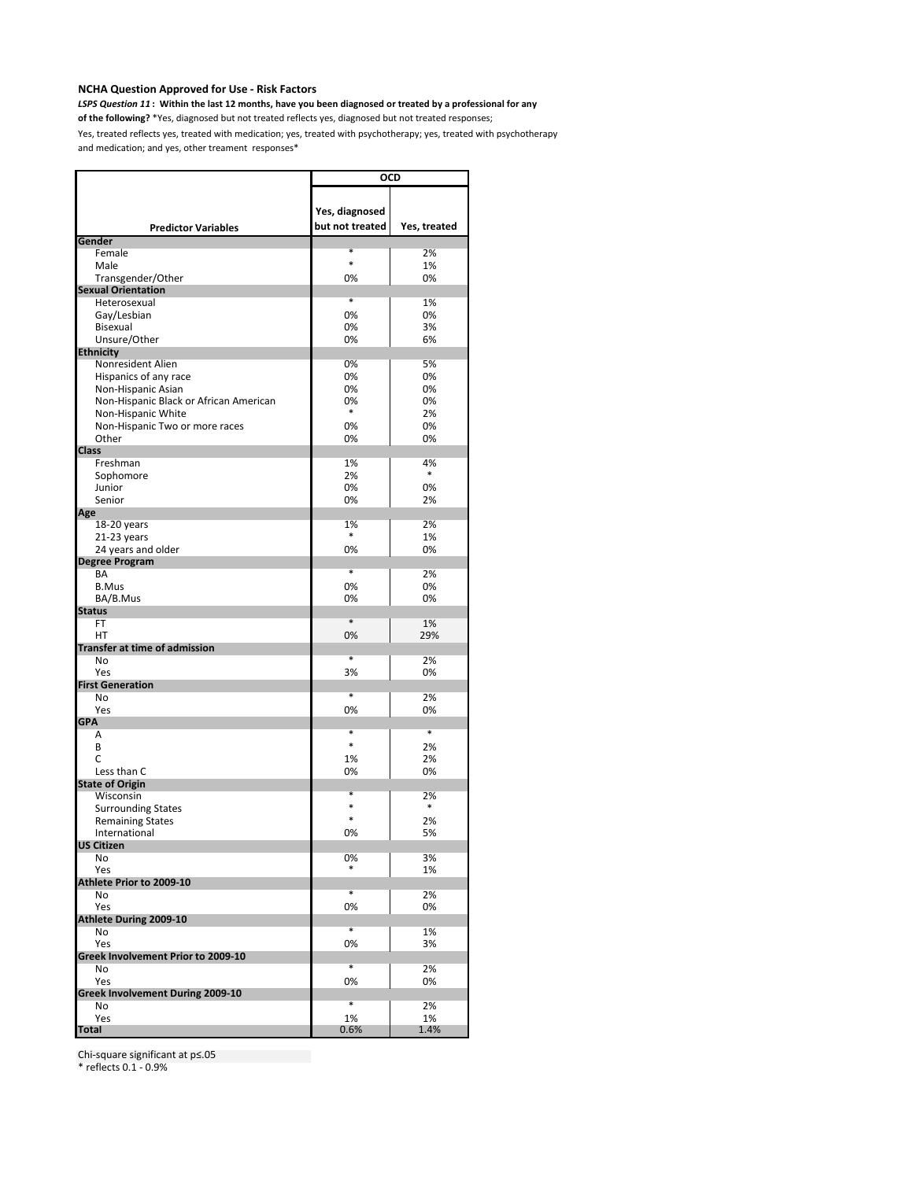**NCHA Question Approved for Use - Risk Factors**

***LSPS Question 11*** **: Within the last 12 months, have you been diagnosed or treated by a professional for any of the following?** *Yes, diagnosed but not treated reflects yes, diagnosed but not treated responses; Yes, treated reflects yes, treated with medication; yes, treated with psychotherapy; yes, treated with psychotherapy and medication; and yes, other treament responses*

| | OCD | |
|---|---|---|
| **Predictor Variables** | **Yes, diagnosed but not treated** | **Yes, treated** |
| **Gender** | | |
| Female | * | 2% |
| Male | * | 1% |
| Transgender/Other | 0% | 0% |
| **Sexual Orientation** | | |
| Heterosexual | * | 1% |
| Gay/Lesbian | 0% | 0% |
| Bisexual | 0% | 3% |
| Unsure/Other | 0% | 6% |
| **Ethnicity** | | |
| Nonresident Alien | 0% | 5% |
| Hispanics of any race | 0% | 0% |
| Non-Hispanic Asian | 0% | 0% |
| Non-Hispanic Black or African American | 0% | 0% |
| Non-Hispanic White | * | 2% |
| Non-Hispanic Two or more races | 0% | 0% |
| Other | 0% | 0% |
| **Class** | | |
| Freshman | 1% | 4% |
| Sophomore | 2% | * |
| Junior | 0% | 0% |
| Senior | 0% | 2% |
| **Age** | | |
| 18-20 years | 1% | 2% |
| 21-23 years | * | 1% |
| 24 years and older | 0% | 0% |
| **Degree Program** | | |
| BA | * | 2% |
| B.Mus | 0% | 0% |
| BA/B.Mus | 0% | 0% |
| **Status** | | |
| FT | * | 1% |
| HT | 0% | 29% |
| **Transfer at time of admission** | | |
| No | * | 2% |
| Yes | 3% | 0% |
| **First Generation** | | |
| No | * | 2% |
| Yes | 0% | 0% |
| **GPA** | | |
| A | * | * |
| B | * | 2% |
| C | 1% | 2% |
| Less than C | 0% | 0% |
| **State of Origin** | | |
| Wisconsin | * | 2% |
| Surrounding States | * | * |
| Remaining States | * | 2% |
| International | 0% | 5% |
| **US Citizen** | | |
| No | 0% | 3% |
| Yes | * | 1% |
| **Athlete Prior to 2009-10** | | |
| No | * | 2% |
| Yes | 0% | 0% |
| **Athlete During 2009-10** | | |
| No | * | 1% |
| Yes | 0% | 3% |
| **Greek Involvement Prior to 2009-10** | | |
| No | * | 2% |
| Yes | 0% | 0% |
| **Greek Involvement During 2009-10** | | |
| No | * | 2% |
| Yes | 1% | 1% |
| **Total** | 0.6% | 1.4% |

Chi-square significant at p≤.05

* reflects 0.1 - 0.9%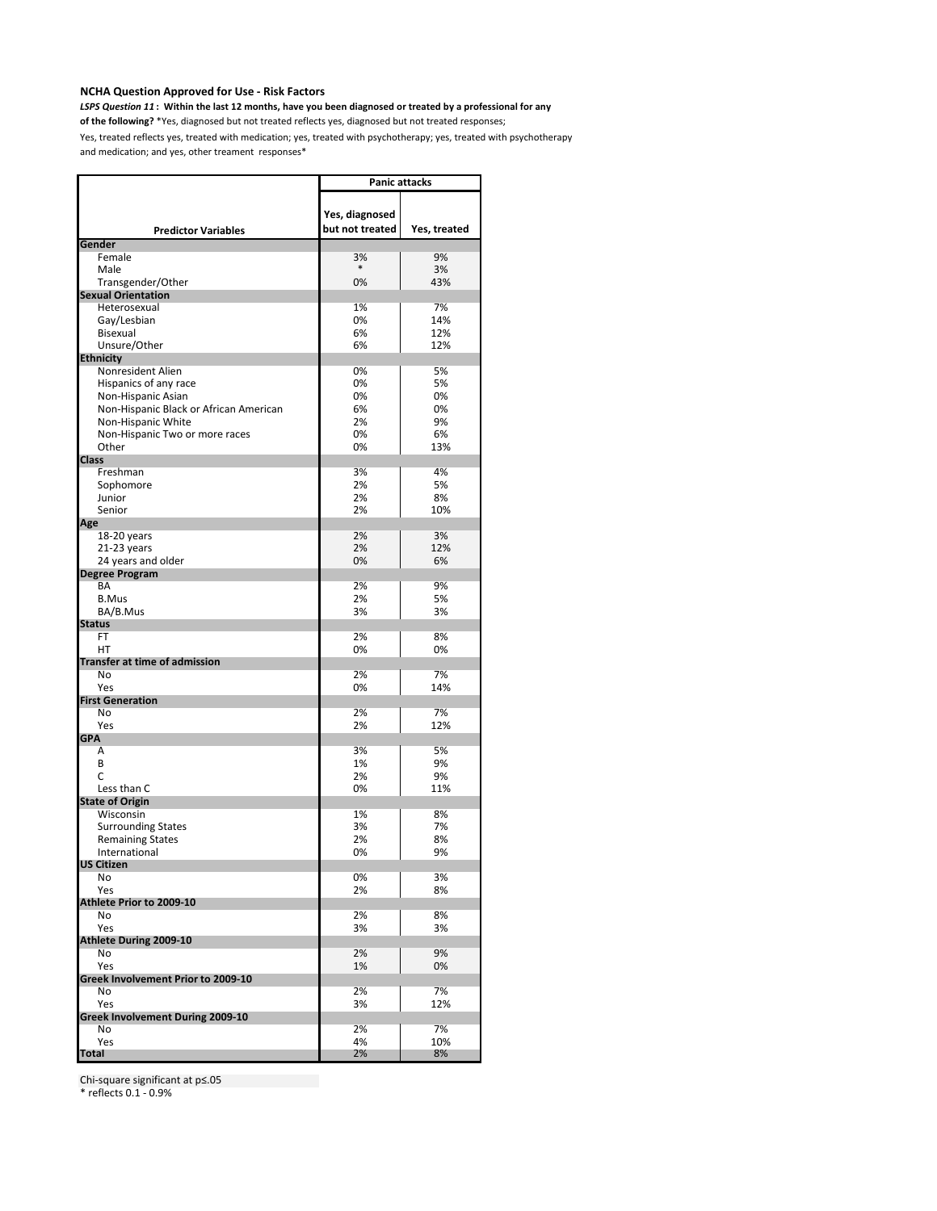**NCHA Question Approved for Use - Risk Factors**

***LSPS Question 11* : Within the last 12 months, have you been diagnosed or treated by a professional for any of the following?** *Yes, diagnosed but not treated reflects yes, diagnosed but not treated responses; Yes, treated reflects yes, treated with medication; yes, treated with psychotherapy; yes, treated with psychotherapy and medication; and yes, other treatement responses*

| Predictor Variables | Panic attacks | |
|---|---|---|
| | Yes, diagnosed but not treated | Yes, treated |
| **Gender** | | |
| Female | 3% | 9% |
| Male | * | 3% |
| Transgender/Other | 0% | 43% |
| **Sexual Orientation** | | |
| Heterosexual | 1% | 7% |
| Gay/Lesbian | 0% | 14% |
| Bisexual | 6% | 12% |
| Unsure/Other | 6% | 12% |
| **Ethnicity** | | |
| Nonresident Alien | 0% | 5% |
| Hispanics of any race | 0% | 5% |
| Non-Hispanic Asian | 0% | 0% |
| Non-Hispanic Black or African American | 6% | 0% |
| Non-Hispanic White | 2% | 9% |
| Non-Hispanic Two or more races | 0% | 6% |
| Other | 0% | 13% |
| **Class** | | |
| Freshman | 3% | 4% |
| Sophomore | 2% | 5% |
| Junior | 2% | 8% |
| Senior | 2% | 10% |
| **Age** | | |
| 18-20 years | 2% | 3% |
| 21-23 years | 2% | 12% |
| 24 years and older | 0% | 6% |
| **Degree Program** | | |
| BA | 2% | 9% |
| B.Mus | 2% | 5% |
| BA/B.Mus | 3% | 3% |
| **Status** | | |
| FT | 2% | 8% |
| HT | 0% | 0% |
| **Transfer at time of admission** | | |
| No | 2% | 7% |
| Yes | 0% | 14% |
| **First Generation** | | |
| No | 2% | 7% |
| Yes | 2% | 12% |
| **GPA** | | |
| A | 3% | 5% |
| B | 1% | 9% |
| C | 2% | 9% |
| Less than C | 0% | 11% |
| **State of Origin** | | |
| Wisconsin | 1% | 8% |
| Surrounding States | 3% | 7% |
| Remaining States | 2% | 8% |
| International | 0% | 9% |
| **US Citizen** | | |
| No | 0% | 3% |
| Yes | 2% | 8% |
| **Athlete Prior to 2009-10** | | |
| No | 2% | 8% |
| Yes | 3% | 3% |
| **Athlete During 2009-10** | | |
| No | 2% | 9% |
| Yes | 1% | 0% |
| **Greek Involvement Prior to 2009-10** | | |
| No | 2% | 7% |
| Yes | 3% | 12% |
| **Greek Involvement During 2009-10** | | |
| No | 2% | 7% |
| Yes | 4% | 10% |
| **Total** | 2% | 8% |

Chi-square significant at p≤.05

\* reflects 0.1 - 0.9%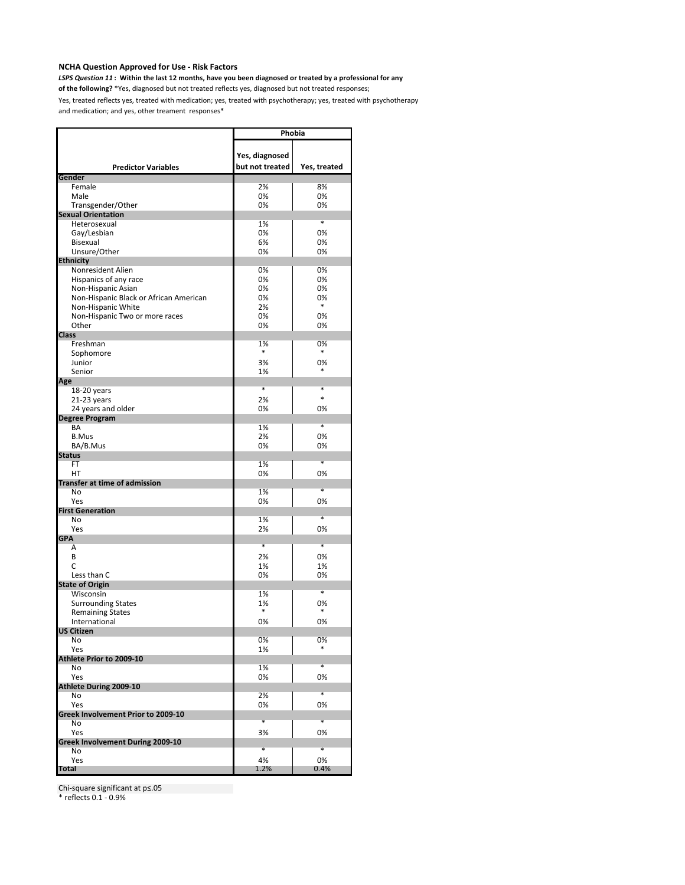**NCHA Question Approved for Use - Risk Factors**

***LSPS Question 11* : Within the last 12 months, have you been diagnosed or treated by a professional for any of the following?** *Yes, diagnosed but not treated reflects yes, diagnosed but not treated responses; Yes, treated reflects yes, treated with medication; yes, treated with psychotherapy; yes, treated with psychotherapy and medication; and yes, other treament responses*

| | Phobia | |
|---|---|---|
| **Predictor Variables** | **Yes, diagnosed but not treated** | **Yes, treated** |
| **Gender** | | |
| Female | 2% | 8% |
| Male | 0% | 0% |
| Transgender/Other | 0% | 0% |
| **Sexual Orientation** | | |
| Heterosexual | 1% | * |
| Gay/Lesbian | 0% | 0% |
| Bisexual | 6% | 0% |
| Unsure/Other | 0% | 0% |
| **Ethnicity** | | |
| Nonresident Alien | 0% | 0% |
| Hispanics of any race | 0% | 0% |
| Non-Hispanic Asian | 0% | 0% |
| Non-Hispanic Black or African American | 0% | 0% |
| Non-Hispanic White | 2% | * |
| Non-Hispanic Two or more races | 0% | 0% |
| Other | 0% | 0% |
| **Class** | | |
| Freshman | 1% | 0% |
| Sophomore | * | * |
| Junior | 3% | 0% |
| Senior | 1% | * |
| **Age** | | |
| 18-20 years | * | * |
| 21-23 years | 2% | * |
| 24 years and older | 0% | 0% |
| **Degree Program** | | |
| BA | 1% | * |
| B.Mus | 2% | 0% |
| BA/B.Mus | 0% | 0% |
| **Status** | | |
| FT | 1% | * |
| HT | 0% | 0% |
| **Transfer at time of admission** | | |
| No | 1% | * |
| Yes | 0% | 0% |
| **First Generation** | | |
| No | 1% | * |
| Yes | 2% | 0% |
| **GPA** | | |
| A | * | * |
| B | 2% | 0% |
| C | 1% | 1% |
| Less than C | 0% | 0% |
| **State of Origin** | | |
| Wisconsin | 1% | * |
| Surrounding States | 1% | 0% |
| Remaining States | * | * |
| International | 0% | 0% |
| **US Citizen** | | |
| No | 0% | 0% |
| Yes | 1% | * |
| **Athlete Prior to 2009-10** | | |
| No | 1% | * |
| Yes | 0% | 0% |
| **Athlete During 2009-10** | | |
| No | 2% | * |
| Yes | 0% | 0% |
| **Greek Involvement Prior to 2009-10** | | |
| No | * | * |
| Yes | 3% | 0% |
| **Greek Involvement During 2009-10** | | |
| No | * | * |
| Yes | 4% | 0% |
| **Total** | 1.2% | 0.4% |

Chi-square significant at p≤.05

* reflects 0.1 - 0.9%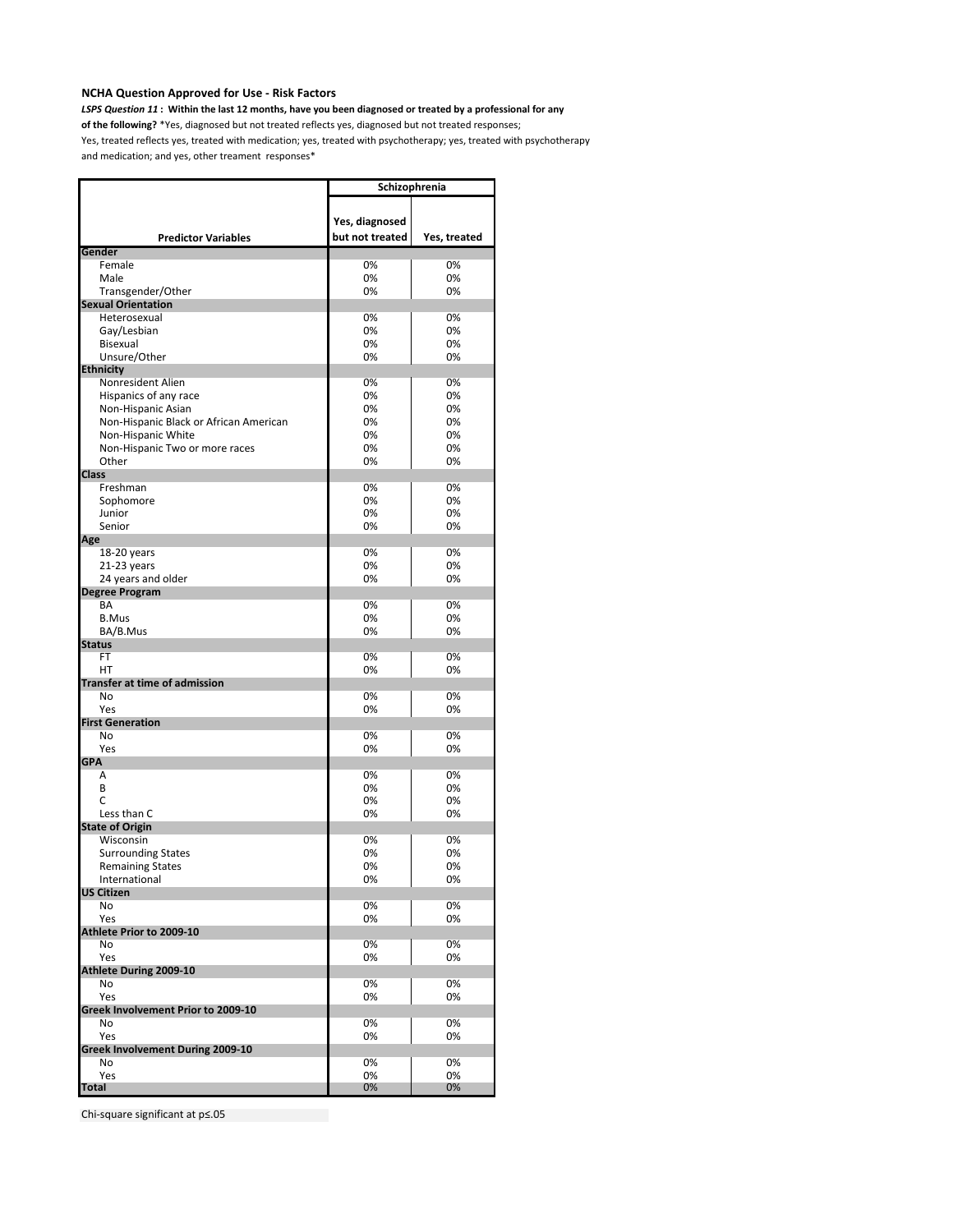**NCHA Question Approved for Use - Risk Factors**

***LSPS Question 11* : Within the last 12 months, have you been diagnosed or treated by a professional for any of the following?** *Yes, diagnosed but not treated reflects yes, diagnosed but not treated responses; Yes, treated reflects yes, treated with medication; yes, treated with psychotherapy; yes, treated with psychotherapy and medication; and yes, other treament responses*

| | Schizophrenia | |
|---|---|---|
| **Predictor Variables** | **Yes, diagnosed but not treated** | **Yes, treated** |
| **Gender** | | |
| Female | 0% | 0% |
| Male | 0% | 0% |
| Transgender/Other | 0% | 0% |
| **Sexual Orientation** | | |
| Heterosexual | 0% | 0% |
| Gay/Lesbian | 0% | 0% |
| Bisexual | 0% | 0% |
| Unsure/Other | 0% | 0% |
| **Ethnicity** | | |
| Nonresident Alien | 0% | 0% |
| Hispanics of any race | 0% | 0% |
| Non-Hispanic Asian | 0% | 0% |
| Non-Hispanic Black or African American | 0% | 0% |
| Non-Hispanic White | 0% | 0% |
| Non-Hispanic Two or more races | 0% | 0% |
| Other | 0% | 0% |
| **Class** | | |
| Freshman | 0% | 0% |
| Sophomore | 0% | 0% |
| Junior | 0% | 0% |
| Senior | 0% | 0% |
| **Age** | | |
| 18-20 years | 0% | 0% |
| 21-23 years | 0% | 0% |
| 24 years and older | 0% | 0% |
| **Degree Program** | | |
| BA | 0% | 0% |
| B.Mus | 0% | 0% |
| BA/B.Mus | 0% | 0% |
| **Status** | | |
| FT | 0% | 0% |
| HT | 0% | 0% |
| **Transfer at time of admission** | | |
| No | 0% | 0% |
| Yes | 0% | 0% |
| **First Generation** | | |
| No | 0% | 0% |
| Yes | 0% | 0% |
| **GPA** | | |
| A | 0% | 0% |
| B | 0% | 0% |
| C | 0% | 0% |
| Less than C | 0% | 0% |
| **State of Origin** | | |
| Wisconsin | 0% | 0% |
| Surrounding States | 0% | 0% |
| Remaining States | 0% | 0% |
| International | 0% | 0% |
| **US Citizen** | | |
| No | 0% | 0% |
| Yes | 0% | 0% |
| **Athlete Prior to 2009-10** | | |
| No | 0% | 0% |
| Yes | 0% | 0% |
| **Athlete During 2009-10** | | |
| No | 0% | 0% |
| Yes | 0% | 0% |
| **Greek Involvement Prior to 2009-10** | | |
| No | 0% | 0% |
| Yes | 0% | 0% |
| **Greek Involvement During 2009-10** | | |
| No | 0% | 0% |
| Yes | 0% | 0% |
| **Total** | 0% | 0% |

Chi-square significant at $p \leq .05$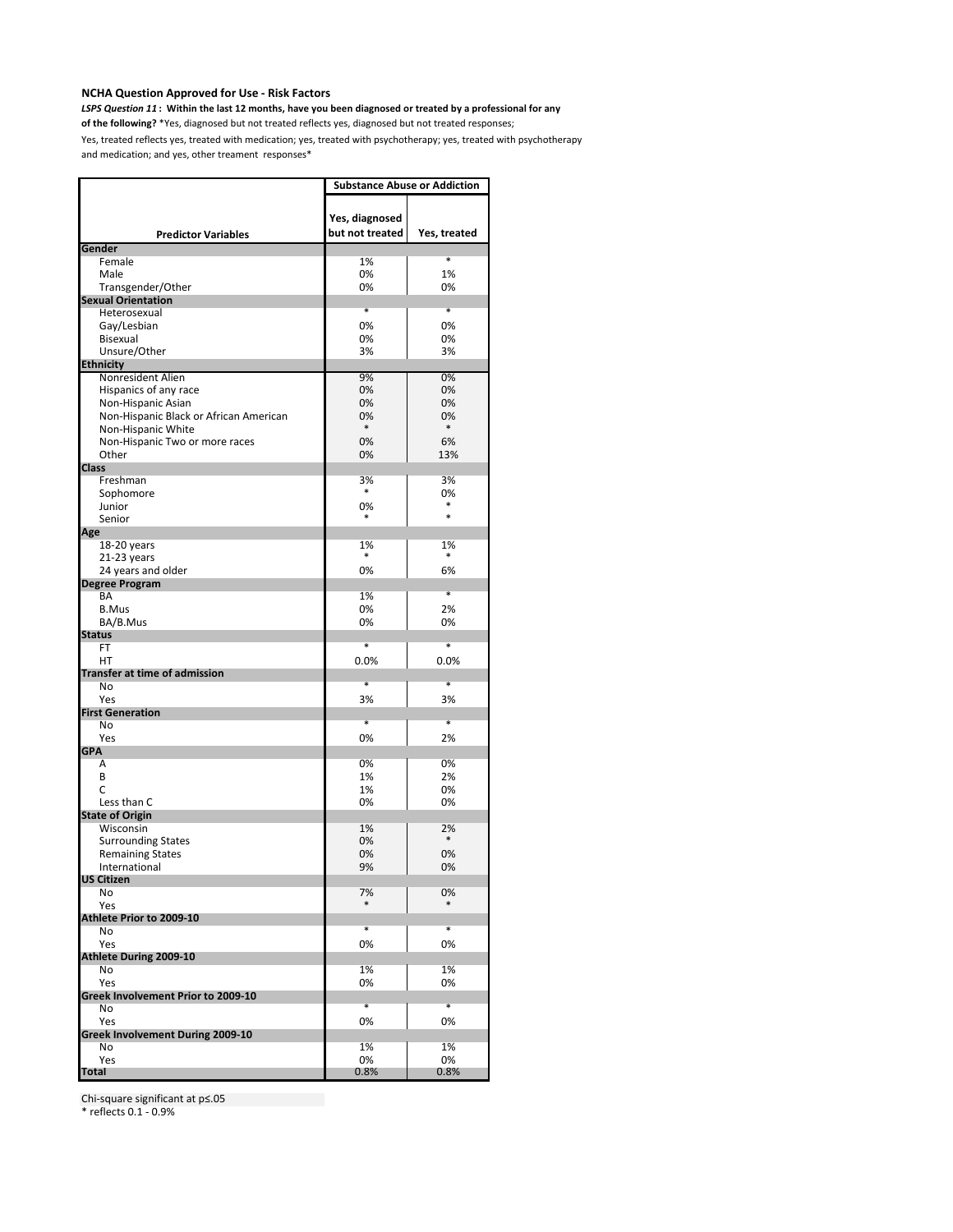**NCHA Question Approved for Use - Risk Factors**

***LSPS Question 11* : Within the last 12 months, have you been diagnosed or treated by a professional for any of the following?** *Yes, diagnosed but not treated reflects yes, diagnosed but not treated responses; Yes, treated reflects yes, treated with medication; yes, treated with psychotherapy; yes, treated with psychotherapy and medication; and yes, other treament responses*

| | Substance Abuse or Addiction | |
|---|---|---|
| **Predictor Variables** | **Yes, diagnosed but not treated** | **Yes, treated** |
| **Gender** | | |
| Female | 1% | * |
| Male | 0% | 1% |
| Transgender/Other | 0% | 0% |
| **Sexual Orientation** | | |
| Heterosexual | * | * |
| Gay/Lesbian | 0% | 0% |
| Bisexual | 0% | 0% |
| Unsure/Other | 3% | 3% |
| **Ethnicity** | | |
| Nonresident Alien | 9% | 0% |
| Hispanics of any race | 0% | 0% |
| Non-Hispanic Asian | 0% | 0% |
| Non-Hispanic Black or African American | 0% | 0% |
| Non-Hispanic White | * | * |
| Non-Hispanic Two or more races | 0% | 6% |
| Other | 0% | 13% |
| **Class** | | |
| Freshman | 3% | 3% |
| Sophomore | * | 0% |
| Junior | 0% | * |
| Senior | * | * |
| **Age** | | |
| 18-20 years | 1% | 1% |
| 21-23 years | * | * |
| 24 years and older | 0% | 6% |
| **Degree Program** | | |
| BA | 1% | * |
| B.Mus | 0% | 2% |
| BA/B.Mus | 0% | 0% |
| **Status** | | |
| FT | * | * |
| HT | 0.0% | 0.0% |
| **Transfer at time of admission** | | |
| No | * | * |
| Yes | 3% | 3% |
| **First Generation** | | |
| No | * | * |
| Yes | 0% | 2% |
| **GPA** | | |
| A | 0% | 0% |
| B | 1% | 2% |
| C | 1% | 0% |
| Less than C | 0% | 0% |
| **State of Origin** | | |
| Wisconsin | 1% | 2% |
| Surrounding States | 0% | * |
| Remaining States | 0% | 0% |
| International | 9% | 0% |
| **US Citizen** | | |
| No | 7% | 0% |
| Yes | * | * |
| **Athlete Prior to 2009-10** | | |
| No | * | * |
| Yes | 0% | 0% |
| **Athlete During 2009-10** | | |
| No | 1% | 1% |
| Yes | 0% | 0% |
| **Greek Involvement Prior to 2009-10** | | |
| No | * | * |
| Yes | 0% | 0% |
| **Greek Involvement During 2009-10** | | |
| No | 1% | 1% |
| Yes | 0% | 0% |
| **Total** | 0.8% | 0.8% |

Chi-square significant at p≤.05

* reflects 0.1 - 0.9%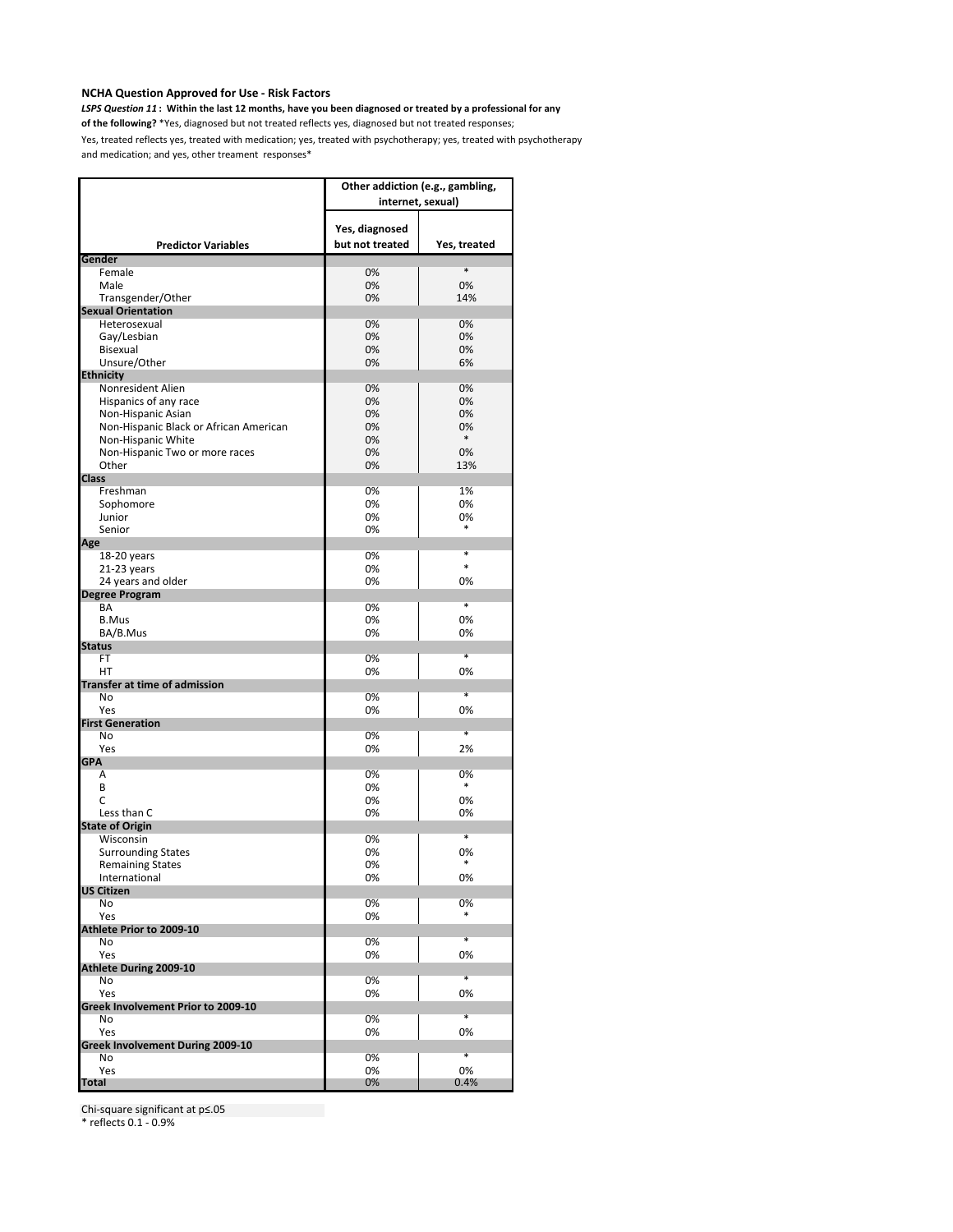**NCHA Question Approved for Use - Risk Factors**

***LSPS Question 11*: Within the last 12 months, have you been diagnosed or treated by a professional for any of the following?** *Yes, diagnosed but not treated reflects yes, diagnosed but not treated responses; Yes, treated reflects yes, treated with medication; yes, treated with psychotherapy; yes, treated with psychotherapy and medication; and yes, other treament responses*

| | Other addiction (e.g., gambling, internet, sexual) | |
|---|---|---|
| **Predictor Variables** | Yes, diagnosed but not treated | Yes, treated |
| **Gender** | | |
| Female | 0% | * |
| Male | 0% | 0% |
| Transgender/Other | 0% | 14% |
| **Sexual Orientation** | | |
| Heterosexual | 0% | 0% |
| Gay/Lesbian | 0% | 0% |
| Bisexual | 0% | 0% |
| Unsure/Other | 0% | 6% |
| **Ethnicity** | | |
| Nonresident Alien | 0% | 0% |
| Hispanics of any race | 0% | 0% |
| Non-Hispanic Asian | 0% | 0% |
| Non-Hispanic Black or African American | 0% | 0% |
| Non-Hispanic White | 0% | * |
| Non-Hispanic Two or more races | 0% | 0% |
| Other | 0% | 13% |
| **Class** | | |
| Freshman | 0% | 1% |
| Sophomore | 0% | 0% |
| Junior | 0% | 0% |
| Senior | 0% | * |
| **Age** | | |
| 18-20 years | 0% | * |
| 21-23 years | 0% | * |
| 24 years and older | 0% | 0% |
| **Degree Program** | | |
| BA | 0% | * |
| B.Mus | 0% | 0% |
| BA/B.Mus | 0% | 0% |
| **Status** | | |
| FT | 0% | * |
| HT | 0% | 0% |
| **Transfer at time of admission** | | |
| No | 0% | * |
| Yes | 0% | 0% |
| **First Generation** | | |
| No | 0% | * |
| Yes | 0% | 2% |
| **GPA** | | |
| A | 0% | 0% |
| B | 0% | * |
| C | 0% | 0% |
| Less than C | 0% | 0% |
| **State of Origin** | | |
| Wisconsin | 0% | * |
| Surrounding States | 0% | 0% |
| Remaining States | 0% | * |
| International | 0% | 0% |
| **US Citizen** | | |
| No | 0% | 0% |
| Yes | 0% | * |
| **Athlete Prior to 2009-10** | | |
| No | 0% | * |
| Yes | 0% | 0% |
| **Athlete During 2009-10** | | |
| No | 0% | * |
| Yes | 0% | 0% |
| **Greek Involvement Prior to 2009-10** | | |
| No | 0% | * |
| Yes | 0% | 0% |
| **Greek Involvement During 2009-10** | | |
| No | 0% | * |
| Yes | 0% | 0% |
| **Total** | 0% | 0.4% |

Chi-square significant at p≤.05

* reflects 0.1 - 0.9%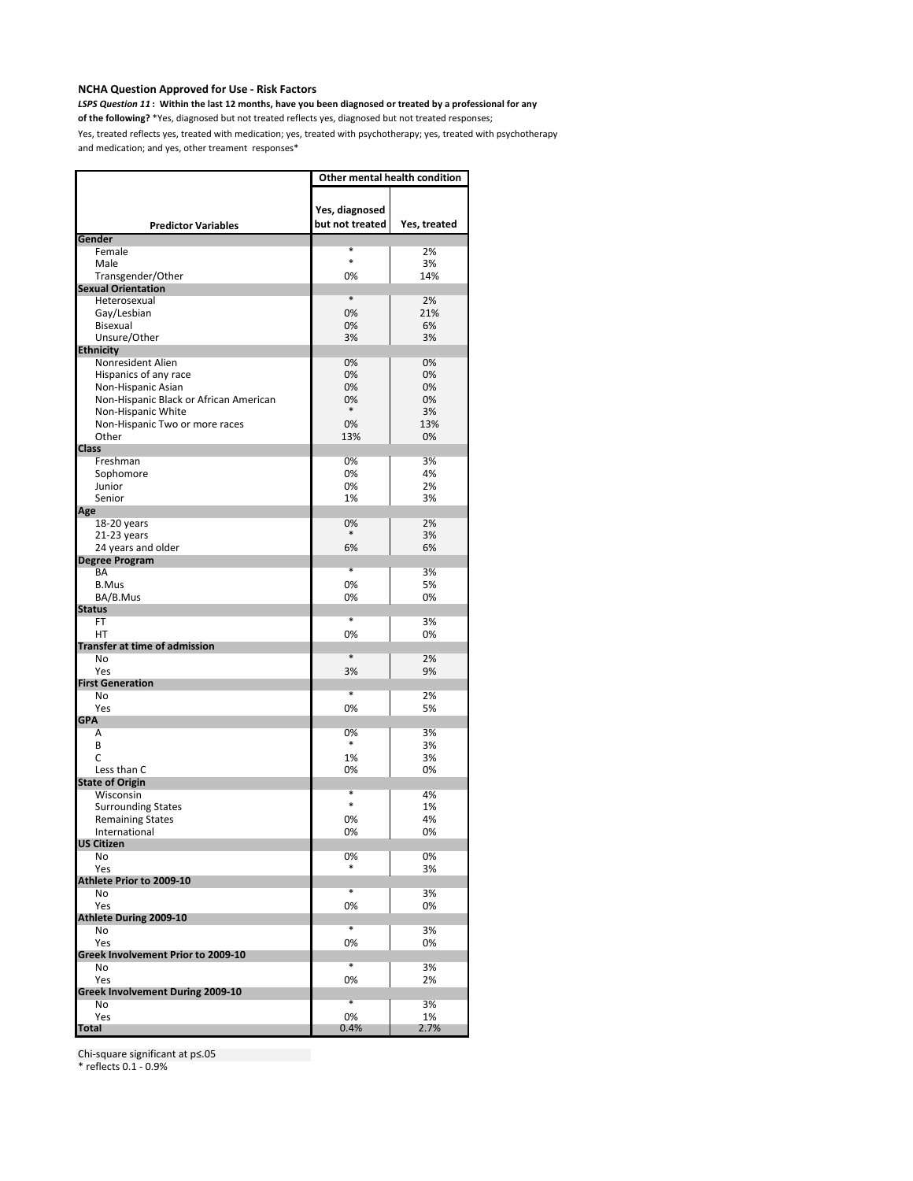**NCHA Question Approved for Use - Risk Factors**

***LSPS Question 11* : Within the last 12 months, have you been diagnosed or treated by a professional for any of the following?** *Yes, diagnosed but not treated reflects yes, diagnosed but not treated responses; Yes, treated reflects yes, treated with medication; yes, treated with psychotherapy; yes, treated with psychotherapy and medication; and yes, other treament responses*

| | Other mental health condition | |
|---|---|---|
| **Predictor Variables** | **Yes, diagnosed but not treated** | **Yes, treated** |
| **Gender** | | |
| Female | * | 2% |
| Male | * | 3% |
| Transgender/Other | 0% | 14% |
| **Sexual Orientation** | | |
| Heterosexual | * | 2% |
| Gay/Lesbian | 0% | 21% |
| Bisexual | 0% | 6% |
| Unsure/Other | 3% | 3% |
| **Ethnicity** | | |
| Nonresident Alien | 0% | 0% |
| Hispanics of any race | 0% | 0% |
| Non-Hispanic Asian | 0% | 0% |
| Non-Hispanic Black or African American | 0% | 0% |
| Non-Hispanic White | * | 3% |
| Non-Hispanic Two or more races | 0% | 13% |
| Other | 13% | 0% |
| **Class** | | |
| Freshman | 0% | 3% |
| Sophomore | 0% | 4% |
| Junior | 0% | 2% |
| Senior | 1% | 3% |
| **Age** | | |
| 18-20 years | 0% | 2% |
| 21-23 years | * | 3% |
| 24 years and older | 6% | 6% |
| **Degree Program** | | |
| BA | * | 3% |
| B.Mus | 0% | 5% |
| BA/B.Mus | 0% | 0% |
| **Status** | | |
| FT | * | 3% |
| HT | 0% | 0% |
| **Transfer at time of admission** | | |
| No | * | 2% |
| Yes | 3% | 9% |
| **First Generation** | | |
| No | * | 2% |
| Yes | 0% | 5% |
| **GPA** | | |
| A | 0% | 3% |
| B | * | 3% |
| C | 1% | 3% |
| Less than C | 0% | 0% |
| **State of Origin** | | |
| Wisconsin | * | 4% |
| Surrounding States | * | 1% |
| Remaining States | 0% | 4% |
| International | 0% | 0% |
| **US Citizen** | | |
| No | 0% | 0% |
| Yes | * | 3% |
| **Athlete Prior to 2009-10** | | |
| No | * | 3% |
| Yes | 0% | 0% |
| **Athlete During 2009-10** | | |
| No | * | 3% |
| Yes | 0% | 0% |
| **Greek Involvement Prior to 2009-10** | | |
| No | * | 3% |
| Yes | 0% | 2% |
| **Greek Involvement During 2009-10** | | |
| No | * | 3% |
| Yes | 0% | 1% |
| **Total** | 0.4% | 2.7% |

Chi-square significant at p≤.05

* reflects 0.1 - 0.9%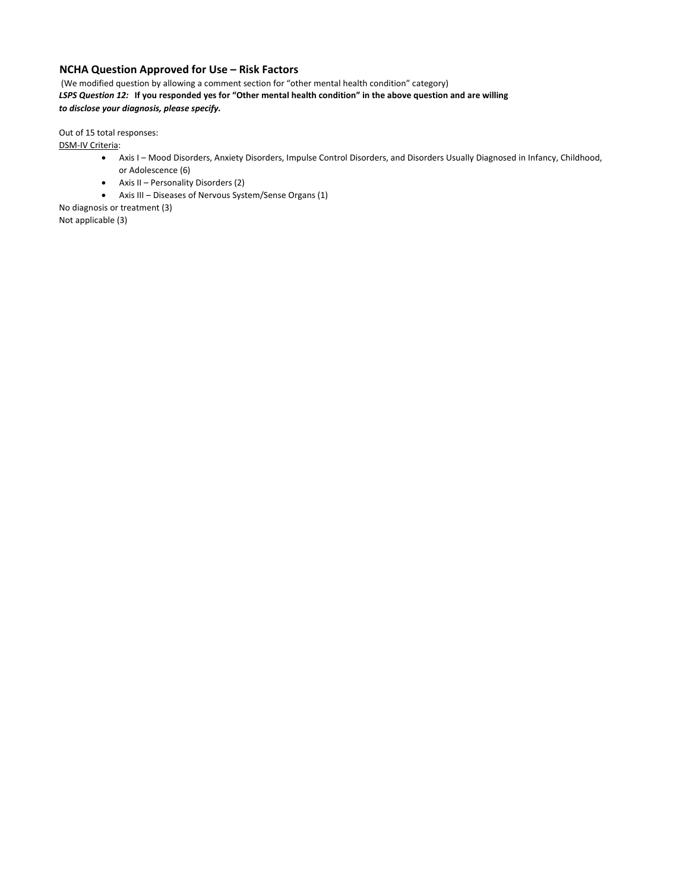### NCHA Question Approved for Use – Risk Factors

(We modified question by allowing a comment section for “other mental health condition” category)

***LSPS Question 12:* If you responded yes for “Other mental health condition” in the above question and are willing to disclose your diagnosis, please specify.**

Out of 15 total responses:

<u>DSM-IV Criteria</u>:

- Axis I – Mood Disorders, Anxiety Disorders, Impulse Control Disorders, and Disorders Usually Diagnosed in Infancy, Childhood, or Adolescence (6)
- Axis II – Personality Disorders (2)
- Axis III – Diseases of Nervous System/Sense Organs (1)

No diagnosis or treatment (3)

Not applicable (3)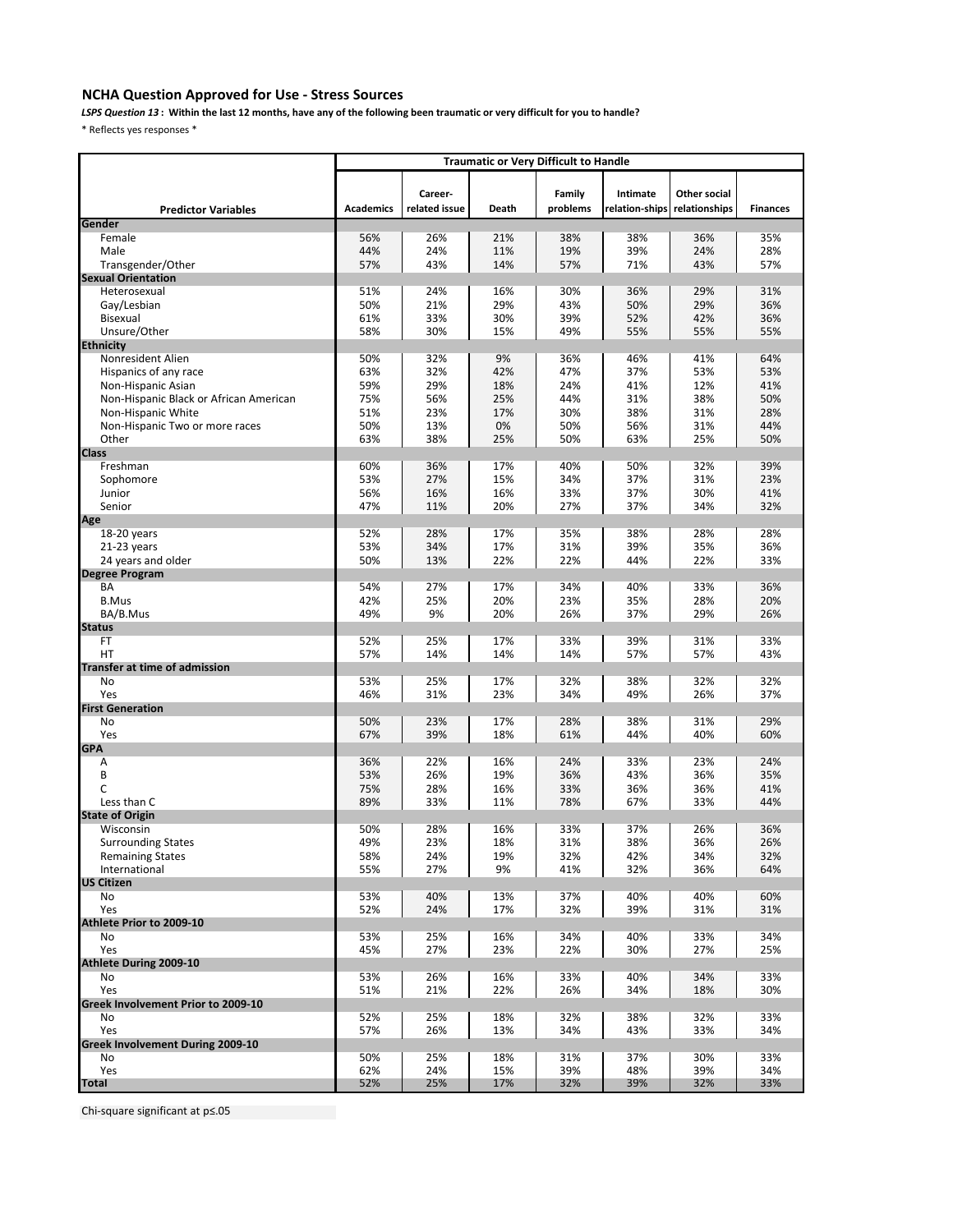## NCHA Question Approved for Use - Stress Sources

***LSPS Question 13* : Within the last 12 months, have any of the following been traumatic or very difficult for you to handle?**

* Reflects yes responses *

| Predictor Variables | Traumatic or Very Difficult to Handle | | | | | | |
|---|---|---|---|---|---|---|---|
| | Academics | Career-related issue | Death | Family problems | Intimate relation-ships | Other social relationships | Finances |
| **Gender** | | | | | | | |
| Female | 56% | 26% | 21% | 38% | 38% | 36% | 35% |
| Male | 44% | 24% | 11% | 19% | 39% | 24% | 28% |
| Transgender/Other | 57% | 43% | 14% | 57% | 71% | 43% | 57% |
| **Sexual Orientation** | | | | | | | |
| Heterosexual | 51% | 24% | 16% | 30% | 36% | 29% | 31% |
| Gay/Lesbian | 50% | 21% | 29% | 43% | 50% | 29% | 36% |
| Bisexual | 61% | 33% | 30% | 39% | 52% | 42% | 36% |
| Unsure/Other | 58% | 30% | 15% | 49% | 55% | 55% | 55% |
| **Ethnicity** | | | | | | | |
| Nonresident Alien | 50% | 32% | 9% | 36% | 46% | 41% | 64% |
| Hispanics of any race | 63% | 32% | 42% | 47% | 37% | 53% | 53% |
| Non-Hispanic Asian | 59% | 29% | 18% | 24% | 41% | 12% | 41% |
| Non-Hispanic Black or African American | 75% | 56% | 25% | 44% | 31% | 38% | 50% |
| Non-Hispanic White | 51% | 23% | 17% | 30% | 38% | 31% | 28% |
| Non-Hispanic Two or more races | 50% | 13% | 0% | 50% | 56% | 31% | 44% |
| Other | 63% | 38% | 25% | 50% | 63% | 25% | 50% |
| **Class** | | | | | | | |
| Freshman | 60% | 36% | 17% | 40% | 50% | 32% | 39% |
| Sophomore | 53% | 27% | 15% | 34% | 37% | 31% | 23% |
| Junior | 56% | 16% | 16% | 33% | 37% | 30% | 41% |
| Senior | 47% | 11% | 20% | 27% | 37% | 34% | 32% |
| **Age** | | | | | | | |
| 18-20 years | 52% | 28% | 17% | 35% | 38% | 28% | 28% |
| 21-23 years | 53% | 34% | 17% | 31% | 39% | 35% | 36% |
| 24 years and older | 50% | 13% | 22% | 22% | 44% | 22% | 33% |
| **Degree Program** | | | | | | | |
| BA | 54% | 27% | 17% | 34% | 40% | 33% | 36% |
| B.Mus | 42% | 25% | 20% | 23% | 35% | 28% | 20% |
| BA/B.Mus | 49% | 9% | 20% | 26% | 37% | 29% | 26% |
| **Status** | | | | | | | |
| FT | 52% | 25% | 17% | 33% | 39% | 31% | 33% |
| HT | 57% | 14% | 14% | 14% | 57% | 57% | 43% |
| **Transfer at time of admission** | | | | | | | |
| No | 53% | 25% | 17% | 32% | 38% | 32% | 32% |
| Yes | 46% | 31% | 23% | 34% | 49% | 26% | 37% |
| **First Generation** | | | | | | | |
| No | 50% | 23% | 17% | 28% | 38% | 31% | 29% |
| Yes | 67% | 39% | 18% | 61% | 44% | 40% | 60% |
| **GPA** | | | | | | | |
| A | 36% | 22% | 16% | 24% | 33% | 23% | 24% |
| B | 53% | 26% | 19% | 36% | 43% | 36% | 35% |
| C | 75% | 28% | 16% | 33% | 36% | 36% | 41% |
| Less than C | 89% | 33% | 11% | 78% | 67% | 33% | 44% |
| **State of Origin** | | | | | | | |
| Wisconsin | 50% | 28% | 16% | 33% | 37% | 26% | 36% |
| Surrounding States | 49% | 23% | 18% | 31% | 38% | 36% | 26% |
| Remaining States | 58% | 24% | 19% | 32% | 42% | 34% | 32% |
| International | 55% | 27% | 9% | 41% | 32% | 36% | 64% |
| **US Citizen** | | | | | | | |
| No | 53% | 40% | 13% | 37% | 40% | 40% | 60% |
| Yes | 52% | 24% | 17% | 32% | 39% | 31% | 31% |
| **Athlete Prior to 2009-10** | | | | | | | |
| No | 53% | 25% | 16% | 34% | 40% | 33% | 34% |
| Yes | 45% | 27% | 23% | 22% | 30% | 27% | 25% |
| **Athlete During 2009-10** | | | | | | | |
| No | 53% | 26% | 16% | 33% | 40% | 34% | 33% |
| Yes | 51% | 21% | 22% | 26% | 34% | 18% | 30% |
| **Greek Involvement Prior to 2009-10** | | | | | | | |
| No | 52% | 25% | 18% | 32% | 38% | 32% | 33% |
| Yes | 57% | 26% | 13% | 34% | 43% | 33% | 34% |
| **Greek Involvement During 2009-10** | | | | | | | |
| No | 50% | 25% | 18% | 31% | 37% | 30% | 33% |
| Yes | 62% | 24% | 15% | 39% | 48% | 39% | 34% |
| **Total** | 52% | 25% | 17% | 32% | 39% | 32% | 33% |

Chi-square significant at p≤.05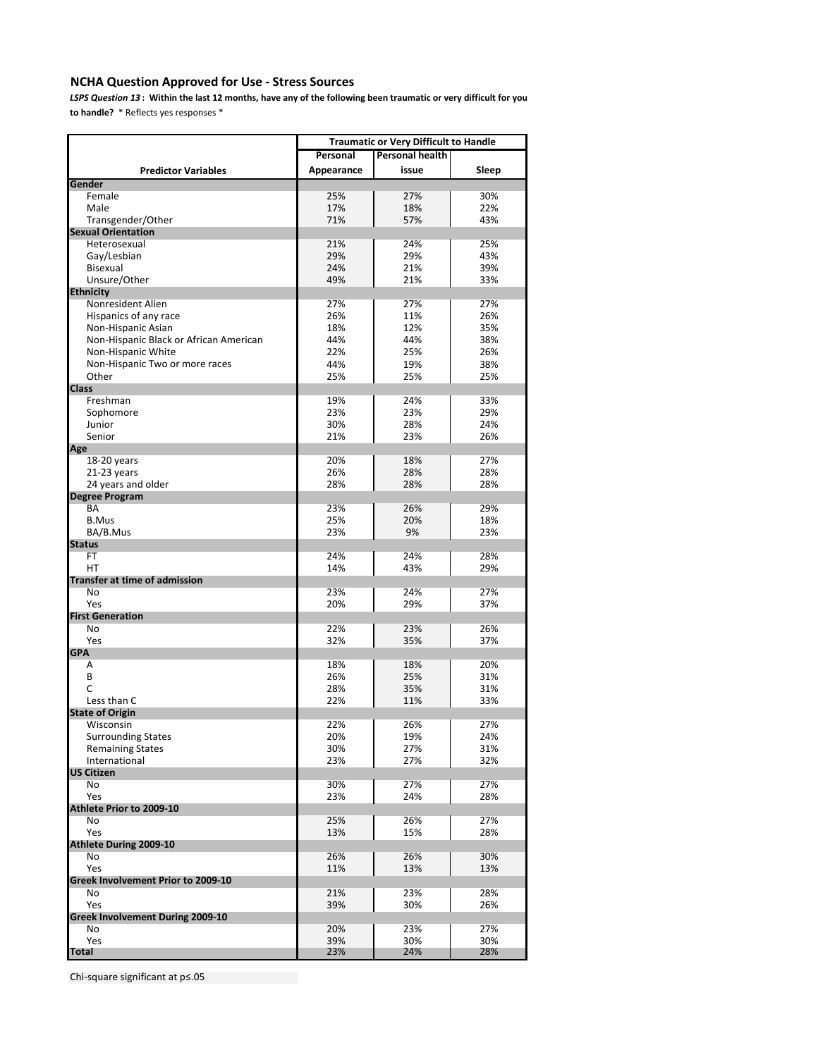### NCHA Question Approved for Use - Stress Sources

***LSPS Question 13* : Within the last 12 months, have any of the following been traumatic or very difficult for you to handle?** * Reflects yes responses *

| | Traumatic or Very Difficult to Handle | | |
|---|---|---|---|
| **Predictor Variables** | **Personal Appearance** | **Personal health issue** | **Sleep** |
| **Gender** | | | |
| Female | 25% | 27% | 30% |
| Male | 17% | 18% | 22% |
| Transgender/Other | 71% | 57% | 43% |
| **Sexual Orientation** | | | |
| Heterosexual | 21% | 24% | 25% |
| Gay/Lesbian | 29% | 29% | 43% |
| Bisexual | 24% | 21% | 39% |
| Unsure/Other | 49% | 21% | 33% |
| **Ethnicity** | | | |
| Nonresident Alien | 27% | 27% | 27% |
| Hispanics of any race | 26% | 11% | 26% |
| Non-Hispanic Asian | 18% | 12% | 35% |
| Non-Hispanic Black or African American | 44% | 44% | 38% |
| Non-Hispanic White | 22% | 25% | 26% |
| Non-Hispanic Two or more races | 44% | 19% | 38% |
| Other | 25% | 25% | 25% |
| **Class** | | | |
| Freshman | 19% | 24% | 33% |
| Sophomore | 23% | 23% | 29% |
| Junior | 30% | 28% | 24% |
| Senior | 21% | 23% | 26% |
| **Age** | | | |
| 18-20 years | 20% | 18% | 27% |
| 21-23 years | 26% | 28% | 28% |
| 24 years and older | 28% | 28% | 28% |
| **Degree Program** | | | |
| BA | 23% | 26% | 29% |
| B.Mus | 25% | 20% | 18% |
| BA/B.Mus | 23% | 9% | 23% |
| **Status** | | | |
| FT | 24% | 24% | 28% |
| HT | 14% | 43% | 29% |
| **Transfer at time of admission** | | | |
| No | 23% | 24% | 27% |
| Yes | 20% | 29% | 37% |
| **First Generation** | | | |
| No | 22% | 23% | 26% |
| Yes | 32% | 35% | 37% |
| **GPA** | | | |
| A | 18% | 18% | 20% |
| B | 26% | 25% | 31% |
| C | 28% | 35% | 31% |
| Less than C | 22% | 11% | 33% |
| **State of Origin** | | | |
| Wisconsin | 22% | 26% | 27% |
| Surrounding States | 20% | 19% | 24% |
| Remaining States | 30% | 27% | 31% |
| International | 23% | 27% | 32% |
| **US Citizen** | | | |
| No | 30% | 27% | 27% |
| Yes | 23% | 24% | 28% |
| **Athlete Prior to 2009-10** | | | |
| No | 25% | 26% | 27% |
| Yes | 13% | 15% | 28% |
| **Athlete During 2009-10** | | | |
| No | 26% | 26% | 30% |
| Yes | 11% | 13% | 13% |
| **Greek Involvement Prior to 2009-10** | | | |
| No | 21% | 23% | 28% |
| Yes | 39% | 30% | 26% |
| **Greek Involvement During 2009-10** | | | |
| No | 20% | 23% | 27% |
| Yes | 39% | 30% | 30% |
| **Total** | 23% | 24% | 28% |

Chi-square significant at p≤.05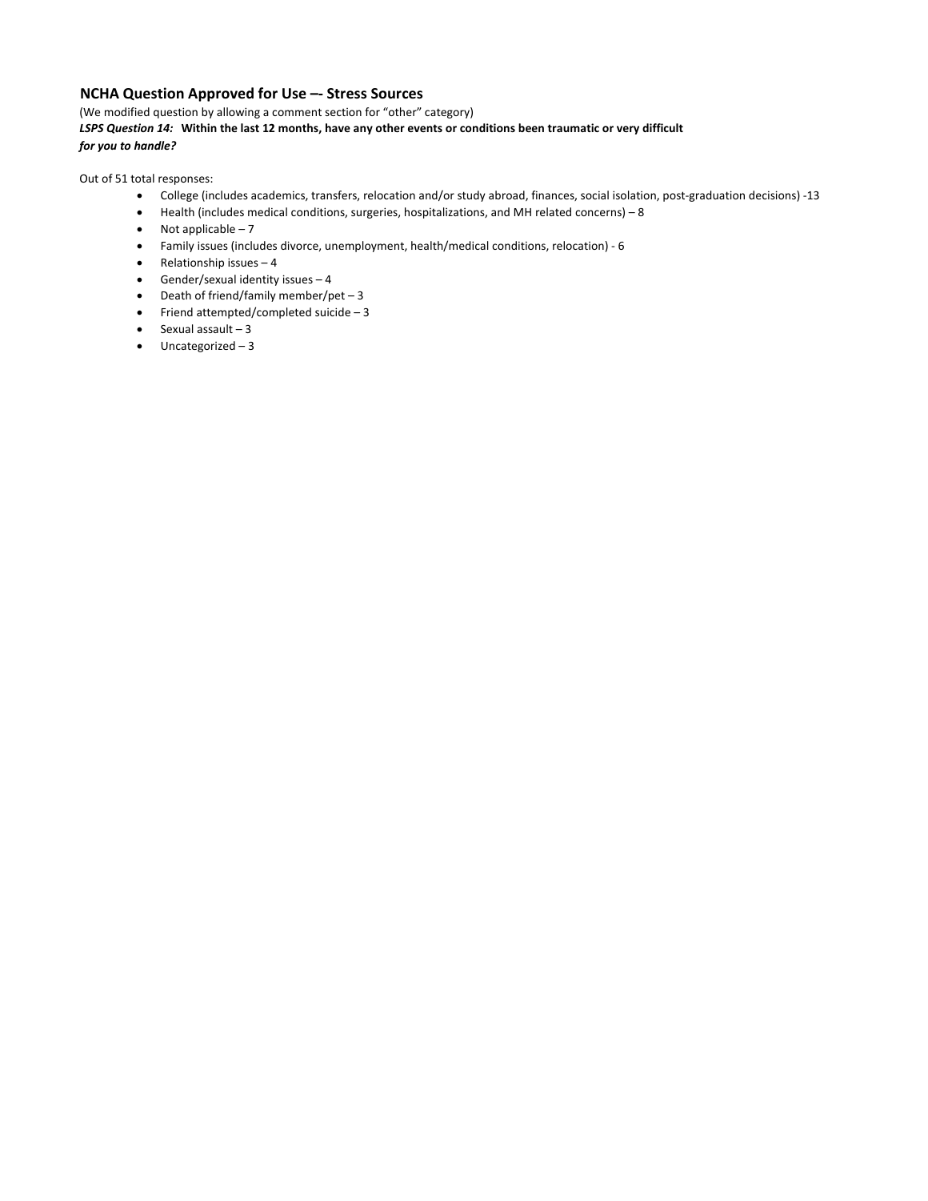### NCHA Question Approved for Use –- Stress Sources

(We modified question by allowing a comment section for "other" category)

***LSPS Question 14:*** **Within the last 12 months, have any other events or conditions been traumatic or very difficult *for you to handle?***

Out of 51 total responses:

- College (includes academics, transfers, relocation and/or study abroad, finances, social isolation, post-graduation decisions) -13
- Health (includes medical conditions, surgeries, hospitalizations, and MH related concerns) – 8
- Not applicable – 7
- Family issues (includes divorce, unemployment, health/medical conditions, relocation) - 6
- Relationship issues – 4
- Gender/sexual identity issues – 4
- Death of friend/family member/pet – 3
- Friend attempted/completed suicide – 3
- Sexual assault – 3
- Uncategorized – 3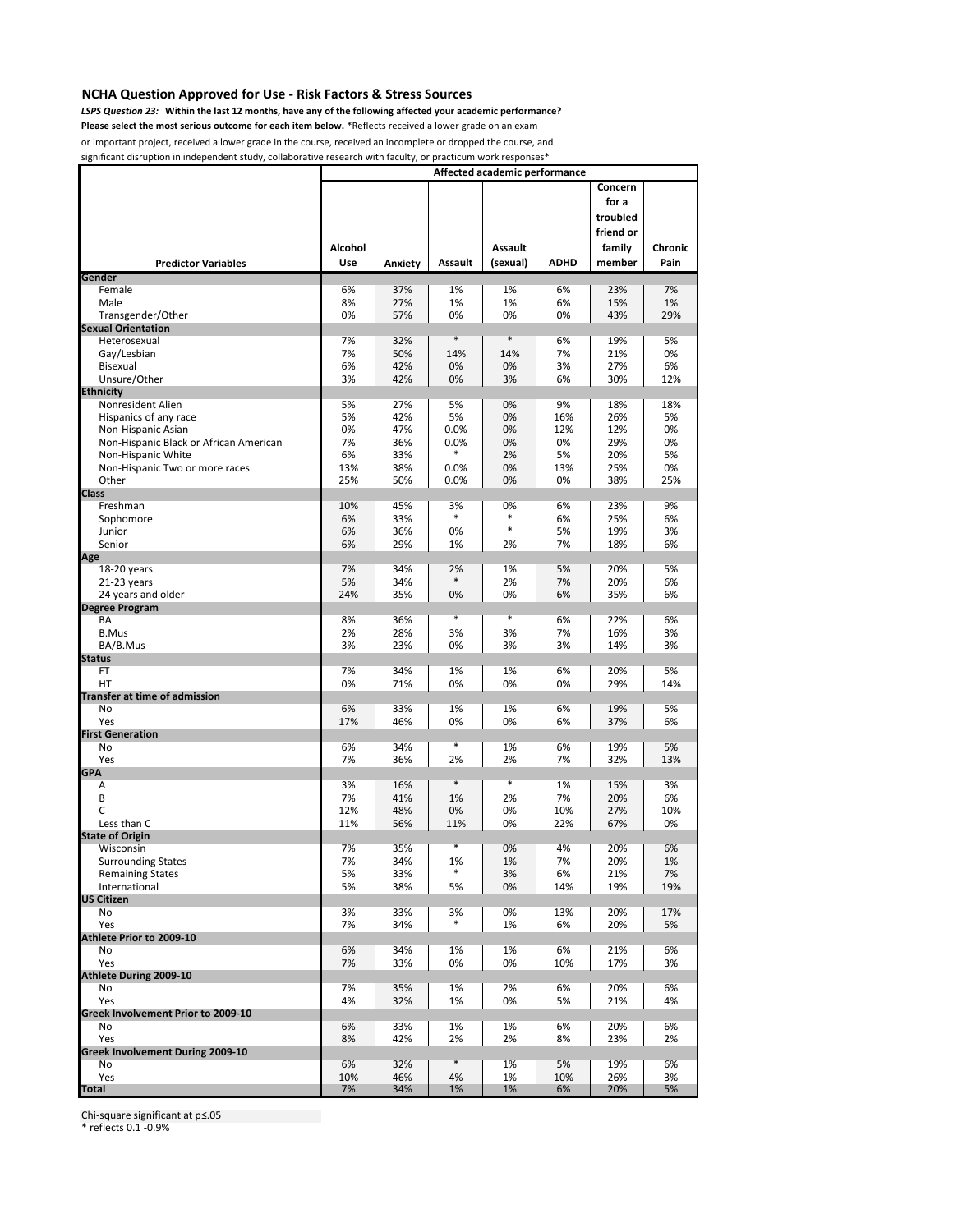## NCHA Question Approved for Use - Risk Factors & Stress Sources

***LSPS Question 23:*** **Within the last 12 months, have any of the following affected your academic performance? Please select the most serious outcome for each item below.** *Reflects received a lower grade on an exam or important project, received a lower grade in the course, received an incomplete or dropped the course, and significant disruption in independent study, collaborative research with faculty, or practicum work responses*

| | Affected academic performance | | | | | | |
|---|---|---|---|---|---|---|---|
| **Predictor Variables** | **Alcohol Use** | **Anxiety** | **Assault** | **Assault (sexual)** | **ADHD** | **Concern for a troubled friend or family member** | **Chronic Pain** |
| **Gender** | | | | | | | |
| Female | 6% | 37% | 1% | 1% | 6% | 23% | 7% |
| Male | 8% | 27% | 1% | 1% | 6% | 15% | 1% |
| Transgender/Other | 0% | 57% | 0% | 0% | 0% | 43% | 29% |
| **Sexual Orientation** | | | | | | | |
| Heterosexual | 7% | 32% | * | * | 6% | 19% | 5% |
| Gay/Lesbian | 7% | 50% | 14% | 14% | 7% | 21% | 0% |
| Bisexual | 6% | 42% | 0% | 0% | 3% | 27% | 6% |
| Unsure/Other | 3% | 42% | 0% | 3% | 6% | 30% | 12% |
| **Ethnicity** | | | | | | | |
| Nonresident Alien | 5% | 27% | 5% | 0% | 9% | 18% | 18% |
| Hispanics of any race | 5% | 42% | 5% | 0% | 16% | 26% | 5% |
| Non-Hispanic Asian | 0% | 47% | 0.0% | 0% | 12% | 12% | 0% |
| Non-Hispanic Black or African American | 7% | 36% | 0.0% | 0% | 0% | 29% | 0% |
| Non-Hispanic White | 6% | 33% | * | 2% | 5% | 20% | 5% |
| Non-Hispanic Two or more races | 13% | 38% | 0.0% | 0% | 13% | 25% | 0% |
| Other | 25% | 50% | 0.0% | 0% | 0% | 38% | 25% |
| **Class** | | | | | | | |
| Freshman | 10% | 45% | 3% | 0% | 6% | 23% | 9% |
| Sophomore | 6% | 33% | * | * | 6% | 25% | 6% |
| Junior | 6% | 36% | 0% | * | 5% | 19% | 3% |
| Senior | 6% | 29% | 1% | 2% | 7% | 18% | 6% |
| **Age** | | | | | | | |
| 18-20 years | 7% | 34% | 2% | 1% | 5% | 20% | 5% |
| 21-23 years | 5% | 34% | * | 2% | 7% | 20% | 6% |
| 24 years and older | 24% | 35% | 0% | 0% | 6% | 35% | 6% |
| **Degree Program** | | | | | | | |
| BA | 8% | 36% | * | * | 6% | 22% | 6% |
| B.Mus | 2% | 28% | 3% | 3% | 7% | 16% | 3% |
| BA/B.Mus | 3% | 23% | 0% | 3% | 3% | 14% | 3% |
| **Status** | | | | | | | |
| FT | 7% | 34% | 1% | 1% | 6% | 20% | 5% |
| HT | 0% | 71% | 0% | 0% | 0% | 29% | 14% |
| **Transfer at time of admission** | | | | | | | |
| No | 6% | 33% | 1% | 1% | 6% | 19% | 5% |
| Yes | 17% | 46% | 0% | 0% | 6% | 37% | 6% |
| **First Generation** | | | | | | | |
| No | 6% | 34% | * | 1% | 6% | 19% | 5% |
| Yes | 7% | 36% | 2% | 2% | 7% | 32% | 13% |
| **GPA** | | | | | | | |
| A | 3% | 16% | * | * | 1% | 15% | 3% |
| B | 7% | 41% | 1% | 2% | 7% | 20% | 6% |
| C | 12% | 48% | 0% | 0% | 10% | 27% | 10% |
| Less than C | 11% | 56% | 11% | 0% | 22% | 67% | 0% |
| **State of Origin** | | | | | | | |
| Wisconsin | 7% | 35% | * | 0% | 4% | 20% | 6% |
| Surrounding States | 7% | 34% | 1% | 1% | 7% | 20% | 1% |
| Remaining States | 5% | 33% | * | 3% | 6% | 21% | 7% |
| International | 5% | 38% | 5% | 0% | 14% | 19% | 19% |
| **US Citizen** | | | | | | | |
| No | 3% | 33% | 3% | 0% | 13% | 20% | 17% |
| Yes | 7% | 34% | * | 1% | 6% | 20% | 5% |
| **Athlete Prior to 2009-10** | | | | | | | |
| No | 6% | 34% | 1% | 1% | 6% | 21% | 6% |
| Yes | 7% | 33% | 0% | 0% | 10% | 17% | 3% |
| **Athlete During 2009-10** | | | | | | | |
| No | 7% | 35% | 1% | 2% | 6% | 20% | 6% |
| Yes | 4% | 32% | 1% | 0% | 5% | 21% | 4% |
| **Greek Involvement Prior to 2009-10** | | | | | | | |
| No | 6% | 33% | 1% | 1% | 6% | 20% | 6% |
| Yes | 8% | 42% | 2% | 2% | 8% | 23% | 2% |
| **Greek Involvement During 2009-10** | | | | | | | |
| No | 6% | 32% | * | 1% | 5% | 19% | 6% |
| Yes | 10% | 46% | 4% | 1% | 10% | 26% | 3% |
| **Total** | 7% | 34% | 1% | 1% | 6% | 20% | 5% |

Chi-square significant at p≤.05

\* reflects 0.1 -0.9%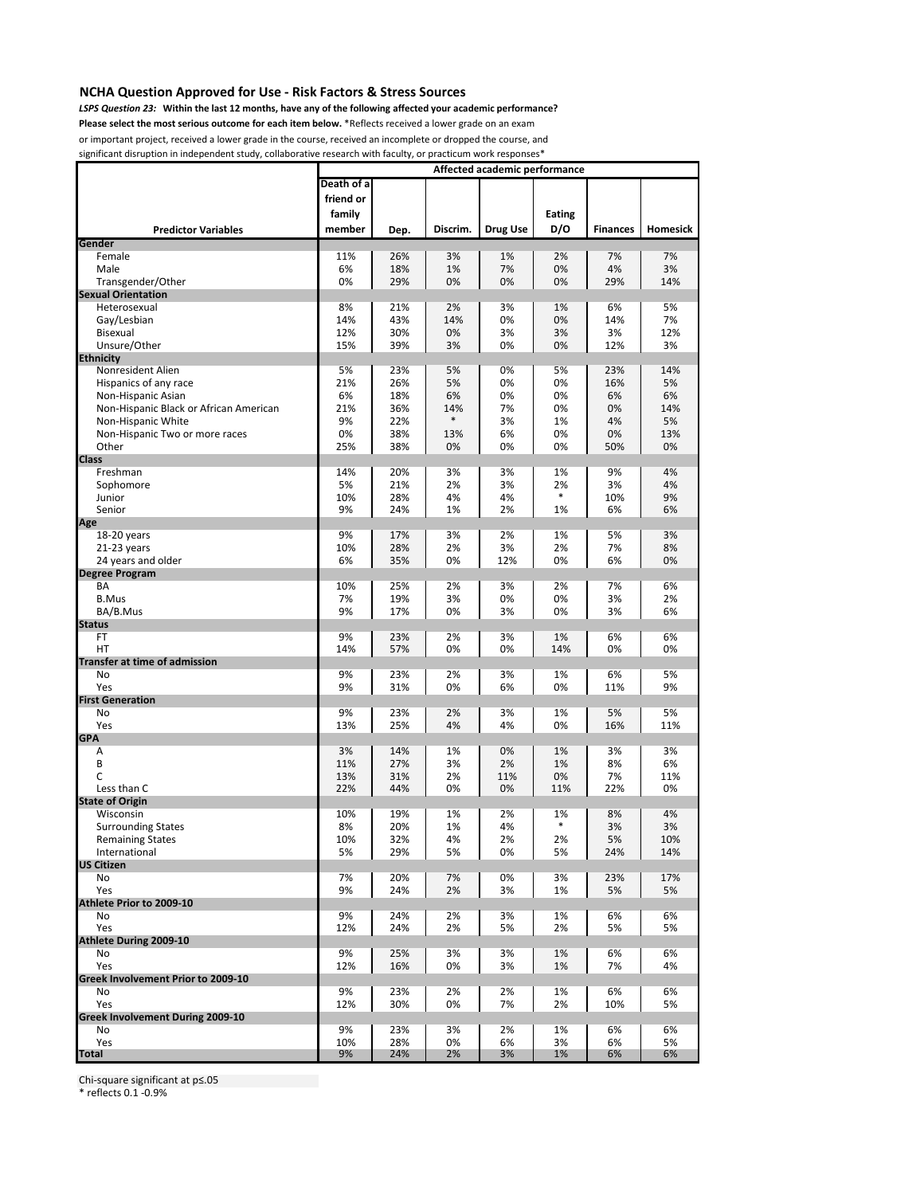## NCHA Question Approved for Use - Risk Factors & Stress Sources

***LSPS Question 23:*** **Within the last 12 months, have any of the following affected your academic performance?**

**Please select the most serious outcome for each item below.** *Reflects received a lower grade on an exam or important project, received a lower grade in the course, received an incomplete or dropped the course, and significant disruption in independent study, collaborative research with faculty, or practicum work responses*

| Predictor Variables | Affected academic performance | | | | | | |
|---|---|---|---|---|---|---|---|
| | Death of a friend or family member | Dep. | Discrim. | Drug Use | Eating D/O | Finances | Homesick |
| **Gender** | | | | | | | |
| Female | 11% | 26% | 3% | 1% | 2% | 7% | 7% |
| Male | 6% | 18% | 1% | 7% | 0% | 4% | 3% |
| Transgender/Other | 0% | 29% | 0% | 0% | 0% | 29% | 14% |
| **Sexual Orientation** | | | | | | | |
| Heterosexual | 8% | 21% | 2% | 3% | 1% | 6% | 5% |
| Gay/Lesbian | 14% | 43% | 14% | 0% | 0% | 14% | 7% |
| Bisexual | 12% | 30% | 0% | 3% | 3% | 3% | 12% |
| Unsure/Other | 15% | 39% | 3% | 0% | 0% | 12% | 3% |
| **Ethnicity** | | | | | | | |
| Nonresident Alien | 5% | 23% | 5% | 0% | 5% | 23% | 14% |
| Hispanics of any race | 21% | 26% | 5% | 0% | 0% | 16% | 5% |
| Non-Hispanic Asian | 6% | 18% | 6% | 0% | 0% | 6% | 6% |
| Non-Hispanic Black or African American | 21% | 36% | 14% | 7% | 0% | 0% | 14% |
| Non-Hispanic White | 9% | 22% | * | 3% | 1% | 4% | 5% |
| Non-Hispanic Two or more races | 0% | 38% | 13% | 6% | 0% | 0% | 13% |
| Other | 25% | 38% | 0% | 0% | 0% | 50% | 0% |
| **Class** | | | | | | | |
| Freshman | 14% | 20% | 3% | 3% | 1% | 9% | 4% |
| Sophomore | 5% | 21% | 2% | 3% | 2% | 3% | 4% |
| Junior | 10% | 28% | 4% | 4% | * | 10% | 9% |
| Senior | 9% | 24% | 1% | 2% | 1% | 6% | 6% |
| **Age** | | | | | | | |
| 18-20 years | 9% | 17% | 3% | 2% | 1% | 5% | 3% |
| 21-23 years | 10% | 28% | 2% | 3% | 2% | 7% | 8% |
| 24 years and older | 6% | 35% | 0% | 12% | 0% | 6% | 0% |
| **Degree Program** | | | | | | | |
| BA | 10% | 25% | 2% | 3% | 2% | 7% | 6% |
| B.Mus | 7% | 19% | 3% | 0% | 0% | 3% | 2% |
| BA/B.Mus | 9% | 17% | 0% | 3% | 0% | 3% | 6% |
| **Status** | | | | | | | |
| FT | 9% | 23% | 2% | 3% | 1% | 6% | 6% |
| HT | 14% | 57% | 0% | 0% | 14% | 0% | 0% |
| **Transfer at time of admission** | | | | | | | |
| No | 9% | 23% | 2% | 3% | 1% | 6% | 5% |
| Yes | 9% | 31% | 0% | 6% | 0% | 11% | 9% |
| **First Generation** | | | | | | | |
| No | 9% | 23% | 2% | 3% | 1% | 5% | 5% |
| Yes | 13% | 25% | 4% | 4% | 0% | 16% | 11% |
| **GPA** | | | | | | | |
| A | 3% | 14% | 1% | 0% | 1% | 3% | 3% |
| B | 11% | 27% | 3% | 2% | 1% | 8% | 6% |
| C | 13% | 31% | 2% | 11% | 0% | 7% | 11% |
| Less than C | 22% | 44% | 0% | 0% | 11% | 22% | 0% |
| **State of Origin** | | | | | | | |
| Wisconsin | 10% | 19% | 1% | 2% | 1% | 8% | 4% |
| Surrounding States | 8% | 20% | 1% | 4% | * | 3% | 3% |
| Remaining States | 10% | 32% | 4% | 2% | 2% | 5% | 10% |
| International | 5% | 29% | 5% | 0% | 5% | 24% | 14% |
| **US Citizen** | | | | | | | |
| No | 7% | 20% | 7% | 0% | 3% | 23% | 17% |
| Yes | 9% | 24% | 2% | 3% | 1% | 5% | 5% |
| **Athlete Prior to 2009-10** | | | | | | | |
| No | 9% | 24% | 2% | 3% | 1% | 6% | 6% |
| Yes | 12% | 24% | 2% | 5% | 2% | 5% | 5% |
| **Athlete During 2009-10** | | | | | | | |
| No | 9% | 25% | 3% | 3% | 1% | 6% | 6% |
| Yes | 12% | 16% | 0% | 3% | 1% | 7% | 4% |
| **Greek Involvement Prior to 2009-10** | | | | | | | |
| No | 9% | 23% | 2% | 2% | 1% | 6% | 6% |
| Yes | 12% | 30% | 0% | 7% | 2% | 10% | 5% |
| **Greek Involvement During 2009-10** | | | | | | | |
| No | 9% | 23% | 3% | 2% | 1% | 6% | 6% |
| Yes | 10% | 28% | 0% | 6% | 3% | 6% | 5% |
| **Total** | 9% | 24% | 2% | 3% | 1% | 6% | 6% |

Chi-square significant at p≤.05

* reflects 0.1 -0.9%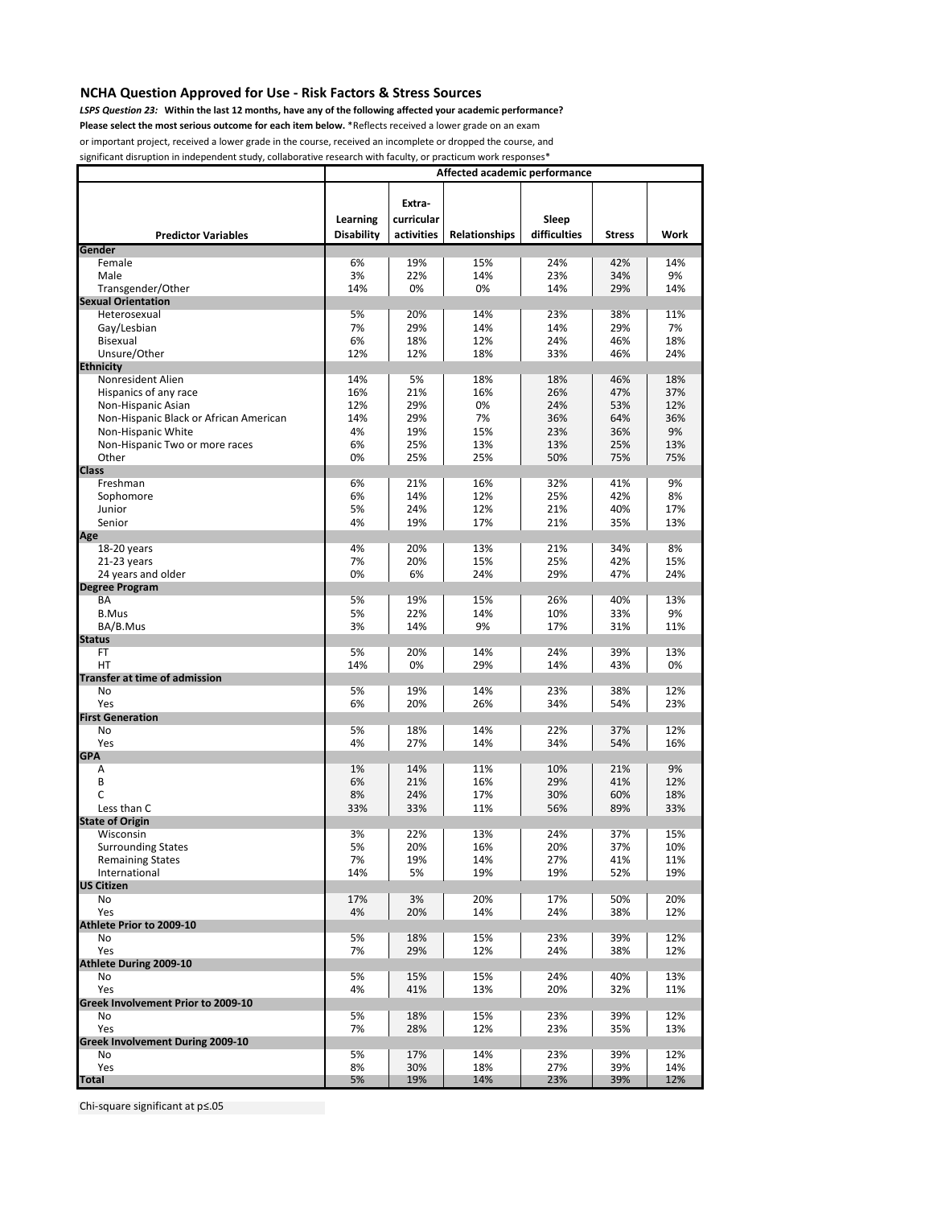### NCHA Question Approved for Use - Risk Factors & Stress Sources

***LSPS Question 23:* Within the last 12 months, have any of the following affected your academic performance?**

**Please select the most serious outcome for each item below.** *Reflects received a lower grade on an exam or important project, received a lower grade in the course, received an incomplete or dropped the course, and significant disruption in independent study, collaborative research with faculty, or practicum work responses*

| | Affected academic performance | | | | | |
|---|---|---|---|---|---|---|
| **Predictor Variables** | **Learning Disability** | **Extra-curricular activities** | **Relationships** | **Sleep difficulties** | **Stress** | **Work** |
| **Gender** | | | | | | |
| Female | 6% | 19% | 15% | 24% | 42% | 14% |
| Male | 3% | 22% | 14% | 23% | 34% | 9% |
| Transgender/Other | 14% | 0% | 0% | 14% | 29% | 14% |
| **Sexual Orientation** | | | | | | |
| Heterosexual | 5% | 20% | 14% | 23% | 38% | 11% |
| Gay/Lesbian | 7% | 29% | 14% | 14% | 29% | 7% |
| Bisexual | 6% | 18% | 12% | 24% | 46% | 18% |
| Unsure/Other | 12% | 12% | 18% | 33% | 46% | 24% |
| **Ethnicity** | | | | | | |
| Nonresident Alien | 14% | 5% | 18% | 18% | 46% | 18% |
| Hispanics of any race | 16% | 21% | 16% | 26% | 47% | 37% |
| Non-Hispanic Asian | 12% | 29% | 0% | 24% | 53% | 12% |
| Non-Hispanic Black or African American | 14% | 29% | 7% | 36% | 64% | 36% |
| Non-Hispanic White | 4% | 19% | 15% | 23% | 36% | 9% |
| Non-Hispanic Two or more races | 6% | 25% | 13% | 13% | 25% | 13% |
| Other | 0% | 25% | 25% | 50% | 75% | 75% |
| **Class** | | | | | | |
| Freshman | 6% | 21% | 16% | 32% | 41% | 9% |
| Sophomore | 6% | 14% | 12% | 25% | 42% | 8% |
| Junior | 5% | 24% | 12% | 21% | 40% | 17% |
| Senior | 4% | 19% | 17% | 21% | 35% | 13% |
| **Age** | | | | | | |
| 18-20 years | 4% | 20% | 13% | 21% | 34% | 8% |
| 21-23 years | 7% | 20% | 15% | 25% | 42% | 15% |
| 24 years and older | 0% | 6% | 24% | 29% | 47% | 24% |
| **Degree Program** | | | | | | |
| BA | 5% | 19% | 15% | 26% | 40% | 13% |
| B.Mus | 5% | 22% | 14% | 10% | 33% | 9% |
| BA/B.Mus | 3% | 14% | 9% | 17% | 31% | 11% |
| **Status** | | | | | | |
| FT | 5% | 20% | 14% | 24% | 39% | 13% |
| HT | 14% | 0% | 29% | 14% | 43% | 0% |
| **Transfer at time of admission** | | | | | | |
| No | 5% | 19% | 14% | 23% | 38% | 12% |
| Yes | 6% | 20% | 26% | 34% | 54% | 23% |
| **First Generation** | | | | | | |
| No | 5% | 18% | 14% | 22% | 37% | 12% |
| Yes | 4% | 27% | 14% | 34% | 54% | 16% |
| **GPA** | | | | | | |
| A | 1% | 14% | 11% | 10% | 21% | 9% |
| B | 6% | 21% | 16% | 29% | 41% | 12% |
| C | 8% | 24% | 17% | 30% | 60% | 18% |
| Less than C | 33% | 33% | 11% | 56% | 89% | 33% |
| **State of Origin** | | | | | | |
| Wisconsin | 3% | 22% | 13% | 24% | 37% | 15% |
| Surrounding States | 5% | 20% | 16% | 20% | 37% | 10% |
| Remaining States | 7% | 19% | 14% | 27% | 41% | 11% |
| International | 14% | 5% | 19% | 19% | 52% | 19% |
| **US Citizen** | | | | | | |
| No | 17% | 3% | 20% | 17% | 50% | 20% |
| Yes | 4% | 20% | 14% | 24% | 38% | 12% |
| **Athlete Prior to 2009-10** | | | | | | |
| No | 5% | 18% | 15% | 23% | 39% | 12% |
| Yes | 7% | 29% | 12% | 24% | 38% | 12% |
| **Athlete During 2009-10** | | | | | | |
| No | 5% | 15% | 15% | 24% | 40% | 13% |
| Yes | 4% | 41% | 13% | 20% | 32% | 11% |
| **Greek Involvement Prior to 2009-10** | | | | | | |
| No | 5% | 18% | 15% | 23% | 39% | 12% |
| Yes | 7% | 28% | 12% | 23% | 35% | 13% |
| **Greek Involvement During 2009-10** | | | | | | |
| No | 5% | 17% | 14% | 23% | 39% | 12% |
| Yes | 8% | 30% | 18% | 27% | 39% | 14% |
| **Total** | 5% | 19% | 14% | 23% | 39% | 12% |

Chi-square significant at p≤.05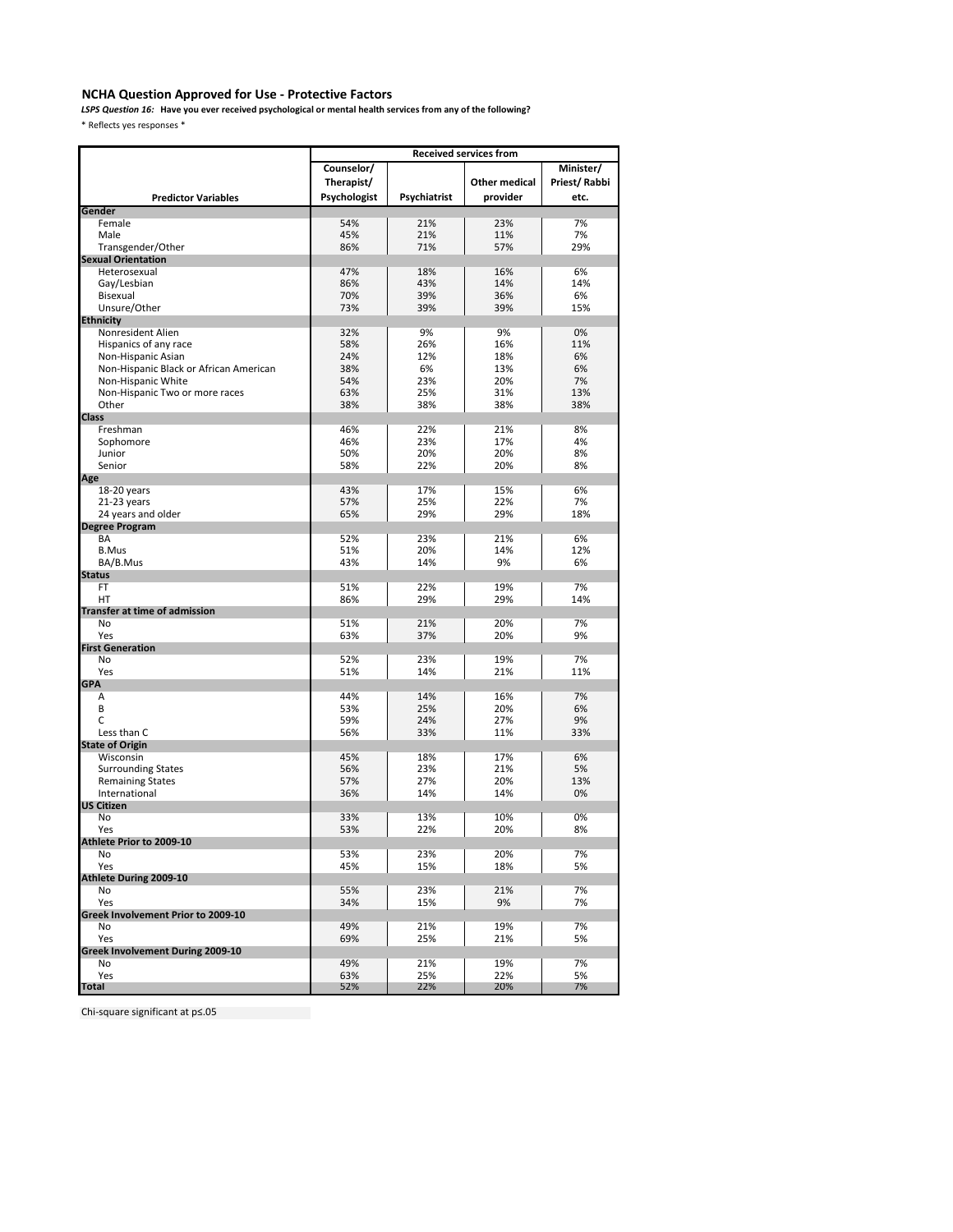## NCHA Question Approved for Use - Protective Factors

***LSPS Question 16:*** **Have you ever received psychological or mental health services from any of the following?**

* Reflects yes responses *

| | Received services from | | | |
|---|---|---|---|---|
| **Predictor Variables** | **Counselor/ Therapist/ Psychologist** | **Psychiatrist** | **Other medical provider** | **Minister/ Priest/ Rabbi etc.** |
| **Gender** | | | | |
| Female | 54% | 21% | 23% | 7% |
| Male | 45% | 21% | 11% | 7% |
| Transgender/Other | 86% | 71% | 57% | 29% |
| **Sexual Orientation** | | | | |
| Heterosexual | 47% | 18% | 16% | 6% |
| Gay/Lesbian | 86% | 43% | 14% | 14% |
| Bisexual | 70% | 39% | 36% | 6% |
| Unsure/Other | 73% | 39% | 39% | 15% |
| **Ethnicity** | | | | |
| Nonresident Alien | 32% | 9% | 9% | 0% |
| Hispanics of any race | 58% | 26% | 16% | 11% |
| Non-Hispanic Asian | 24% | 12% | 18% | 6% |
| Non-Hispanic Black or African American | 38% | 6% | 13% | 6% |
| Non-Hispanic White | 54% | 23% | 20% | 7% |
| Non-Hispanic Two or more races | 63% | 25% | 31% | 13% |
| Other | 38% | 38% | 38% | 38% |
| **Class** | | | | |
| Freshman | 46% | 22% | 21% | 8% |
| Sophomore | 46% | 23% | 17% | 4% |
| Junior | 50% | 20% | 20% | 8% |
| Senior | 58% | 22% | 20% | 8% |
| **Age** | | | | |
| 18-20 years | 43% | 17% | 15% | 6% |
| 21-23 years | 57% | 25% | 22% | 7% |
| 24 years and older | 65% | 29% | 29% | 18% |
| **Degree Program** | | | | |
| BA | 52% | 23% | 21% | 6% |
| B.Mus | 51% | 20% | 14% | 12% |
| BA/B.Mus | 43% | 14% | 9% | 6% |
| **Status** | | | | |
| FT | 51% | 22% | 19% | 7% |
| HT | 86% | 29% | 29% | 14% |
| **Transfer at time of admission** | | | | |
| No | 51% | 21% | 20% | 7% |
| Yes | 63% | 37% | 20% | 9% |
| **First Generation** | | | | |
| No | 52% | 23% | 19% | 7% |
| Yes | 51% | 14% | 21% | 11% |
| **GPA** | | | | |
| A | 44% | 14% | 16% | 7% |
| B | 53% | 25% | 20% | 6% |
| C | 59% | 24% | 27% | 9% |
| Less than C | 56% | 33% | 11% | 33% |
| **State of Origin** | | | | |
| Wisconsin | 45% | 18% | 17% | 6% |
| Surrounding States | 56% | 23% | 21% | 5% |
| Remaining States | 57% | 27% | 20% | 13% |
| International | 36% | 14% | 14% | 0% |
| **US Citizen** | | | | |
| No | 33% | 13% | 10% | 0% |
| Yes | 53% | 22% | 20% | 8% |
| **Athlete Prior to 2009-10** | | | | |
| No | 53% | 23% | 20% | 7% |
| Yes | 45% | 15% | 18% | 5% |
| **Athlete During 2009-10** | | | | |
| No | 55% | 23% | 21% | 7% |
| Yes | 34% | 15% | 9% | 7% |
| **Greek Involvement Prior to 2009-10** | | | | |
| No | 49% | 21% | 19% | 7% |
| Yes | 69% | 25% | 21% | 5% |
| **Greek Involvement During 2009-10** | | | | |
| No | 49% | 21% | 19% | 7% |
| Yes | 63% | 25% | 22% | 5% |
| **Total** | 52% | 22% | 20% | 7% |

Chi-square significant at p≤.05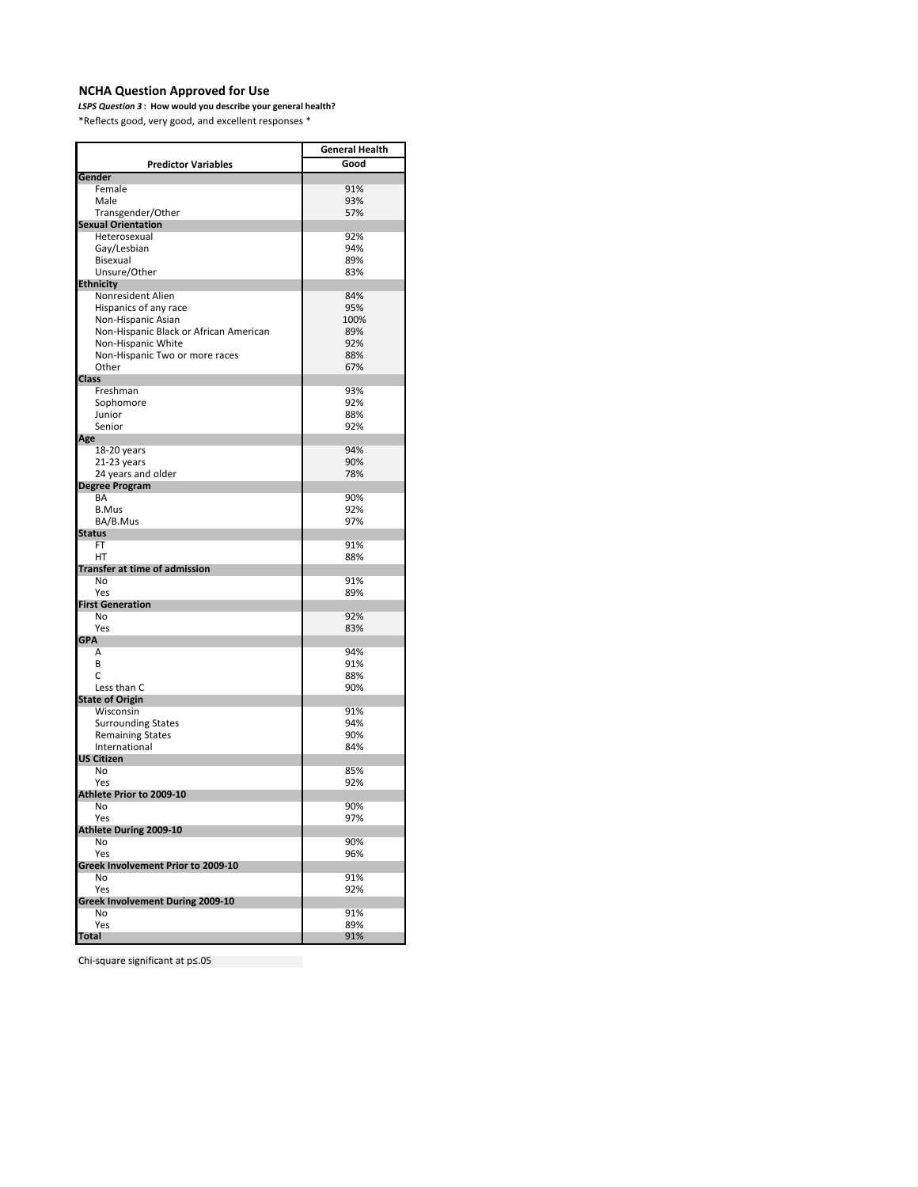### NCHA Question Approved for Use

***LPS Question 3* : How would you describe your general health?**

*Reflects good, very good, and excellent responses *

| Predictor Variables | General Health Good |
|---|---|
| **Gender** | |
| Female | 91% |
| Male | 93% |
| Transgender/Other | 57% |
| **Sexual Orientation** | |
| Heterosexual | 92% |
| Gay/Lesbian | 94% |
| Bisexual | 89% |
| Unsure/Other | 83% |
| **Ethnicity** | |
| Nonresident Alien | 84% |
| Hispanics of any race | 95% |
| Non-Hispanic Asian | 100% |
| Non-Hispanic Black or African American | 89% |
| Non-Hispanic White | 92% |
| Non-Hispanic Two or more races | 88% |
| Other | 67% |
| **Class** | |
| Freshman | 93% |
| Sophomore | 92% |
| Junior | 88% |
| Senior | 92% |
| **Age** | |
| 18-20 years | 94% |
| 21-23 years | 90% |
| 24 years and older | 78% |
| **Degree Program** | |
| BA | 90% |
| B.Mus | 92% |
| BA/B.Mus | 97% |
| **Status** | |
| FT | 91% |
| HT | 88% |
| **Transfer at time of admission** | |
| No | 91% |
| Yes | 89% |
| **First Generation** | |
| No | 92% |
| Yes | 83% |
| **GPA** | |
| A | 94% |
| B | 91% |
| C | 88% |
| Less than C | 90% |
| **State of Origin** | |
| Wisconsin | 91% |
| Surrounding States | 94% |
| Remaining States | 90% |
| International | 84% |
| **US Citizen** | |
| No | 85% |
| Yes | 92% |
| **Athlete Prior to 2009-10** | |
| No | 90% |
| Yes | 97% |
| **Athlete During 2009-10** | |
| No | 90% |
| Yes | 96% |
| **Greek Involvement Prior to 2009-10** | |
| No | 91% |
| Yes | 92% |
| **Greek Involvement During 2009-10** | |
| No | 91% |
| Yes | 89% |
| **Total** | 91% |

Chi-square significant at p≤.05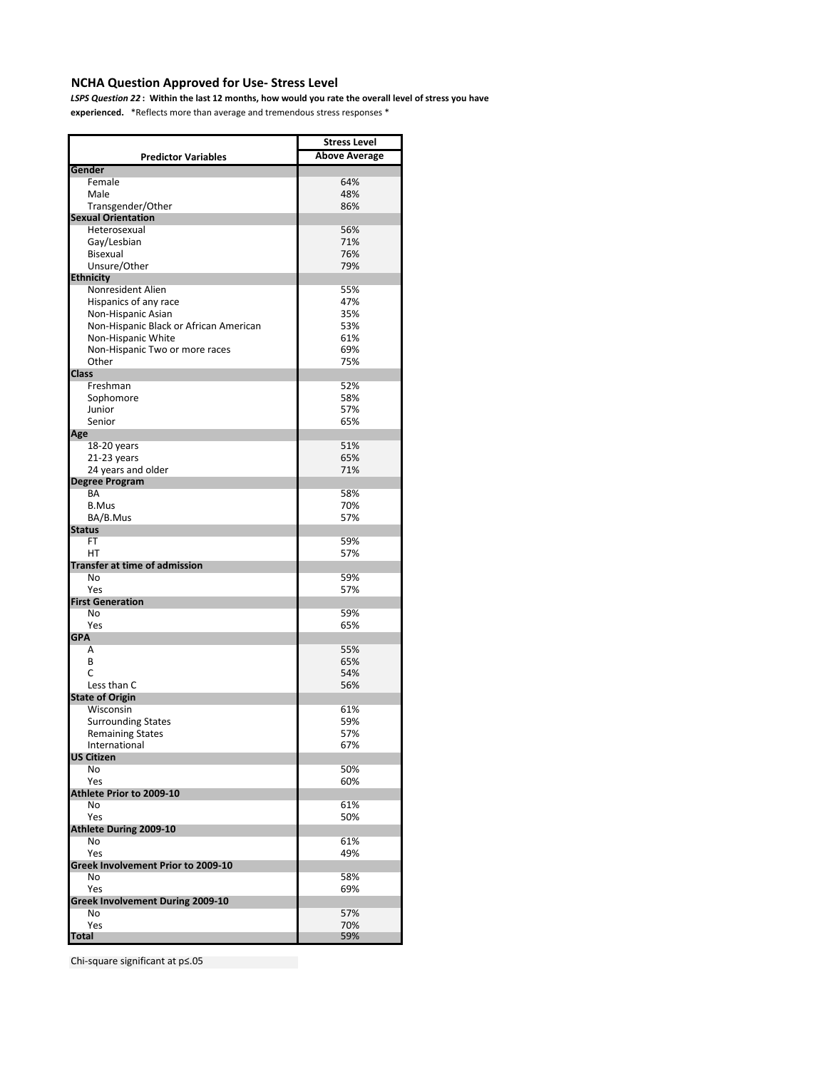## NCHA Question Approved for Use- Stress Level

***LSPS Question 22* : Within the last 12 months, how would you rate the overall level of stress you have experienced.** *Reflects more than average and tremendous stress responses *

| Predictor Variables | Stress Level Above Average |
|---|---|
| **Gender** | |
| Female | 64% |
| Male | 48% |
| Transgender/Other | 86% |
| **Sexual Orientation** | |
| Heterosexual | 56% |
| Gay/Lesbian | 71% |
| Bisexual | 76% |
| Unsure/Other | 79% |
| **Ethnicity** | |
| Nonresident Alien | 55% |
| Hispanics of any race | 47% |
| Non-Hispanic Asian | 35% |
| Non-Hispanic Black or African American | 53% |
| Non-Hispanic White | 61% |
| Non-Hispanic Two or more races | 69% |
| Other | 75% |
| **Class** | |
| Freshman | 52% |
| Sophomore | 58% |
| Junior | 57% |
| Senior | 65% |
| **Age** | |
| 18-20 years | 51% |
| 21-23 years | 65% |
| 24 years and older | 71% |
| **Degree Program** | |
| BA | 58% |
| B.Mus | 70% |
| BA/B.Mus | 57% |
| **Status** | |
| FT | 59% |
| HT | 57% |
| **Transfer at time of admission** | |
| No | 59% |
| Yes | 57% |
| **First Generation** | |
| No | 59% |
| Yes | 65% |
| **GPA** | |
| A | 55% |
| B | 65% |
| C | 54% |
| Less than C | 56% |
| **State of Origin** | |
| Wisconsin | 61% |
| Surrounding States | 59% |
| Remaining States | 57% |
| International | 67% |
| **US Citizen** | |
| No | 50% |
| Yes | 60% |
| **Athlete Prior to 2009-10** | |
| No | 61% |
| Yes | 50% |
| **Athlete During 2009-10** | |
| No | 61% |
| Yes | 49% |
| **Greek Involvement Prior to 2009-10** | |
| No | 58% |
| Yes | 69% |
| **Greek Involvement During 2009-10** | |
| No | 57% |
| Yes | 70% |
| **Total** | 59% |

Chi-square significant at $p \leq .05$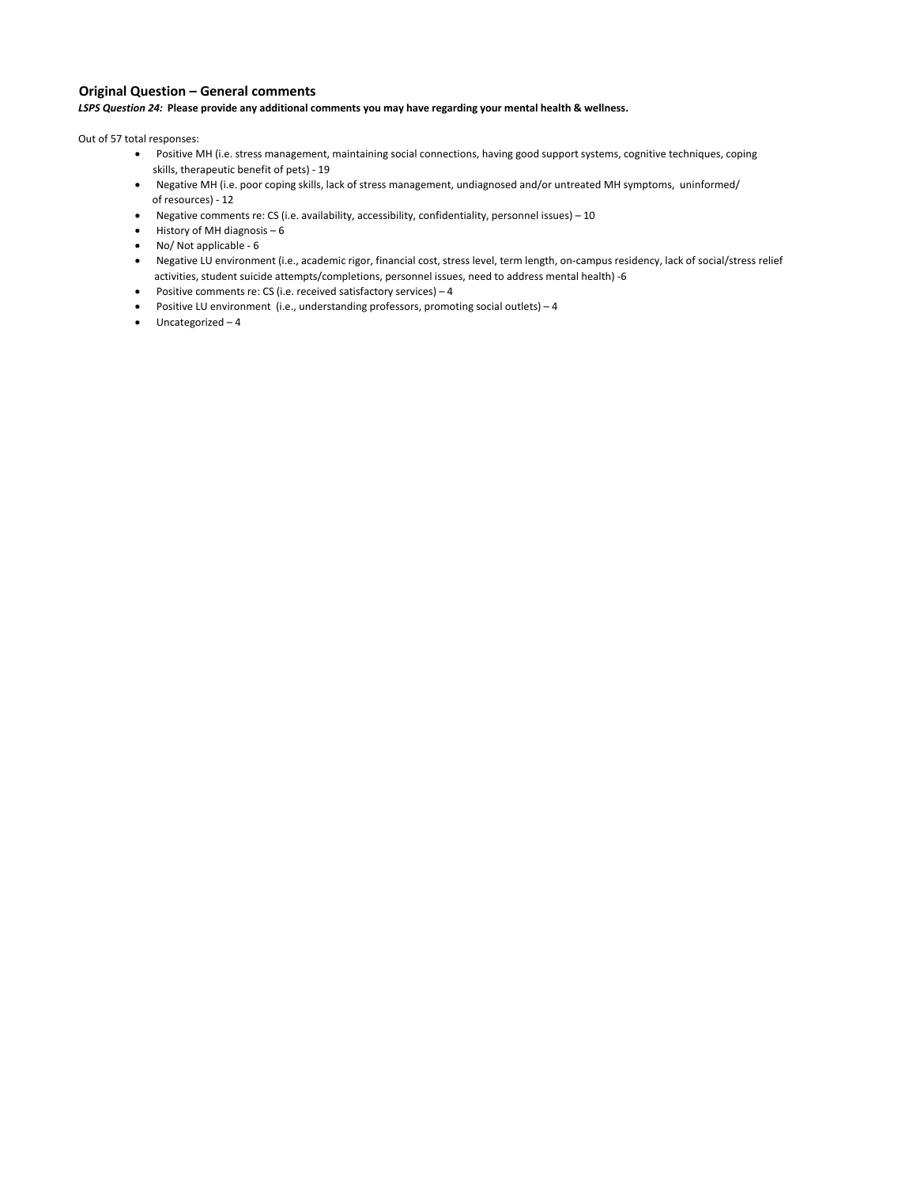## Original Question – General comments

***LSPS Question 24:* Please provide any additional comments you may have regarding your mental health & wellness.**

Out of 57 total responses:

- Positive MH (i.e. stress management, maintaining social connections, having good support systems, cognitive techniques, coping skills, therapeutic benefit of pets) - 19
- Negative MH (i.e. poor coping skills, lack of stress management, undiagnosed and/or untreated MH symptoms, uninformed/ of resources) - 12
- Negative comments re: CS (i.e. availability, accessibility, confidentiality, personnel issues) – 10
- History of MH diagnosis – 6
- No/ Not applicable - 6
- Negative LU environment (i.e., academic rigor, financial cost, stress level, term length, on-campus residency, lack of social/stress relief activities, student suicide attempts/completions, personnel issues, need to address mental health) -6
- Positive comments re: CS (i.e. received satisfactory services) – 4
- Positive LU environment (i.e., understanding professors, promoting social outlets) – 4
- Uncategorized – 4